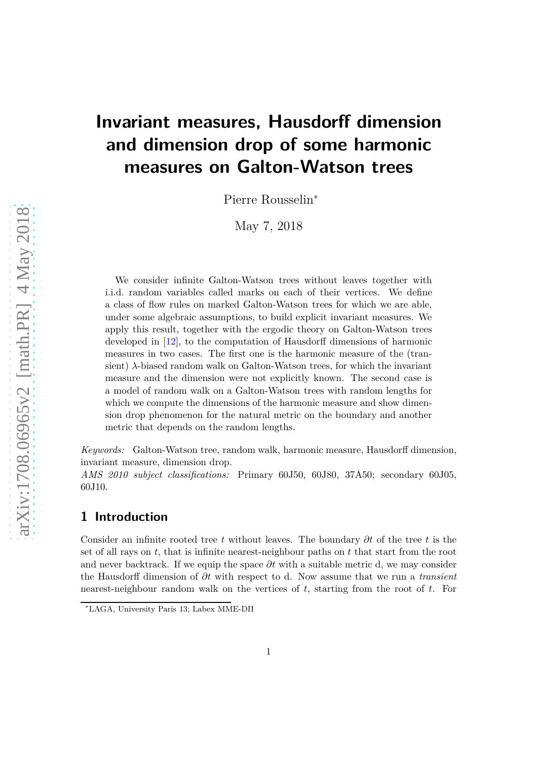# Invariant measures, Hausdorff dimension and dimension drop of some harmonic measures on Galton-Watson trees

Pierre Rousselin[*]

May 7, 2018

We consider infinite Galton-Watson trees without leaves together with i.i.d. random variables called marks on each of their vertices. We define a class of flow rules on marked Galton-Watson trees for which we are able, under some algebraic assumptions, to build explicit invariant measures. We apply this result, together with the ergodic theory on Galton-Watson trees developed in [12], to the computation of Hausdorff dimensions of harmonic measures in two cases. The first one is the harmonic measure of the (transient) $\lambda$-biased random walk on Galton-Watson trees, for which the invariant measure and the dimension were not explicitly known. The second case is a model of random walk on a Galton-Watson trees with random lengths for which we compute the dimensions of the harmonic measure and show dimension drop phenomenon for the natural metric on the boundary and another metric that depends on the random lengths.

*Keywords:* Galton-Watson tree, random walk, harmonic measure, Hausdorff dimension, invariant measure, dimension drop.

*AMS 2010 subject classifications:* Primary 60J50, 60J80, 37A50; secondary 60J05, 60J10.

## 1 Introduction

Consider an infinite rooted tree $t$ without leaves. The boundary $\partial t$ of the tree $t$ is the set of all rays on $t$, that is infinite nearest-neighbour paths on $t$ that start from the root and never backtrack. If we equip the space $\partial t$ with a suitable metric d, we may consider the Hausdorff dimension of $\partial t$ with respect to d. Now assume that we run a *transient* nearest-neighbour random walk on the vertices of $t$, starting from the root of $t$. For

[*] LAGA, University Paris 13; Labex MME-DII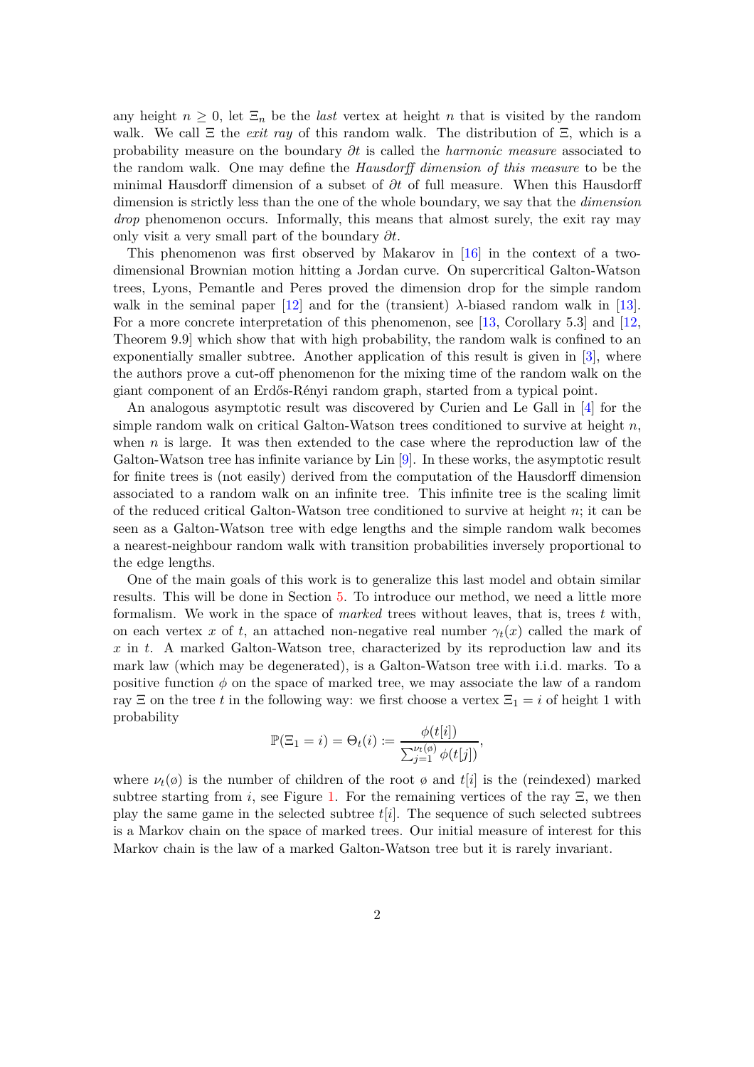any height $n \geq 0$, let $\Xi_n$ be the *last* vertex at height $n$ that is visited by the random walk. We call $\Xi$ the *exit ray* of this random walk. The distribution of $\Xi$, which is a probability measure on the boundary $\partial t$ is called the *harmonic measure* associated to the random walk. One may define the *Hausdorff dimension of this measure* to be the minimal Hausdorff dimension of a subset of $\partial t$ of full measure. When this Hausdorff dimension is strictly less than the one of the whole boundary, we say that the *dimension drop* phenomenon occurs. Informally, this means that almost surely, the exit ray may only visit a very small part of the boundary $\partial t$.

This phenomenon was first observed by Makarov in [16] in the context of a two-dimensional Brownian motion hitting a Jordan curve. On supercritical Galton-Watson trees, Lyons, Pemantle and Peres proved the dimension drop for the simple random walk in the seminal paper [12] and for the (transient) $\lambda$-biased random walk in [13]. For a more concrete interpretation of this phenomenon, see [13, Corollary 5.3] and [12, Theorem 9.9] which show that with high probability, the random walk is confined to an exponentially smaller subtree. Another application of this result is given in [3], where the authors prove a cut-off phenomenon for the mixing time of the random walk on the giant component of an Erdős-Rényi random graph, started from a typical point.

An analogous asymptotic result was discovered by Curien and Le Gall in [4] for the simple random walk on critical Galton-Watson trees conditioned to survive at height $n$, when $n$ is large. It was then extended to the case where the reproduction law of the Galton-Watson tree has infinite variance by Lin [9]. In these works, the asymptotic result for finite trees is (not easily) derived from the computation of the Hausdorff dimension associated to a random walk on an infinite tree. This infinite tree is the scaling limit of the reduced critical Galton-Watson tree conditioned to survive at height $n$; it can be seen as a Galton-Watson tree with edge lengths and the simple random walk becomes a nearest-neighbour random walk with transition probabilities inversely proportional to the edge lengths.

One of the main goals of this work is to generalize this last model and obtain similar results. This will be done in Section 5. To introduce our method, we need a little more formalism. We work in the space of *marked* trees without leaves, that is, trees $t$ with, on each vertex $x$ of $t$, an attached non-negative real number $\gamma_t(x)$ called the mark of $x$ in $t$. A marked Galton-Watson tree, characterized by its reproduction law and its mark law (which may be degenerated), is a Galton-Watson tree with i.i.d. marks. To a positive function $\phi$ on the space of marked tree, we may associate the law of a random ray $\Xi$ on the tree $t$ in the following way: we first choose a vertex $\Xi_1 = i$ of height 1 with probability

$$\mathbb{P}(\Xi_1 = i) = \Theta_t(i) := \frac{\phi(t[i])}{\sum_{j=1}^{\nu_t(\varnothing)} \phi(t[j])},$$

where $\nu_t(\varnothing)$ is the number of children of the root $\varnothing$ and $t[i]$ is the (reindexed) marked subtree starting from $i$, see Figure 1. For the remaining vertices of the ray $\Xi$, we then play the same game in the selected subtree $t[i]$. The sequence of such selected subtrees is a Markov chain on the space of marked trees. Our initial measure of interest for this Markov chain is the law of a marked Galton-Watson tree but it is rarely invariant.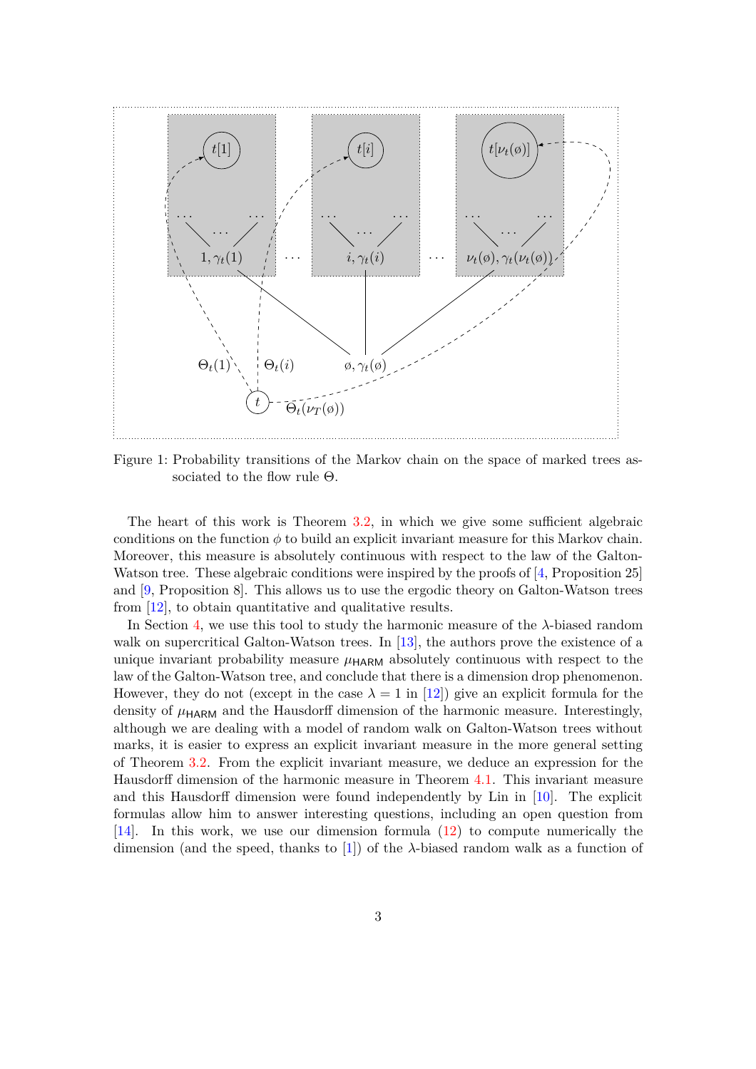$t[1]$

$t[i]$

$t[\nu_t(\varnothing)]$

$\dots$ $\dots$ $\dots$

$1, \gamma_t(1)$ $\dots$ $i, \gamma_t(i)$ $\dots$ $\nu_t(\varnothing), \gamma_t(\nu_t(\varnothing))$

$\Theta_t(1)$ $\Theta_t(i)$ $\varnothing, \gamma_t(\varnothing)$

$t$ $\Theta_t(\nu_T(\varnothing))$

Figure 1: Probability transitions of the Markov chain on the space of marked trees associated to the flow rule $\Theta$.

The heart of this work is Theorem 3.2, in which we give some sufficient algebraic conditions on the function $\phi$ to build an explicit invariant measure for this Markov chain. Moreover, this measure is absolutely continuous with respect to the law of the Galton-Watson tree. These algebraic conditions were inspired by the proofs of [4, Proposition 25] and [9, Proposition 8]. This allows us to use the ergodic theory on Galton-Watson trees from [12], to obtain quantitative and qualitative results.

In Section 4, we use this tool to study the harmonic measure of the $\lambda$-biased random walk on supercritical Galton-Watson trees. In [13], the authors prove the existence of a unique invariant probability measure $\mu_{\mathsf{HARM}}$ absolutely continuous with respect to the law of the Galton-Watson tree, and conclude that there is a dimension drop phenomenon. However, they do not (except in the case $\lambda = 1$ in [12]) give an explicit formula for the density of $\mu_{\mathsf{HARM}}$ and the Hausdorff dimension of the harmonic measure. Interestingly, although we are dealing with a model of random walk on Galton-Watson trees without marks, it is easier to express an explicit invariant measure in the more general setting of Theorem 3.2. From the explicit invariant measure, we deduce an expression for the Hausdorff dimension of the harmonic measure in Theorem 4.1. This invariant measure and this Hausdorff dimension were found independently by Lin in [10]. The explicit formulas allow him to answer interesting questions, including an open question from [14]. In this work, we use our dimension formula (12) to compute numerically the dimension (and the speed, thanks to [1]) of the $\lambda$-biased random walk as a function of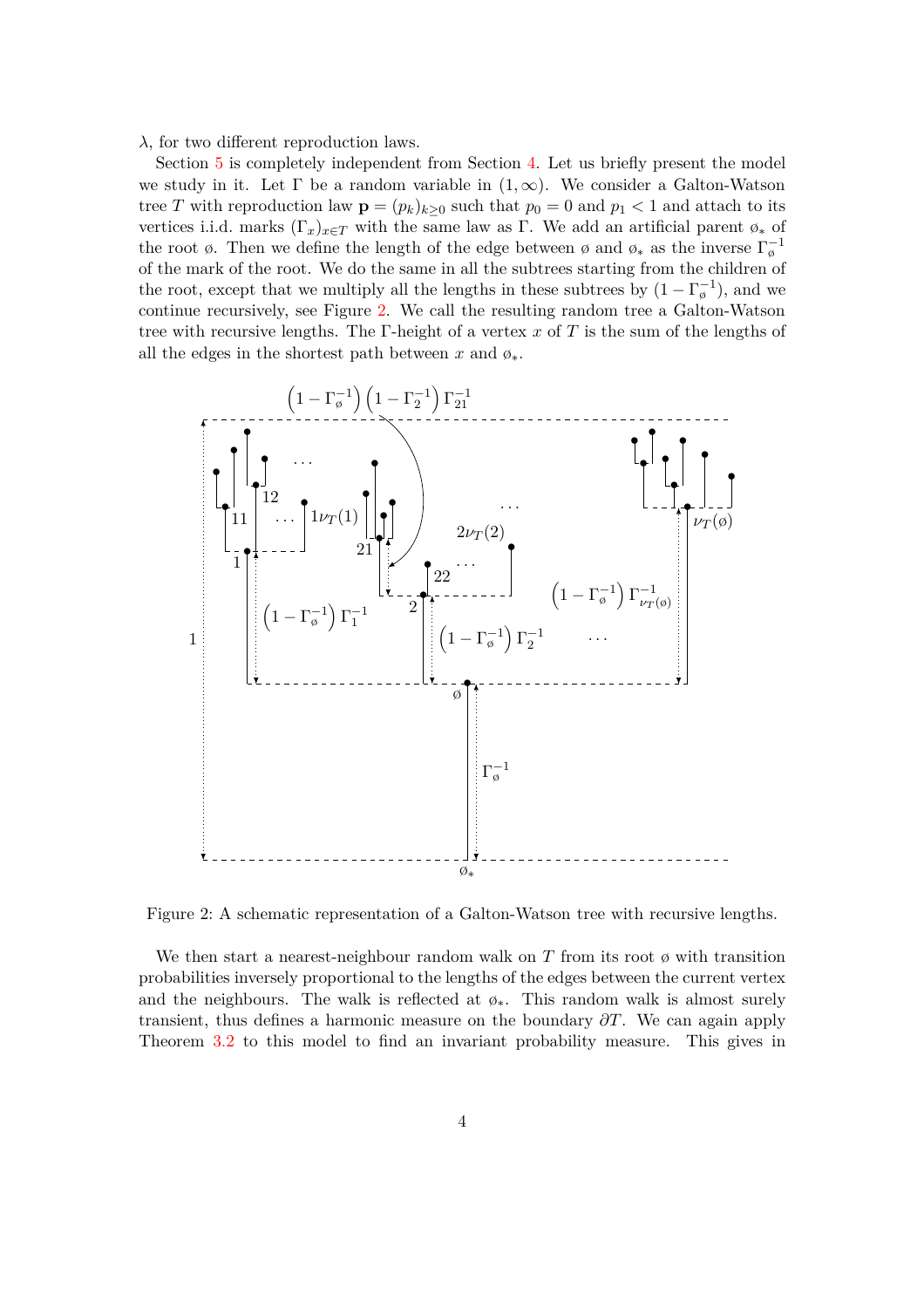$\lambda$, for two different reproduction laws.

Section 5 is completely independent from Section 4. Let us briefly present the model we study in it. Let $\Gamma$ be a random variable in $(1, \infty)$. We consider a Galton-Watson tree $T$ with reproduction law $\mathbf{p} = (p_k)_{k \geq 0}$ such that $p_0 = 0$ and $p_1 < 1$ and attach to its vertices i.i.d. marks $(\Gamma_x)_{x \in T}$ with the same law as $\Gamma$. We add an artificial parent $\varnothing_*$ of the root $\varnothing$. Then we define the length of the edge between $\varnothing$ and $\varnothing_*$ as the inverse $\Gamma_\varnothing^{-1}$ of the mark of the root. We do the same in all the subtrees starting from the children of the root, except that we multiply all the lengths in these subtrees by $(1 - \Gamma_\varnothing^{-1})$, and we continue recursively, see Figure 2. We call the resulting random tree a Galton-Watson tree with recursive lengths. The $\Gamma$-height of a vertex $x$ of $T$ is the sum of the lengths of all the edges in the shortest path between $x$ and $\varnothing_*$.

$\left(1-\Gamma_\varnothing^{-1}\right)\left(1-\Gamma_2^{-1}\right)\Gamma_{21}^{-1}$

1

11 12 $\dots$ $1\nu_T(1)$

1

21 22 $2\nu_T(2)$

2

$\nu_T(\varnothing)$

$\left(1-\Gamma_\varnothing^{-1}\right)\Gamma_1^{-1}$

$\left(1-\Gamma_\varnothing^{-1}\right)\Gamma_2^{-1}$

$\left(1-\Gamma_\varnothing^{-1}\right)\Gamma_{\nu_T(\varnothing)}^{-1}$

$\varnothing$

$\Gamma_\varnothing^{-1}$

$\varnothing_*$

Figure 2: A schematic representation of a Galton-Watson tree with recursive lengths.

We then start a nearest-neighbour random walk on $T$ from its root $\varnothing$ with transition probabilities inversely proportional to the lengths of the edges between the current vertex and the neighbours. The walk is reflected at $\varnothing_*$. This random walk is almost surely transient, thus defines a harmonic measure on the boundary $\partial T$. We can again apply Theorem 3.2 to this model to find an invariant probability measure. This gives in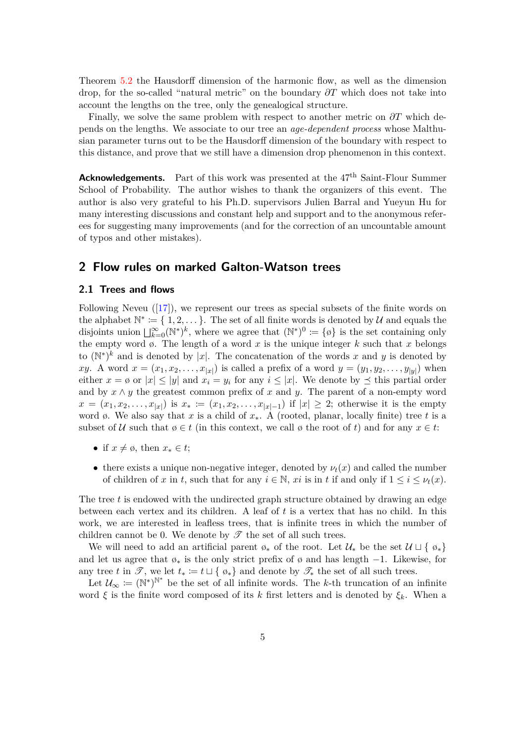Theorem 5.2 the Hausdorff dimension of the harmonic flow, as well as the dimension drop, for the so-called "natural metric" on the boundary $\partial T$ which does not take into account the lengths on the tree, only the genealogical structure.

Finally, we solve the same problem with respect to another metric on $\partial T$ which depends on the lengths. We associate to our tree an *age-dependent process* whose Malthusian parameter turns out to be the Hausdorff dimension of the boundary with respect to this distance, and prove that we still have a dimension drop phenomenon in this context.

**Acknowledgements.** Part of this work was presented at the 47[th] Saint-Flour Summer School of Probability. The author wishes to thank the organizers of this event. The author is also very grateful to his Ph.D. supervisors Julien Barral and Yueyun Hu for many interesting discussions and constant help and support and to the anonymous referees for suggesting many improvements (and for the correction of an uncountable amount of typos and other mistakes).

## 2 Flow rules on marked Galton-Watson trees

### 2.1 Trees and flows

Following Neveu ([17]), we represent our trees as special subsets of the finite words on the alphabet $\mathbb{N}^* \coloneqq \{ 1, 2, \dots \}$. The set of all finite words is denoted by $\mathcal{U}$ and equals the disjoints union $\bigsqcup_{k=0}^{\infty} (\mathbb{N}^*)^k$, where we agree that $(\mathbb{N}^*)^0 \coloneqq \{\varnothing\}$ is the set containing only the empty word $\varnothing$. The length of a word $x$ is the unique integer $k$ such that $x$ belongs to $(\mathbb{N}^*)^k$ and is denoted by $|x|$. The concatenation of the words $x$ and $y$ is denoted by $xy$. A word $x = (x_1, x_2, \dots, x_{|x|})$ is called a prefix of a word $y = (y_1, y_2, \dots, y_{|y|})$ when either $x = \varnothing$ or $|x| \leq |y|$ and $x_i = y_i$ for any $i \leq |x|$. We denote by $\preceq$ this partial order and by $x \wedge y$ the greatest common prefix of $x$ and $y$. The parent of a non-empty word $x = (x_1, x_2, \dots, x_{|x|})$ is $x_* \coloneqq (x_1, x_2, \dots, x_{|x|-1})$ if $|x| \geq 2$; otherwise it is the empty word $\varnothing$. We also say that $x$ is a child of $x_*$. A (rooted, planar, locally finite) tree $t$ is a subset of $\mathcal{U}$ such that $\varnothing \in t$ (in this context, we call $\varnothing$ the root of $t$) and for any $x \in t$:

- if $x \neq \varnothing$, then $x_* \in t$;
- there exists a unique non-negative integer, denoted by $\nu_t(x)$ and called the number of children of $x$ in $t$, such that for any $i \in \mathbb{N}$, $xi$ is in $t$ if and only if $1 \leq i \leq \nu_t(x)$.

The tree $t$ is endowed with the undirected graph structure obtained by drawing an edge between each vertex and its children. A leaf of $t$ is a vertex that has no child. In this work, we are interested in leafless trees, that is infinite trees in which the number of children cannot be 0. We denote by $\mathscr{T}$ the set of all such trees.

We will need to add an artificial parent $\varnothing_*$ of the root. Let $\mathcal{U}_*$ be the set $\mathcal{U} \sqcup \{ \varnothing_* \}$ and let us agree that $\varnothing_*$ is the only strict prefix of $\varnothing$ and has length $-1$. Likewise, for any tree $t$ in $\mathscr{T}$, we let $t_* \coloneqq t \sqcup \{ \varnothing_* \}$ and denote by $\mathscr{T}_*$ the set of all such trees.

Let $\mathcal{U}_\infty \coloneqq (\mathbb{N}^*)^{\mathbb{N}^*}$ be the set of all infinite words. The $k$-th truncation of an infinite word $\xi$ is the finite word composed of its $k$ first letters and is denoted by $\xi_k$. When a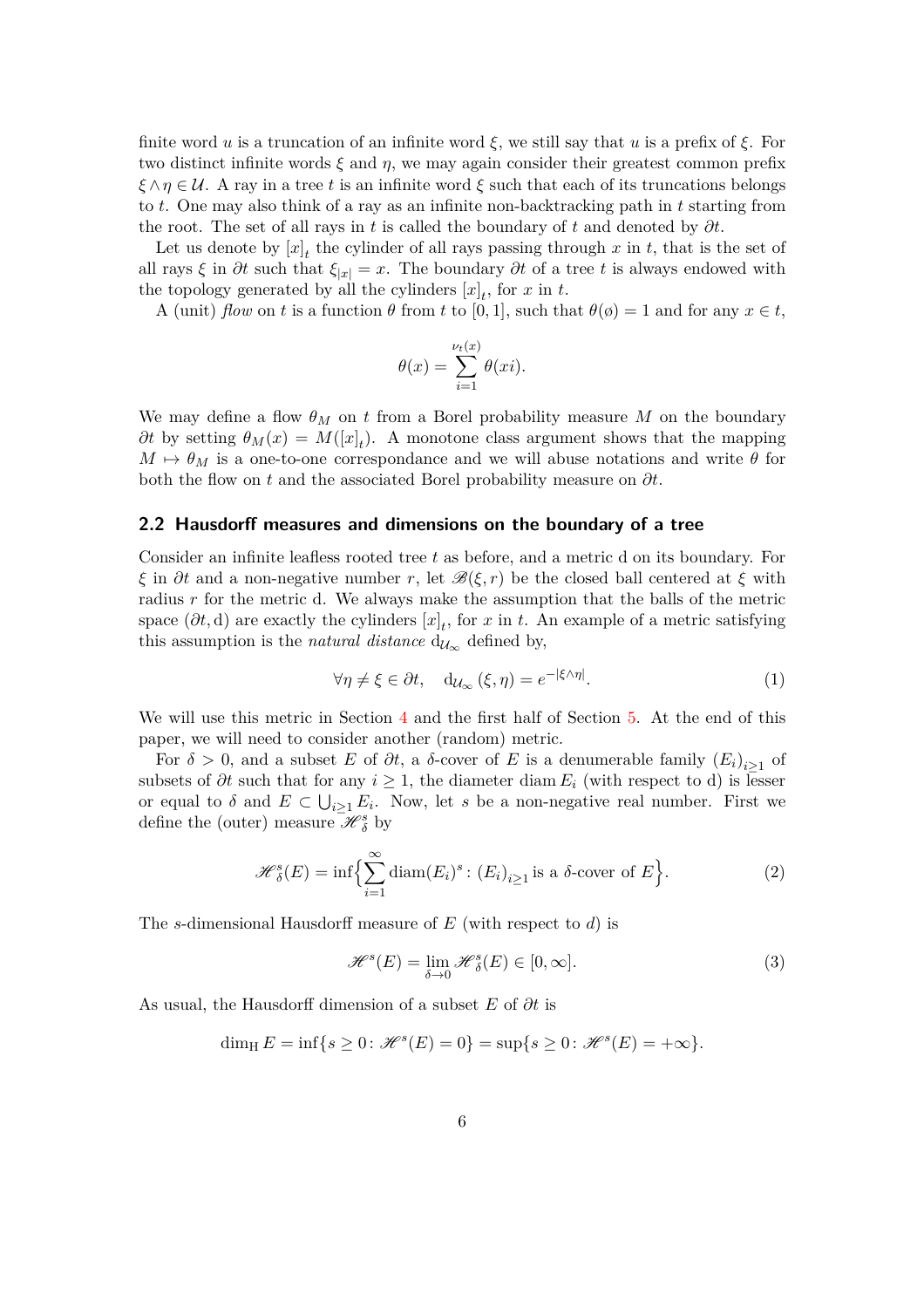finite word $u$ is a truncation of an infinite word $\xi$, we still say that $u$ is a prefix of $\xi$. For two distinct infinite words $\xi$ and $\eta$, we may again consider their greatest common prefix $\xi \wedge \eta \in \mathcal{U}$. A ray in a tree $t$ is an infinite word $\xi$ such that each of its truncations belongs to $t$. One may also think of a ray as an infinite non-backtracking path in $t$ starting from the root. The set of all rays in $t$ is called the boundary of $t$ and denoted by $\partial t$.

Let us denote by $[x]_t$ the cylinder of all rays passing through $x$ in $t$, that is the set of all rays $\xi$ in $\partial t$ such that $\xi_{|x|} = x$. The boundary $\partial t$ of a tree $t$ is always endowed with the topology generated by all the cylinders $[x]_t$, for $x$ in $t$.

A (unit) *flow* on $t$ is a function $\theta$ from $t$ to $[0, 1]$, such that $\theta(\varnothing) = 1$ and for any $x \in t$,

$$\theta(x) = \sum_{i=1}^{\nu_t(x)} \theta(xi).$$

We may define a flow $\theta_M$ on $t$ from a Borel probability measure $M$ on the boundary $\partial t$ by setting $\theta_M(x) = M([x]_t)$. A monotone class argument shows that the mapping $M \mapsto \theta_M$ is a one-to-one correspondance and we will abuse notations and write $\theta$ for both the flow on $t$ and the associated Borel probability measure on $\partial t$.

## 2.2 Hausdorff measures and dimensions on the boundary of a tree

Consider an infinite leafless rooted tree $t$ as before, and a metric d on its boundary. For $\xi$ in $\partial t$ and a non-negative number $r$, let $\mathscr{B}(\xi, r)$ be the closed ball centered at $\xi$ with radius $r$ for the metric d. We always make the assumption that the balls of the metric space $(\partial t, \mathrm{d})$ are exactly the cylinders $[x]_t$, for $x$ in $t$. An example of a metric satisfying this assumption is the *natural distance* $\mathrm{d}_{\mathcal{U}_\infty}$ defined by,

$$\forall \eta \neq \xi \in \partial t, \quad \mathrm{d}_{\mathcal{U}_\infty}(\xi, \eta) = e^{-|\xi \wedge \eta|}. \tag{1}$$

We will use this metric in Section 4 and the first half of Section 5. At the end of this paper, we will need to consider another (random) metric.

For $\delta > 0$, and a subset $E$ of $\partial t$, a $\delta$-cover of $E$ is a denumerable family $(E_i)_{i \geq 1}$ of subsets of $\partial t$ such that for any $i \geq 1$, the diameter $\operatorname{diam} E_i$ (with respect to d) is lesser or equal to $\delta$ and $E \subset \bigcup_{i \geq 1} E_i$. Now, let $s$ be a non-negative real number. First we define the (outer) measure $\mathscr{H}^s_\delta$ by

$$\mathscr{H}^s_\delta(E) = \inf\Big\{ \sum_{i=1}^{\infty} \operatorname{diam}(E_i)^s : (E_i)_{i \geq 1} \text{ is a } \delta\text{-cover of } E \Big\}. \tag{2}$$

The $s$-dimensional Hausdorff measure of $E$ (with respect to $d$) is

$$\mathscr{H}^s(E) = \lim_{\delta \to 0} \mathscr{H}^s_\delta(E) \in [0, \infty]. \tag{3}$$

As usual, the Hausdorff dimension of a subset $E$ of $\partial t$ is

$$\dim_{\mathrm{H}} E = \inf\{s \geq 0 : \mathscr{H}^s(E) = 0\} = \sup\{s \geq 0 : \mathscr{H}^s(E) = +\infty\}.$$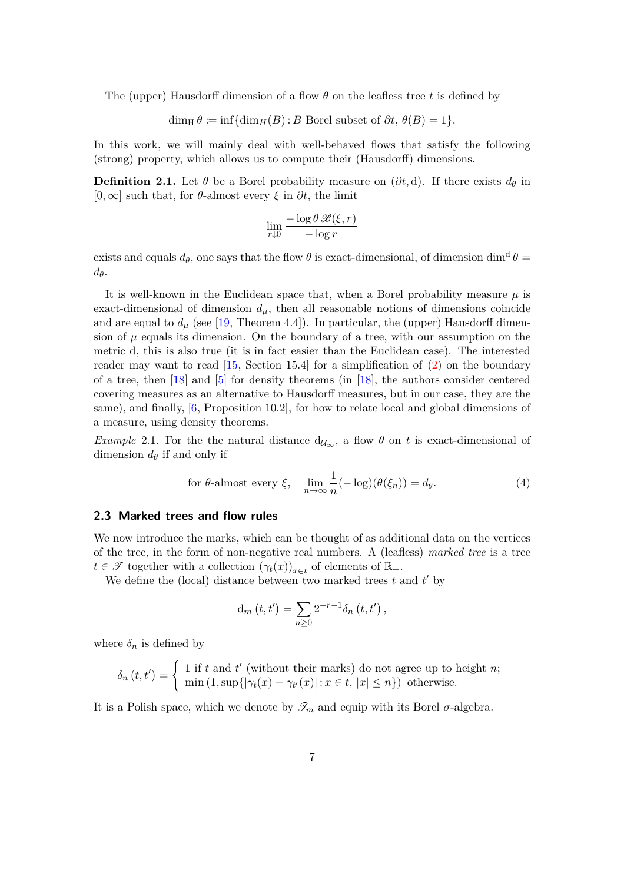The (upper) Hausdorff dimension of a flow $\theta$ on the leafless tree $t$ is defined by

$$\dim_{\mathrm{H}} \theta := \inf\{\dim_H(B) : B \text{ Borel subset of } \partial t,\ \theta(B) = 1\}.$$

In this work, we will mainly deal with well-behaved flows that satisfy the following (strong) property, which allows us to compute their (Hausdorff) dimensions.

**Definition 2.1.** Let $\theta$ be a Borel probability measure on $(\partial t, \mathrm{d})$. If there exists $d_\theta$ in $[0, \infty]$ such that, for $\theta$-almost every $\xi$ in $\partial t$, the limit

$$\lim_{r \downarrow 0} \frac{-\log \theta\, \mathscr{B}(\xi, r)}{-\log r}$$

exists and equals $d_\theta$, one says that the flow $\theta$ is exact-dimensional, of dimension $\dim^{\mathrm{d}} \theta = d_\theta$.

It is well-known in the Euclidean space that, when a Borel probability measure $\mu$ is exact-dimensional of dimension $d_\mu$, then all reasonable notions of dimensions coincide and are equal to $d_\mu$ (see [19, Theorem 4.4]). In particular, the (upper) Hausdorff dimension of $\mu$ equals its dimension. On the boundary of a tree, with our assumption on the metric d, this is also true (it is in fact easier than the Euclidean case). The interested reader may want to read [15, Section 15.4] for a simplification of (2) on the boundary of a tree, then [18] and [5] for density theorems (in [18], the authors consider centered covering measures as an alternative to Hausdorff measures, but in our case, they are the same), and finally, [6, Proposition 10.2], for how to relate local and global dimensions of a measure, using density theorems.

*Example* 2.1. For the the natural distance $\mathrm{d}_{\mathcal{U}_\infty}$, a flow $\theta$ on $t$ is exact-dimensional of dimension $d_\theta$ if and only if

$$\text{for } \theta\text{-almost every } \xi, \quad \lim_{n \to \infty} \frac{1}{n}(-\log)(\theta(\xi_n)) = d_\theta. \tag{4}$$

### 2.3 Marked trees and flow rules

We now introduce the marks, which can be thought of as additional data on the vertices of the tree, in the form of non-negative real numbers. A (leafless) *marked tree* is a tree $t \in \mathscr{T}$ together with a collection $(\gamma_t(x))_{x \in t}$ of elements of $\mathbb{R}_+$.

We define the (local) distance between two marked trees $t$ and $t'$ by

$$\mathrm{d}_m(t, t') = \sum_{n \geq 0} 2^{-r-1} \delta_n(t, t'),$$

where $\delta_n$ is defined by

$$\delta_n(t, t') = \begin{cases} 1 \text{ if } t \text{ and } t' \text{ (without their marks) do not agree up to height } n; \\ \min\left(1, \sup\{|\gamma_t(x) - \gamma_{t'}(x)| : x \in t,\ |x| \leq n\}\right) \text{ otherwise.} \end{cases}$$

It is a Polish space, which we denote by $\mathscr{T}_m$ and equip with its Borel $\sigma$-algebra.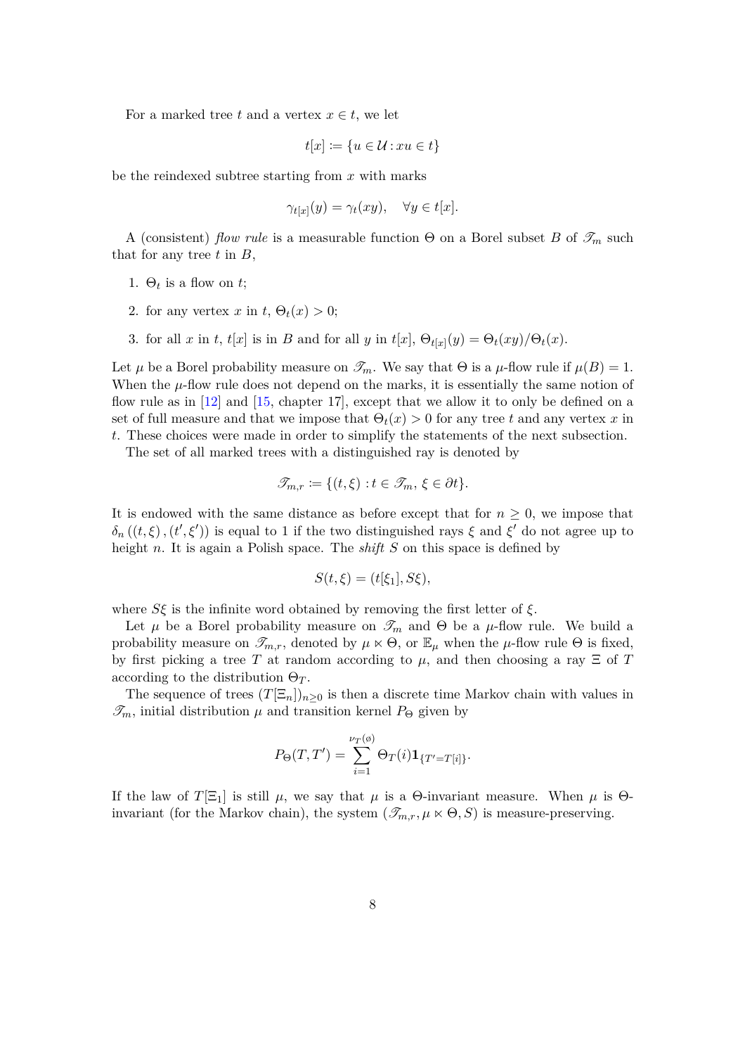For a marked tree $t$ and a vertex $x \in t$, we let

$$t[x] \coloneqq \{u \in \mathcal{U} : xu \in t\}$$

be the reindexed subtree starting from $x$ with marks

$$\gamma_{t[x]}(y) = \gamma_t(xy), \quad \forall y \in t[x].$$

A (consistent) *flow rule* is a measurable function $\Theta$ on a Borel subset $B$ of $\mathscr{T}_m$ such that for any tree $t$ in $B$,

1. $\Theta_t$ is a flow on $t$;
2. for any vertex $x$ in $t$, $\Theta_t(x) > 0$;
3. for all $x$ in $t$, $t[x]$ is in $B$ and for all $y$ in $t[x]$, $\Theta_{t[x]}(y) = \Theta_t(xy)/\Theta_t(x)$.

Let $\mu$ be a Borel probability measure on $\mathscr{T}_m$. We say that $\Theta$ is a $\mu$-flow rule if $\mu(B) = 1$. When the $\mu$-flow rule does not depend on the marks, it is essentially the same notion of flow rule as in [12] and [15, chapter 17], except that we allow it to only be defined on a set of full measure and that we impose that $\Theta_t(x) > 0$ for any tree $t$ and any vertex $x$ in $t$. These choices were made in order to simplify the statements of the next subsection.

The set of all marked trees with a distinguished ray is denoted by

$$\mathscr{T}_{m,r} \coloneqq \{(t, \xi) : t \in \mathscr{T}_m, \, \xi \in \partial t\}.$$

It is endowed with the same distance as before except that for $n \geq 0$, we impose that $\delta_n\left((t,\xi),(t',\xi')\right)$ is equal to 1 if the two distinguished rays $\xi$ and $\xi'$ do not agree up to height $n$. It is again a Polish space. The *shift* $S$ on this space is defined by

$$S(t,\xi) = (t[\xi_1], S\xi),$$

where $S\xi$ is the infinite word obtained by removing the first letter of $\xi$.

Let $\mu$ be a Borel probability measure on $\mathscr{T}_m$ and $\Theta$ be a $\mu$-flow rule. We build a probability measure on $\mathscr{T}_{m,r}$, denoted by $\mu \ltimes \Theta$, or $\mathbb{E}_\mu$ when the $\mu$-flow rule $\Theta$ is fixed, by first picking a tree $T$ at random according to $\mu$, and then choosing a ray $\Xi$ of $T$ according to the distribution $\Theta_T$.

The sequence of trees $(T[\Xi_n])_{n \geq 0}$ is then a discrete time Markov chain with values in $\mathscr{T}_m$, initial distribution $\mu$ and transition kernel $P_\Theta$ given by

$$P_\Theta(T, T') = \sum_{i=1}^{\nu_T(\varnothing)} \Theta_T(i) \mathbf{1}_{\{T' = T[i]\}}.$$

If the law of $T[\Xi_1]$ is still $\mu$, we say that $\mu$ is a $\Theta$-invariant measure. When $\mu$ is $\Theta$-invariant (for the Markov chain), the system $(\mathscr{T}_{m,r}, \mu \ltimes \Theta, S)$ is measure-preserving.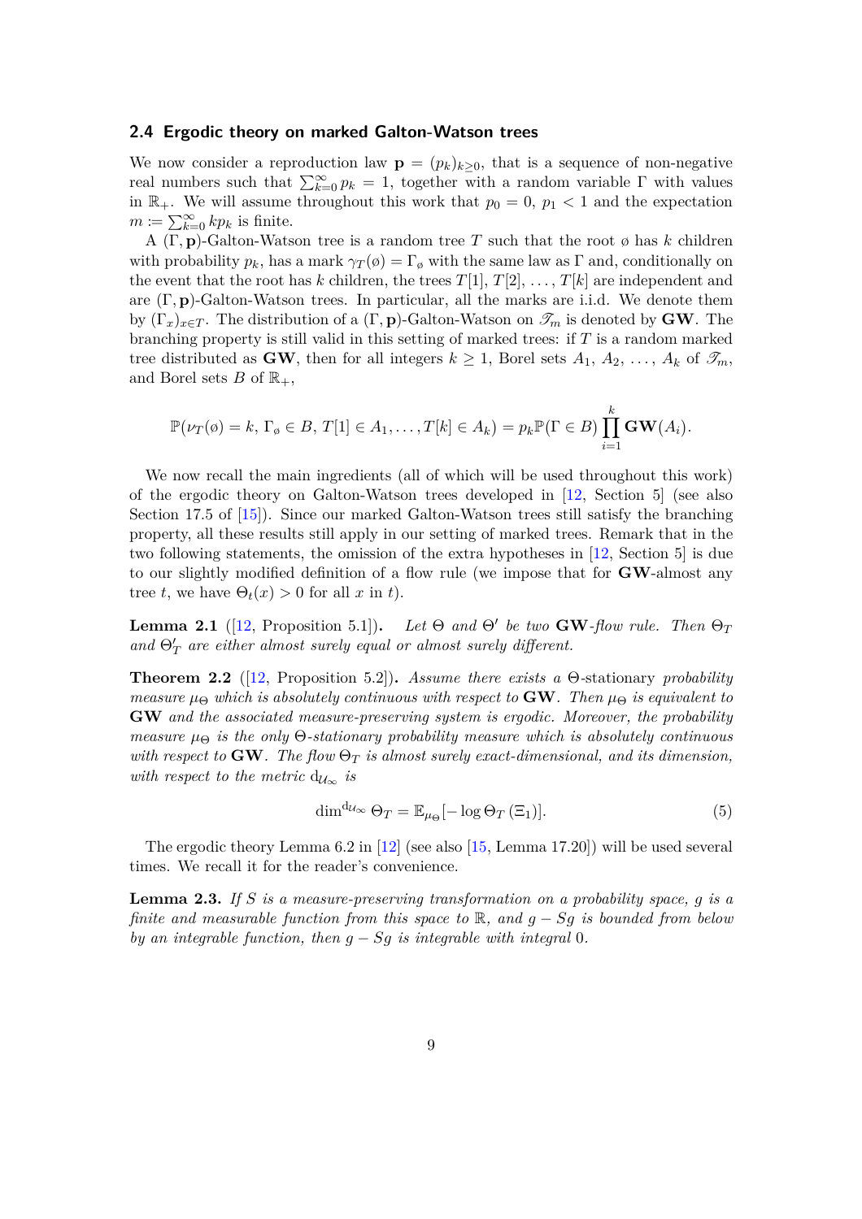### 2.4 Ergodic theory on marked Galton-Watson trees

We now consider a reproduction law $\mathbf{p} = (p_k)_{k\geq 0}$, that is a sequence of non-negative real numbers such that $\sum_{k=0}^{\infty} p_k = 1$, together with a random variable $\Gamma$ with values in $\mathbb{R}_+$. We will assume throughout this work that $p_0 = 0$, $p_1 < 1$ and the expectation $m := \sum_{k=0}^{\infty} kp_k$ is finite.

A $(\Gamma, \mathbf{p})$-Galton-Watson tree is a random tree $T$ such that the root $\varnothing$ has $k$ children with probability $p_k$, has a mark $\gamma_T(\varnothing) = \Gamma_\varnothing$ with the same law as $\Gamma$ and, conditionally on the event that the root has $k$ children, the trees $T[1]$, $T[2]$, ..., $T[k]$ are independent and are $(\Gamma, \mathbf{p})$-Galton-Watson trees. In particular, all the marks are i.i.d. We denote them by $(\Gamma_x)_{x\in T}$. The distribution of a $(\Gamma, \mathbf{p})$-Galton-Watson on $\mathscr{T}_m$ is denoted by $\mathbf{GW}$. The branching property is still valid in this setting of marked trees: if $T$ is a random marked tree distributed as $\mathbf{GW}$, then for all integers $k \geq 1$, Borel sets $A_1$, $A_2$, ..., $A_k$ of $\mathscr{T}_m$, and Borel sets $B$ of $\mathbb{R}_+$,

$$\mathbb{P}(\nu_T(\varnothing) = k,\, \Gamma_\varnothing \in B,\, T[1] \in A_1, \ldots, T[k] \in A_k) = p_k \mathbb{P}(\Gamma \in B) \prod_{i=1}^{k} \mathbf{GW}(A_i).$$

We now recall the main ingredients (all of which will be used throughout this work) of the ergodic theory on Galton-Watson trees developed in [12, Section 5] (see also Section 17.5 of [15]). Since our marked Galton-Watson trees still satisfy the branching property, all these results still apply in our setting of marked trees. Remark that in the two following statements, the omission of the extra hypotheses in [12, Section 5] is due to our slightly modified definition of a flow rule (we impose that for $\mathbf{GW}$-almost any tree $t$, we have $\Theta_t(x) > 0$ for all $x$ in $t$).

**Lemma 2.1** ([12, Proposition 5.1])**.** *Let $\Theta$ and $\Theta'$ be two $\mathbf{GW}$-flow rule. Then $\Theta_T$ and $\Theta'_T$ are either almost surely equal or almost surely different.*

**Theorem 2.2** ([12, Proposition 5.2])**.** *Assume there exists a* $\Theta$-stationary *probability measure $\mu_\Theta$ which is absolutely continuous with respect to $\mathbf{GW}$. Then $\mu_\Theta$ is equivalent to $\mathbf{GW}$ and the associated measure-preserving system is ergodic. Moreover, the probability measure $\mu_\Theta$ is the only $\Theta$-stationary probability measure which is absolutely continuous with respect to $\mathbf{GW}$. The flow $\Theta_T$ is almost surely exact-dimensional, and its dimension, with respect to the metric $\mathrm{d}_{\mathcal{U}_\infty}$ is*

$$\dim^{\mathrm{d}_{\mathcal{U}_\infty}} \Theta_T = \mathbb{E}_{\mu_\Theta}[-\log \Theta_T(\Xi_1)]. \tag{5}$$

The ergodic theory Lemma 6.2 in [12] (see also [15, Lemma 17.20]) will be used several times. We recall it for the reader's convenience.

**Lemma 2.3.** *If $S$ is a measure-preserving transformation on a probability space, $g$ is a finite and measurable function from this space to $\mathbb{R}$, and $g - Sg$ is bounded from below by an integrable function, then $g - Sg$ is integrable with integral $0$.*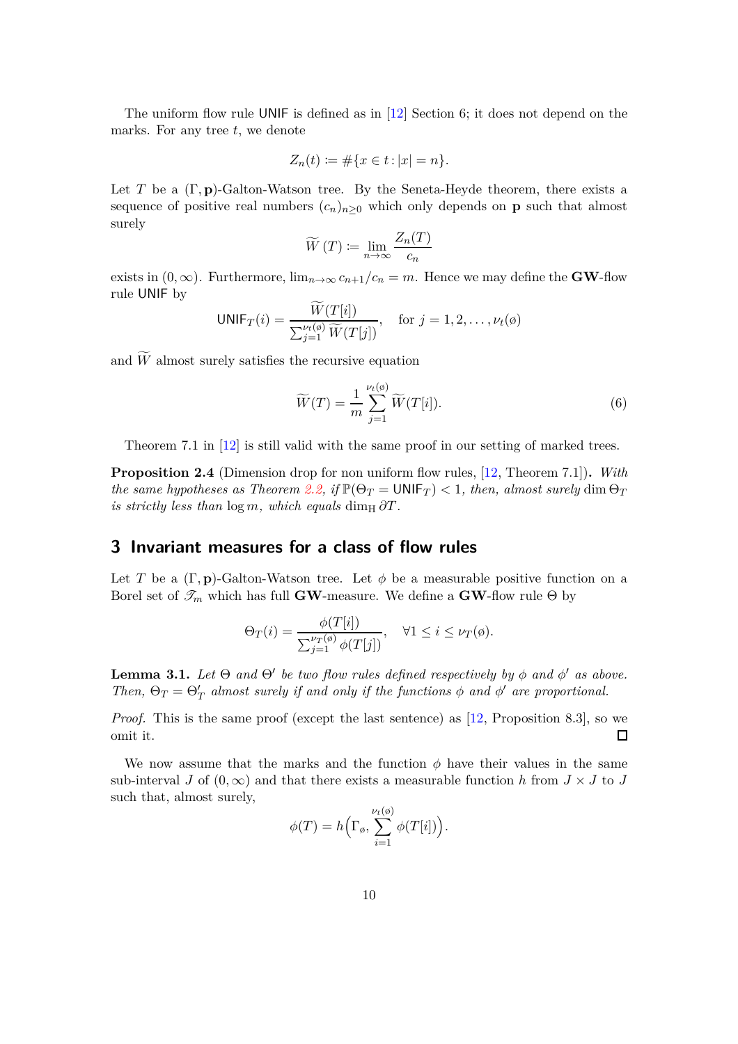The uniform flow rule UNIF is defined as in [12] Section 6; it does not depend on the marks. For any tree $t$, we denote

$$Z_n(t) \coloneqq \#\{x \in t \colon |x| = n\}.$$

Let $T$ be a $(\Gamma, \mathbf{p})$-Galton-Watson tree. By the Seneta-Heyde theorem, there exists a sequence of positive real numbers $(c_n)_{n\geq 0}$ which only depends on $\mathbf{p}$ such that almost surely

$$\widetilde{W}(T) \coloneqq \lim_{n\to\infty} \frac{Z_n(T)}{c_n}$$

exists in $(0, \infty)$. Furthermore, $\lim_{n\to\infty} c_{n+1}/c_n = m$. Hence we may define the **GW**-flow rule UNIF by

$$\mathsf{UNIF}_T(i) = \frac{\widetilde{W}(T[i])}{\sum_{j=1}^{\nu_t(\varnothing)} \widetilde{W}(T[j])}, \quad \text{for } j = 1, 2, \ldots, \nu_t(\varnothing)$$

and $\widetilde{W}$ almost surely satisfies the recursive equation

$$\widetilde{W}(T) = \frac{1}{m} \sum_{j=1}^{\nu_t(\varnothing)} \widetilde{W}(T[i]). \tag{6}$$

Theorem 7.1 in [12] is still valid with the same proof in our setting of marked trees.

**Proposition 2.4** (Dimension drop for non uniform flow rules, [12, Theorem 7.1])**.** *With the same hypotheses as Theorem 2.2, if* $\mathbb{P}(\Theta_T = \mathsf{UNIF}_T) < 1$*, then, almost surely* $\dim \Theta_T$ *is strictly less than* $\log m$*, which equals* $\dim_{\mathrm{H}} \partial T$*.*

## 3 Invariant measures for a class of flow rules

Let $T$ be a $(\Gamma, \mathbf{p})$-Galton-Watson tree. Let $\phi$ be a measurable positive function on a Borel set of $\mathscr{T}_m$ which has full **GW**-measure. We define a **GW**-flow rule $\Theta$ by

$$\Theta_T(i) = \frac{\phi(T[i])}{\sum_{j=1}^{\nu_T(\varnothing)} \phi(T[j])}, \quad \forall 1 \leq i \leq \nu_T(\varnothing).$$

**Lemma 3.1.** *Let* $\Theta$ *and* $\Theta'$ *be two flow rules defined respectively by* $\phi$ *and* $\phi'$ *as above. Then,* $\Theta_T = \Theta'_T$ *almost surely if and only if the functions* $\phi$ *and* $\phi'$ *are proportional.*

*Proof.* This is the same proof (except the last sentence) as [12, Proposition 8.3], so we omit it. ◻

We now assume that the marks and the function $\phi$ have their values in the same sub-interval $J$ of $(0, \infty)$ and that there exists a measurable function $h$ from $J \times J$ to $J$ such that, almost surely,

$$\phi(T) = h\Big(\Gamma_\varnothing, \sum_{i=1}^{\nu_t(\varnothing)} \phi(T[i])\Big).$$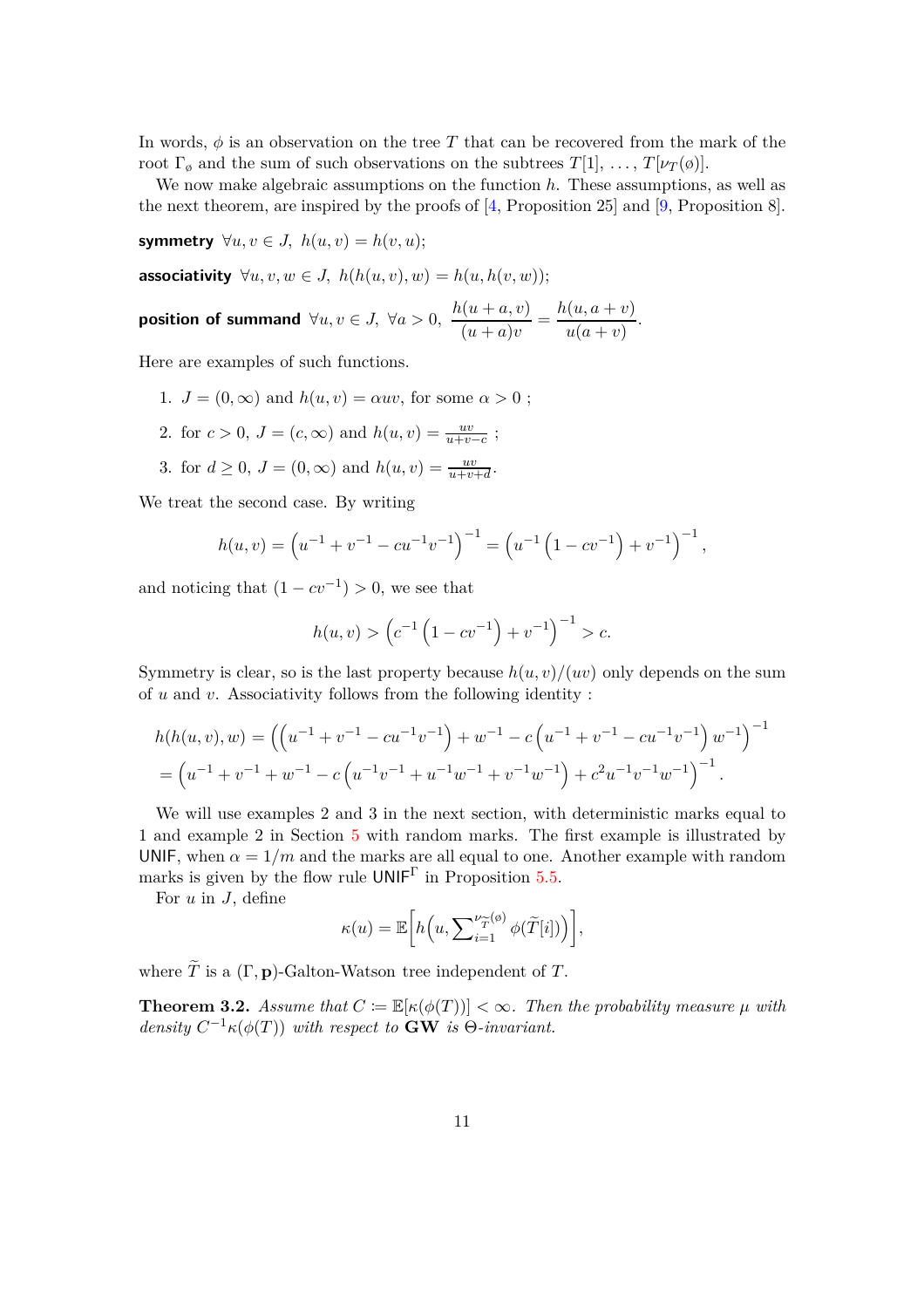In words, $\phi$ is an observation on the tree $T$ that can be recovered from the mark of the root $\Gamma_\varnothing$ and the sum of such observations on the subtrees $T[1], \ldots, T[\nu_T(\varnothing)]$.

We now make algebraic assumptions on the function $h$. These assumptions, as well as the next theorem, are inspired by the proofs of [4, Proposition 25] and [9, Proposition 8].

**symmetry** $\forall u, v \in J,\ h(u,v) = h(v,u)$;

**associativity** $\forall u, v, w \in J,\ h(h(u,v),w) = h(u, h(v,w))$;

**position of summand** $\forall u, v \in J,\ \forall a > 0,\ \dfrac{h(u+a, v)}{(u+a)v} = \dfrac{h(u, a+v)}{u(a+v)}$.

Here are examples of such functions.

1. $J = (0, \infty)$ and $h(u,v) = \alpha uv$, for some $\alpha > 0$ ;
2. for $c > 0$, $J = (c, \infty)$ and $h(u,v) = \frac{uv}{u+v-c}$ ;
3. for $d \geq 0$, $J = (0, \infty)$ and $h(u,v) = \frac{uv}{u+v+d}$.

We treat the second case. By writing

$$h(u,v) = \left(u^{-1} + v^{-1} - cu^{-1}v^{-1}\right)^{-1} = \left(u^{-1}\left(1 - cv^{-1}\right) + v^{-1}\right)^{-1},$$

and noticing that $(1 - cv^{-1}) > 0$, we see that

$$h(u,v) > \left(c^{-1}\left(1 - cv^{-1}\right) + v^{-1}\right)^{-1} > c.$$

Symmetry is clear, so is the last property because $h(u,v)/(uv)$ only depends on the sum of $u$ and $v$. Associativity follows from the following identity :

$$\begin{aligned}
h(h(u,v),w) &= \left(\left(u^{-1} + v^{-1} - cu^{-1}v^{-1}\right) + w^{-1} - c\left(u^{-1} + v^{-1} - cu^{-1}v^{-1}\right)w^{-1}\right)^{-1} \\
&= \left(u^{-1} + v^{-1} + w^{-1} - c\left(u^{-1}v^{-1} + u^{-1}w^{-1} + v^{-1}w^{-1}\right) + c^2u^{-1}v^{-1}w^{-1}\right)^{-1}.
\end{aligned}$$

We will use examples 2 and 3 in the next section, with deterministic marks equal to 1 and example 2 in Section 5 with random marks. The first example is illustrated by UNIF, when $\alpha = 1/m$ and the marks are all equal to one. Another example with random marks is given by the flow rule $\mathsf{UNIF}^\Gamma$ in Proposition 5.5.

For $u$ in $J$, define

$$\kappa(u) = \mathbb{E}\left[h\left(u, \sum\nolimits_{i=1}^{\nu_{\widetilde{T}}(\varnothing)} \phi(\widetilde{T}[i])\right)\right],$$

where $\widetilde{T}$ is a $(\Gamma, \mathbf{p})$-Galton-Watson tree independent of $T$.

**Theorem 3.2.** *Assume that $C \coloneqq \mathbb{E}[\kappa(\phi(T))] < \infty$. Then the probability measure $\mu$ with density $C^{-1}\kappa(\phi(T))$ with respect to $\mathbf{GW}$ is $\Theta$-invariant.*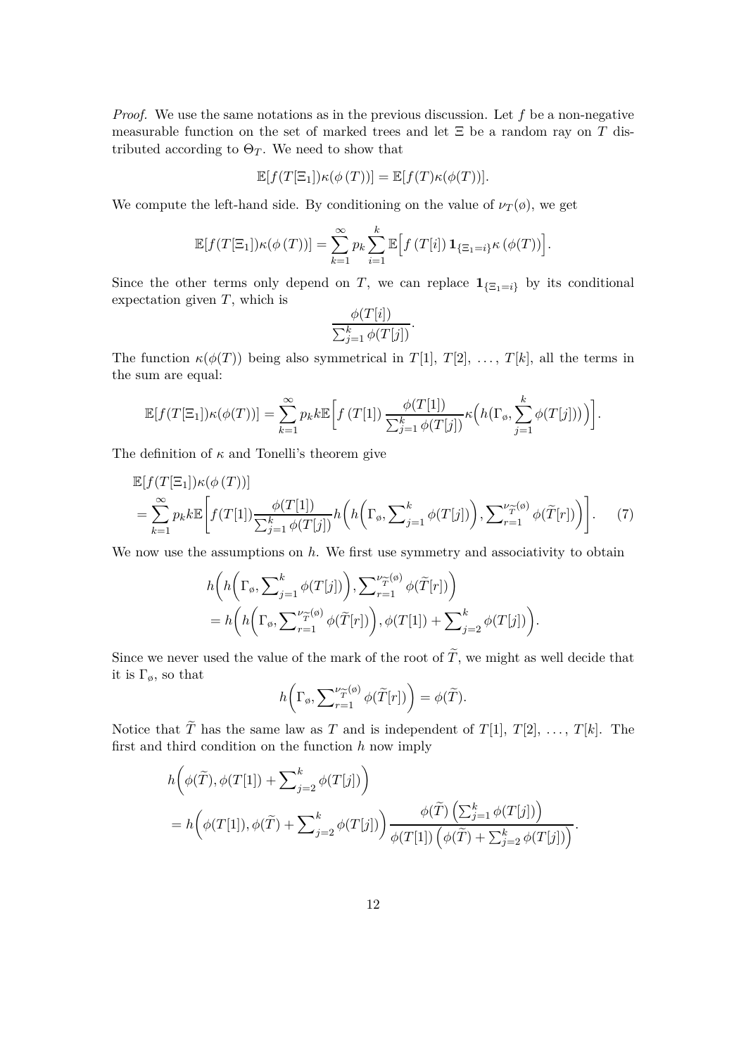*Proof.* We use the same notations as in the previous discussion. Let $f$ be a non-negative measurable function on the set of marked trees and let $\Xi$ be a random ray on $T$ distributed according to $\Theta_T$. We need to show that

$$\mathbb{E}[f(T[\Xi_1])\kappa(\phi(T))] = \mathbb{E}[f(T)\kappa(\phi(T))].$$

We compute the left-hand side. By conditioning on the value of $\nu_T(\varnothing)$, we get

$$\mathbb{E}[f(T[\Xi_1])\kappa(\phi(T))] = \sum_{k=1}^{\infty} p_k \sum_{i=1}^{k} \mathbb{E}\Big[f(T[i])\,\mathbf{1}_{\{\Xi_1=i\}}\kappa(\phi(T))\Big].$$

Since the other terms only depend on $T$, we can replace $\mathbf{1}_{\{\Xi_1=i\}}$ by its conditional expectation given $T$, which is

$$\frac{\phi(T[i])}{\sum_{j=1}^{k}\phi(T[j])}.$$

The function $\kappa(\phi(T))$ being also symmetrical in $T[1]$, $T[2]$, $\ldots$, $T[k]$, all the terms in the sum are equal:

$$\mathbb{E}[f(T[\Xi_1])\kappa(\phi(T))] = \sum_{k=1}^{\infty} p_k k \mathbb{E}\Big[f(T[1])\frac{\phi(T[1])}{\sum_{j=1}^{k}\phi(T[j])}\kappa\Big(h\big(\Gamma_\varnothing, \sum_{j=1}^{k}\phi(T[j])\big)\Big)\Big].$$

The definition of $\kappa$ and Tonelli's theorem give

$$\begin{aligned}
&\mathbb{E}[f(T[\Xi_1])\kappa(\phi(T))] \\
&= \sum_{k=1}^{\infty} p_k k \mathbb{E}\bigg[f(T[1])\frac{\phi(T[1])}{\sum_{j=1}^{k}\phi(T[j])} h\Big(h\Big(\Gamma_\varnothing, \sum\nolimits_{j=1}^{k}\phi(T[j])\Big), \sum\nolimits_{r=1}^{\nu_{\widetilde{T}}(\varnothing)}\phi(\widetilde{T}[r])\Big)\bigg]. \qquad (7)
\end{aligned}$$

We now use the assumptions on $h$. We first use symmetry and associativity to obtain

$$\begin{aligned}
&h\Big(h\Big(\Gamma_\varnothing, \sum\nolimits_{j=1}^{k}\phi(T[j])\Big), \sum\nolimits_{r=1}^{\nu_{\widetilde{T}}(\varnothing)}\phi(\widetilde{T}[r])\Big) \\
&= h\Big(h\Big(\Gamma_\varnothing, \sum\nolimits_{r=1}^{\nu_{\widetilde{T}}(\varnothing)}\phi(\widetilde{T}[r])\Big), \phi(T[1]) + \sum\nolimits_{j=2}^{k}\phi(T[j])\Big).
\end{aligned}$$

Since we never used the value of the mark of the root of $\widetilde{T}$, we might as well decide that it is $\Gamma_\varnothing$, so that

$$h\Big(\Gamma_\varnothing, \sum\nolimits_{r=1}^{\nu_{\widetilde{T}}(\varnothing)}\phi(\widetilde{T}[r])\Big) = \phi(\widetilde{T}).$$

Notice that $\widetilde{T}$ has the same law as $T$ and is independent of $T[1]$, $T[2]$, $\ldots$, $T[k]$. The first and third condition on the function $h$ now imply

$$\begin{aligned}
&h\Big(\phi(\widetilde{T}), \phi(T[1]) + \sum\nolimits_{j=2}^{k}\phi(T[j])\Big) \\
&= h\Big(\phi(T[1]), \phi(\widetilde{T}) + \sum\nolimits_{j=2}^{k}\phi(T[j])\Big)\frac{\phi(\widetilde{T})\left(\sum_{j=1}^{k}\phi(T[j])\right)}{\phi(T[1])\left(\phi(\widetilde{T}) + \sum_{j=2}^{k}\phi(T[j])\right)}.
\end{aligned}$$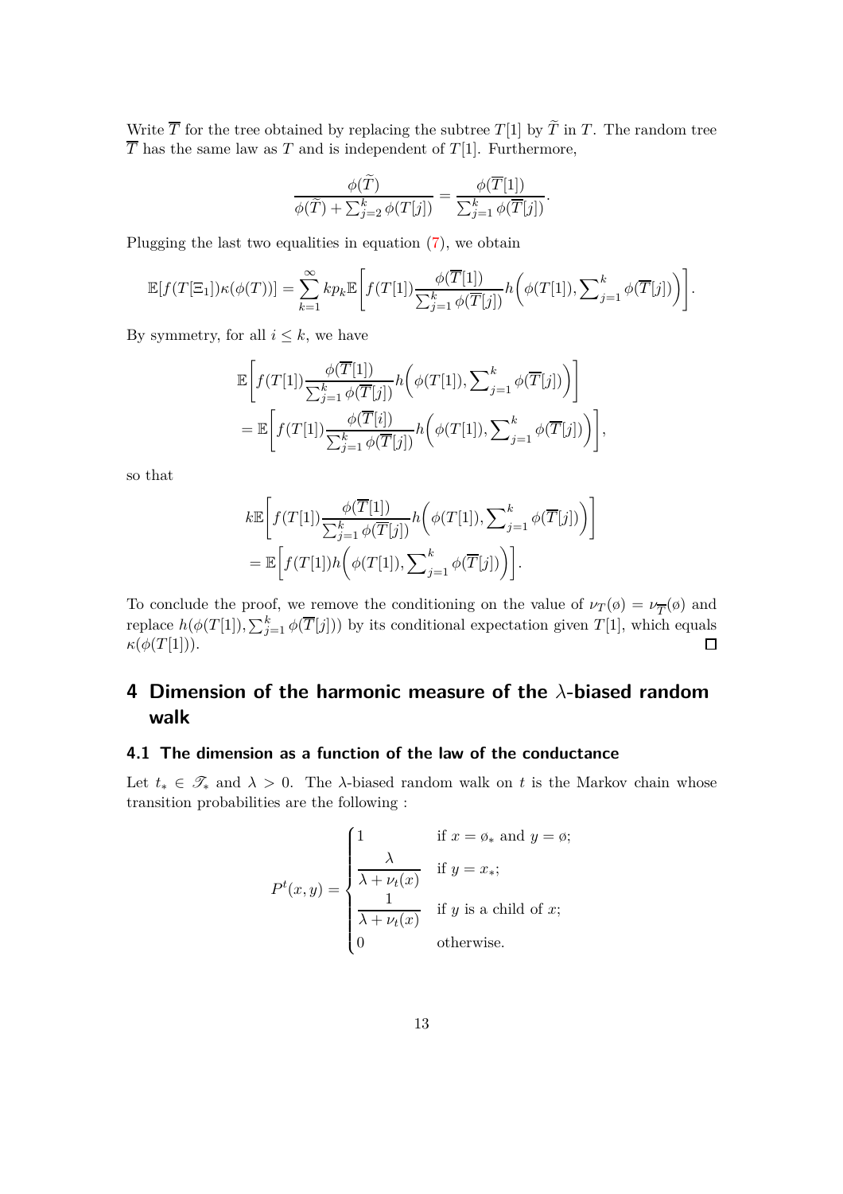Write $\overline{T}$ for the tree obtained by replacing the subtree $T[1]$ by $\widetilde{T}$ in $T$. The random tree $\overline{T}$ has the same law as $T$ and is independent of $T[1]$. Furthermore,

$$\frac{\phi(\widetilde{T})}{\phi(\widetilde{T}) + \sum_{j=2}^{k} \phi(T[j])} = \frac{\phi(\overline{T}[1])}{\sum_{j=1}^{k} \phi(\overline{T}[j])}.$$

Plugging the last two equalities in equation (7), we obtain

$$\mathbb{E}[f(T[\Xi_1])\kappa(\phi(T))] = \sum_{k=1}^{\infty} k p_k \mathbb{E}\left[ f(T[1]) \frac{\phi(\overline{T}[1])}{\sum_{j=1}^{k} \phi(\overline{T}[j])} h\Big(\phi(T[1]), \sum\nolimits_{j=1}^{k} \phi(\overline{T}[j])\Big)\right].$$

By symmetry, for all $i \leq k$, we have

$$\begin{aligned}
&\mathbb{E}\left[ f(T[1]) \frac{\phi(\overline{T}[1])}{\sum_{j=1}^{k} \phi(\overline{T}[j])} h\Big(\phi(T[1]), \sum\nolimits_{j=1}^{k} \phi(\overline{T}[j])\Big)\right] \\
&= \mathbb{E}\left[ f(T[1]) \frac{\phi(\overline{T}[i])}{\sum_{j=1}^{k} \phi(\overline{T}[j])} h\Big(\phi(T[1]), \sum\nolimits_{j=1}^{k} \phi(\overline{T}[j])\Big)\right],
\end{aligned}$$

so that

$$\begin{aligned}
&k\mathbb{E}\left[ f(T[1]) \frac{\phi(\overline{T}[1])}{\sum_{j=1}^{k} \phi(\overline{T}[j])} h\Big(\phi(T[1]), \sum\nolimits_{j=1}^{k} \phi(\overline{T}[j])\Big)\right] \\
&= \mathbb{E}\left[ f(T[1]) h\Big(\phi(T[1]), \sum\nolimits_{j=1}^{k} \phi(\overline{T}[j])\Big)\right].
\end{aligned}$$

To conclude the proof, we remove the conditioning on the value of $\nu_T(\varnothing) = \nu_{\overline{T}}(\varnothing)$ and replace $h(\phi(T[1]), \sum_{j=1}^{k} \phi(\overline{T}[j]))$ by its conditional expectation given $T[1]$, which equals $\kappa(\phi(T[1]))$. □

# 4 Dimension of the harmonic measure of the $\lambda$-biased random walk

## 4.1 The dimension as a function of the law of the conductance

Let $t_* \in \mathscr{T}_*$ and $\lambda > 0$. The $\lambda$-biased random walk on $t$ is the Markov chain whose transition probabilities are the following :

$$P^t(x, y) = \begin{cases} 1 & \text{if } x = \varnothing_* \text{ and } y = \varnothing; \\ \dfrac{\lambda}{\lambda + \nu_t(x)} & \text{if } y = x_*; \\ \dfrac{1}{\lambda + \nu_t(x)} & \text{if } y \text{ is a child of } x; \\ 0 & \text{otherwise.} \end{cases}$$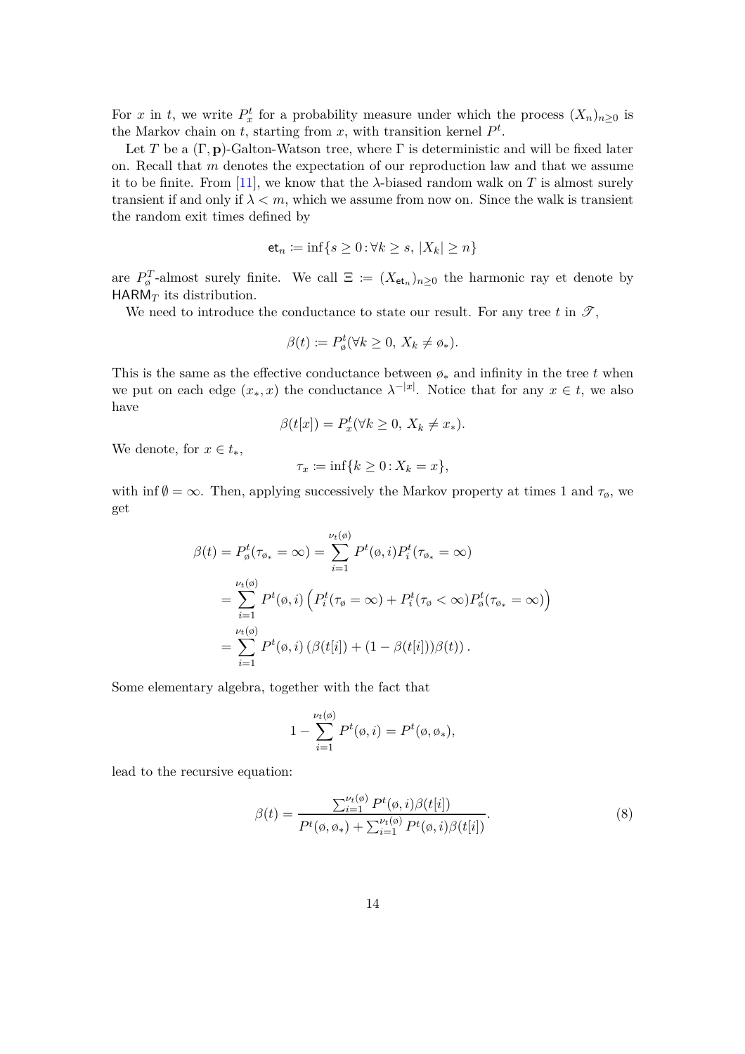For $x$ in $t$, we write $P^t_x$ for a probability measure under which the process $(X_n)_{n\geq 0}$ is the Markov chain on $t$, starting from $x$, with transition kernel $P^t$.

Let $T$ be a $(\Gamma, \mathbf{p})$-Galton-Watson tree, where $\Gamma$ is deterministic and will be fixed later on. Recall that $m$ denotes the expectation of our reproduction law and that we assume it to be finite. From [11], we know that the $\lambda$-biased random walk on $T$ is almost surely transient if and only if $\lambda < m$, which we assume from now on. Since the walk is transient the random exit times defined by

$$\mathsf{et}_n \coloneqq \inf\{s \geq 0 \colon \forall k \geq s,\ |X_k| \geq n\}$$

are $P^T_{\varnothing}$-almost surely finite. We call $\Xi \coloneqq (X_{\mathsf{et}_n})_{n\geq 0}$ the harmonic ray et denote by $\mathsf{HARM}_T$ its distribution.

We need to introduce the conductance to state our result. For any tree $t$ in $\mathscr{T}$,

$$\beta(t) \coloneqq P^t_{\varnothing}(\forall k \geq 0,\ X_k \neq \varnothing_*).$$

This is the same as the effective conductance between $\varnothing_*$ and infinity in the tree $t$ when we put on each edge $(x_*, x)$ the conductance $\lambda^{-|x|}$. Notice that for any $x \in t$, we also have

$$\beta(t[x]) = P^t_x(\forall k \geq 0,\ X_k \neq x_*).$$

We denote, for $x \in t_*$,

$$\tau_x \coloneqq \inf\{k \geq 0 \colon X_k = x\},$$

with $\inf \emptyset = \infty$. Then, applying successively the Markov property at times 1 and $\tau_{\varnothing}$, we get

$$\begin{aligned}
\beta(t) = P^t_{\varnothing}(\tau_{\varnothing_*} = \infty) &= \sum_{i=1}^{\nu_t(\varnothing)} P^t(\varnothing, i) P^t_i(\tau_{\varnothing_*} = \infty) \\
&= \sum_{i=1}^{\nu_t(\varnothing)} P^t(\varnothing, i) \left( P^t_i(\tau_{\varnothing} = \infty) + P^t_i(\tau_{\varnothing} < \infty) P^t_{\varnothing}(\tau_{\varnothing_*} = \infty) \right) \\
&= \sum_{i=1}^{\nu_t(\varnothing)} P^t(\varnothing, i) \left( \beta(t[i]) + (1 - \beta(t[i]))\beta(t) \right).
\end{aligned}$$

Some elementary algebra, together with the fact that

$$1 - \sum_{i=1}^{\nu_t(\varnothing)} P^t(\varnothing, i) = P^t(\varnothing, \varnothing_*),$$

lead to the recursive equation:

$$\beta(t) = \frac{\sum_{i=1}^{\nu_t(\varnothing)} P^t(\varnothing, i)\beta(t[i])}{P^t(\varnothing, \varnothing_*) + \sum_{i=1}^{\nu_t(\varnothing)} P^t(\varnothing, i)\beta(t[i])}. \tag{8}$$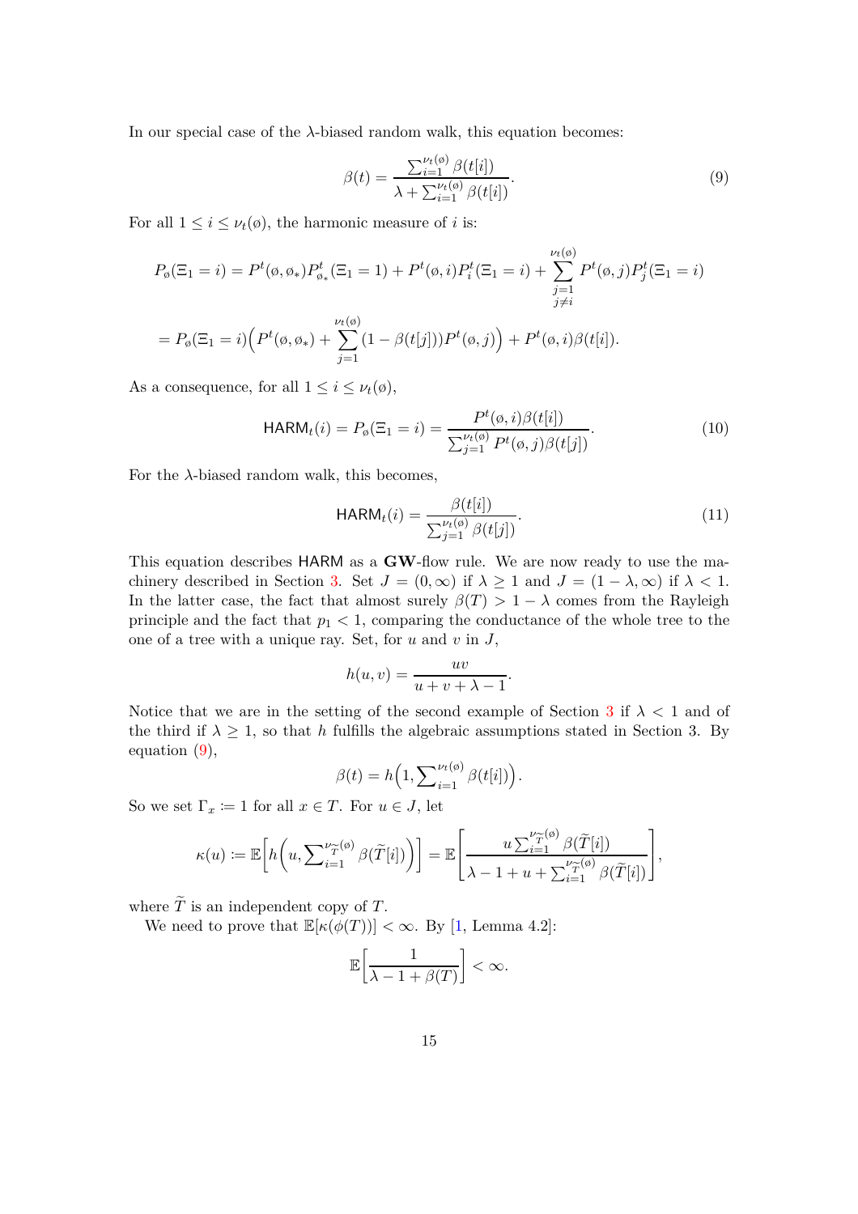In our special case of the $\lambda$-biased random walk, this equation becomes:

$$\beta(t) = \frac{\sum_{i=1}^{\nu_t(\varnothing)} \beta(t[i])}{\lambda + \sum_{i=1}^{\nu_t(\varnothing)} \beta(t[i])}. \tag{9}$$

For all $1 \leq i \leq \nu_t(\varnothing)$, the harmonic measure of $i$ is:

$$P_\varnothing(\Xi_1 = i) = P^t(\varnothing, \varnothing_*) P^t_{\varnothing_*}(\Xi_1 = 1) + P^t(\varnothing, i) P^t_i(\Xi_1 = i) + \sum_{\substack{j=1 \\ j \neq i}}^{\nu_t(\varnothing)} P^t(\varnothing, j) P^t_j(\Xi_1 = i)$$

$$= P_\varnothing(\Xi_1 = i)\Big(P^t(\varnothing, \varnothing_*) + \sum_{j=1}^{\nu_t(\varnothing)} (1 - \beta(t[j])) P^t(\varnothing, j)\Big) + P^t(\varnothing, i)\beta(t[i]).$$

As a consequence, for all $1 \leq i \leq \nu_t(\varnothing)$,

$$\mathsf{HARM}_t(i) = P_\varnothing(\Xi_1 = i) = \frac{P^t(\varnothing, i)\beta(t[i])}{\sum_{j=1}^{\nu_t(\varnothing)} P^t(\varnothing, j)\beta(t[j])}. \tag{10}$$

For the $\lambda$-biased random walk, this becomes,

$$\mathsf{HARM}_t(i) = \frac{\beta(t[i])}{\sum_{j=1}^{\nu_t(\varnothing)} \beta(t[j])}. \tag{11}$$

This equation describes $\mathsf{HARM}$ as a **GW**-flow rule. We are now ready to use the machinery described in Section 3. Set $J = (0, \infty)$ if $\lambda \geq 1$ and $J = (1 - \lambda, \infty)$ if $\lambda < 1$. In the latter case, the fact that almost surely $\beta(T) > 1 - \lambda$ comes from the Rayleigh principle and the fact that $p_1 < 1$, comparing the conductance of the whole tree to the one of a tree with a unique ray. Set, for $u$ and $v$ in $J$,

$$h(u, v) = \frac{uv}{u + v + \lambda - 1}.$$

Notice that we are in the setting of the second example of Section 3 if $\lambda < 1$ and of the third if $\lambda \geq 1$, so that $h$ fulfills the algebraic assumptions stated in Section 3. By equation (9),

$$\beta(t) = h\Big(1, \sum\nolimits_{i=1}^{\nu_t(\varnothing)} \beta(t[i])\Big).$$

So we set $\Gamma_x \coloneqq 1$ for all $x \in T$. For $u \in J$, let

$$\kappa(u) \coloneqq \mathbb{E}\Big[h\Big(u, \sum\nolimits_{i=1}^{\nu_{\widetilde{T}}(\varnothing)} \beta(\widetilde{T}[i])\Big)\Big] = \mathbb{E}\left[\frac{u \sum_{i=1}^{\nu_{\widetilde{T}}(\varnothing)} \beta(\widetilde{T}[i])}{\lambda - 1 + u + \sum_{i=1}^{\nu_{\widetilde{T}}(\varnothing)} \beta(\widetilde{T}[i])}\right],$$

where $\widetilde{T}$ is an independent copy of $T$.

We need to prove that $\mathbb{E}[\kappa(\phi(T))] < \infty$. By [1, Lemma 4.2]:

$$\mathbb{E}\Big[\frac{1}{\lambda - 1 + \beta(T)}\Big] < \infty.$$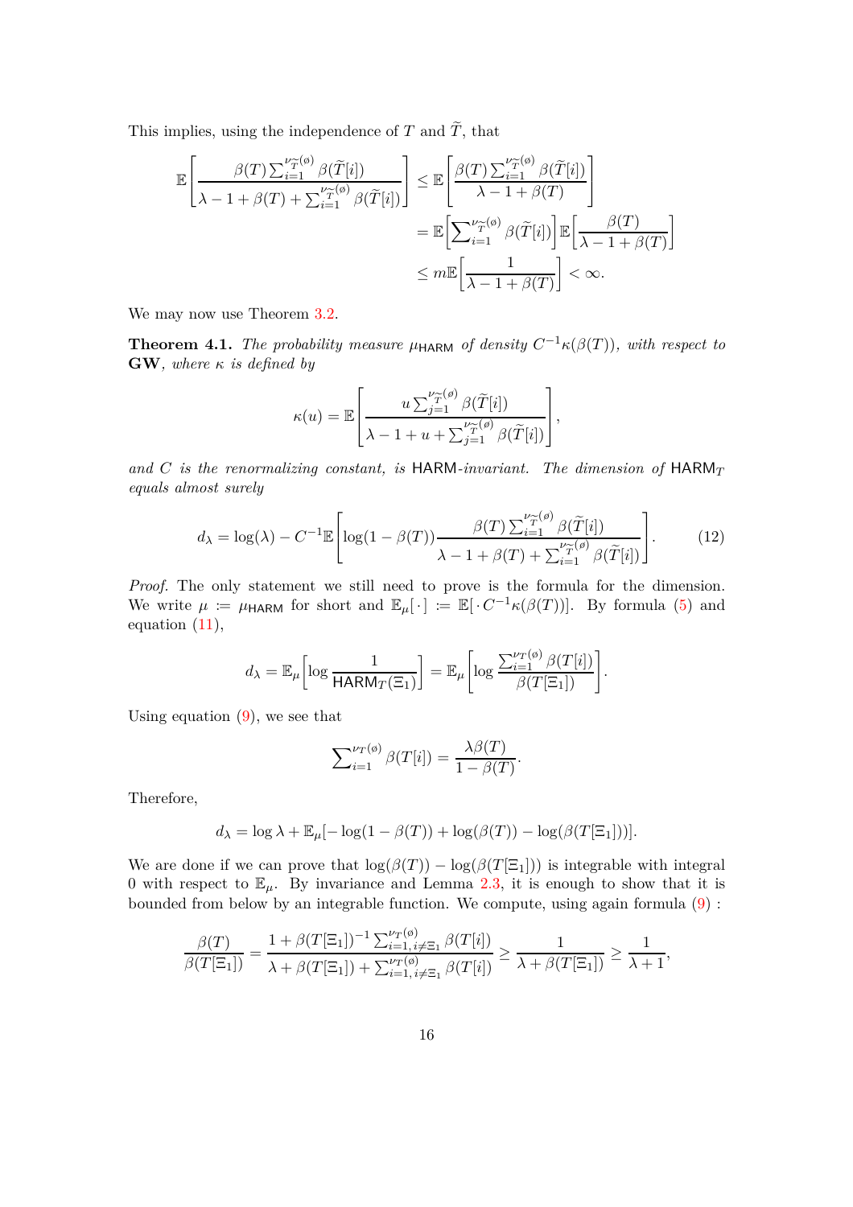This implies, using the independence of $T$ and $\widetilde{T}$, that

$$\mathbb{E}\left[\frac{\beta(T)\sum_{i=1}^{\nu_{\widetilde{T}}(\varnothing)}\beta(\widetilde{T}[i])}{\lambda-1+\beta(T)+\sum_{i=1}^{\nu_{\widetilde{T}}(\varnothing)}\beta(\widetilde{T}[i])}\right]\leq\mathbb{E}\left[\frac{\beta(T)\sum_{i=1}^{\nu_{\widetilde{T}}(\varnothing)}\beta(\widetilde{T}[i])}{\lambda-1+\beta(T)}\right]$$
$$=\mathbb{E}\Big[\sum_{i=1}^{\nu_{\widetilde{T}}(\varnothing)}\beta(\widetilde{T}[i])\Big]\,\mathbb{E}\Big[\frac{\beta(T)}{\lambda-1+\beta(T)}\Big]$$
$$\leq m\mathbb{E}\Big[\frac{1}{\lambda-1+\beta(T)}\Big]<\infty.$$

We may now use Theorem 3.2.

**Theorem 4.1.** *The probability measure $\mu_{\mathsf{HARM}}$ of density $C^{-1}\kappa(\beta(T))$, with respect to* **GW**, *where $\kappa$ is defined by*

$$\kappa(u)=\mathbb{E}\left[\frac{u\sum_{j=1}^{\nu_{\widetilde{T}}(\varnothing)}\beta(\widetilde{T}[i])}{\lambda-1+u+\sum_{j=1}^{\nu_{\widetilde{T}}(\varnothing)}\beta(\widetilde{T}[i])}\right],$$

*and $C$ is the renormalizing constant, is* $\mathsf{HARM}$*-invariant. The dimension of $\mathsf{HARM}_T$ equals almost surely*

$$d_\lambda=\log(\lambda)-C^{-1}\mathbb{E}\left[\log(1-\beta(T))\frac{\beta(T)\sum_{i=1}^{\nu_{\widetilde{T}}(\varnothing)}\beta(\widetilde{T}[i])}{\lambda-1+\beta(T)+\sum_{i=1}^{\nu_{\widetilde{T}}(\varnothing)}\beta(\widetilde{T}[i])}\right].\tag{12}$$

*Proof.* The only statement we still need to prove is the formula for the dimension. We write $\mu:=\mu_{\mathsf{HARM}}$ for short and $\mathbb{E}_\mu[\,\cdot\,]:=\mathbb{E}[\,\cdot\,C^{-1}\kappa(\beta(T))]$. By formula (5) and equation (11),

$$d_\lambda=\mathbb{E}_\mu\Big[\log\frac{1}{\mathsf{HARM}_T(\Xi_1)}\Big]=\mathbb{E}_\mu\left[\log\frac{\sum_{i=1}^{\nu_T(\varnothing)}\beta(T[i])}{\beta(T[\Xi_1])}\right].$$

Using equation (9), we see that

$$\sum_{i=1}^{\nu_T(\varnothing)}\beta(T[i])=\frac{\lambda\beta(T)}{1-\beta(T)}.$$

Therefore,

$$d_\lambda=\log\lambda+\mathbb{E}_\mu[-\log(1-\beta(T))+\log(\beta(T))-\log(\beta(T[\Xi_1]))].$$

We are done if we can prove that $\log(\beta(T))-\log(\beta(T[\Xi_1]))$ is integrable with integral 0 with respect to $\mathbb{E}_\mu$. By invariance and Lemma 2.3, it is enough to show that it is bounded from below by an integrable function. We compute, using again formula (9) :

$$\frac{\beta(T)}{\beta(T[\Xi_1])}=\frac{1+\beta(T[\Xi_1])^{-1}\sum_{i=1,\,i\neq\Xi_1}^{\nu_T(\varnothing)}\beta(T[i])}{\lambda+\beta(T[\Xi_1])+\sum_{i=1,\,i\neq\Xi_1}^{\nu_T(\varnothing)}\beta(T[i])}\geq\frac{1}{\lambda+\beta(T[\Xi_1])}\geq\frac{1}{\lambda+1},$$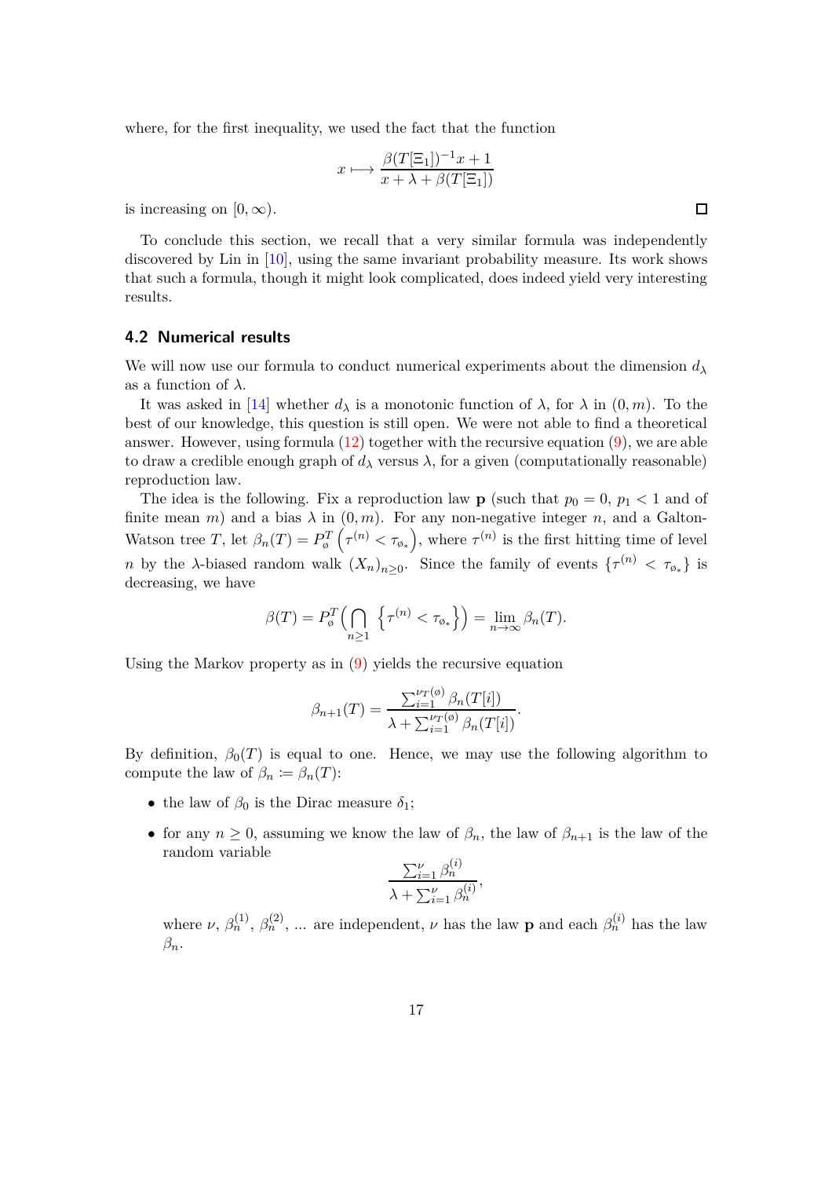where, for the first inequality, we used the fact that the function

$$x \longmapsto \frac{\beta(T[\Xi_1])^{-1}x + 1}{x + \lambda + \beta(T[\Xi_1])}$$

is increasing on $[0, \infty)$. ◻

To conclude this section, we recall that a very similar formula was independently discovered by Lin in [10], using the same invariant probability measure. Its work shows that such a formula, though it might look complicated, does indeed yield very interesting results.

### 4.2 Numerical results

We will now use our formula to conduct numerical experiments about the dimension $d_\lambda$ as a function of $\lambda$.

It was asked in [14] whether $d_\lambda$ is a monotonic function of $\lambda$, for $\lambda$ in $(0, m)$. To the best of our knowledge, this question is still open. We were not able to find a theoretical answer. However, using formula (12) together with the recursive equation (9), we are able to draw a credible enough graph of $d_\lambda$ versus $\lambda$, for a given (computationally reasonable) reproduction law.

The idea is the following. Fix a reproduction law $\mathbf{p}$ (such that $p_0 = 0$, $p_1 < 1$ and of finite mean $m$) and a bias $\lambda$ in $(0, m)$. For any non-negative integer $n$, and a Galton-Watson tree $T$, let $\beta_n(T) = P^T_\varnothing\left(\tau^{(n)} < \tau_{\varnothing_*}\right)$, where $\tau^{(n)}$ is the first hitting time of level $n$ by the $\lambda$-biased random walk $(X_n)_{n\geq 0}$. Since the family of events $\{\tau^{(n)} < \tau_{\varnothing_*}\}$ is decreasing, we have

$$\beta(T) = P^T_\varnothing\Big(\bigcap_{n\geq 1}\left\{\tau^{(n)} < \tau_{\varnothing_*}\right\}\Big) = \lim_{n\to\infty} \beta_n(T).$$

Using the Markov property as in (9) yields the recursive equation

$$\beta_{n+1}(T) = \frac{\sum_{i=1}^{\nu_T(\varnothing)} \beta_n(T[i])}{\lambda + \sum_{i=1}^{\nu_T(\varnothing)} \beta_n(T[i])}.$$

By definition, $\beta_0(T)$ is equal to one. Hence, we may use the following algorithm to compute the law of $\beta_n \coloneqq \beta_n(T)$:

- the law of $\beta_0$ is the Dirac measure $\delta_1$;
- for any $n \geq 0$, assuming we know the law of $\beta_n$, the law of $\beta_{n+1}$ is the law of the random variable
$$\frac{\sum_{i=1}^{\nu} \beta_n^{(i)}}{\lambda + \sum_{i=1}^{\nu} \beta_n^{(i)}},$$
where $\nu$, $\beta_n^{(1)}$, $\beta_n^{(2)}$, ... are independent, $\nu$ has the law $\mathbf{p}$ and each $\beta_n^{(i)}$ has the law $\beta_n$.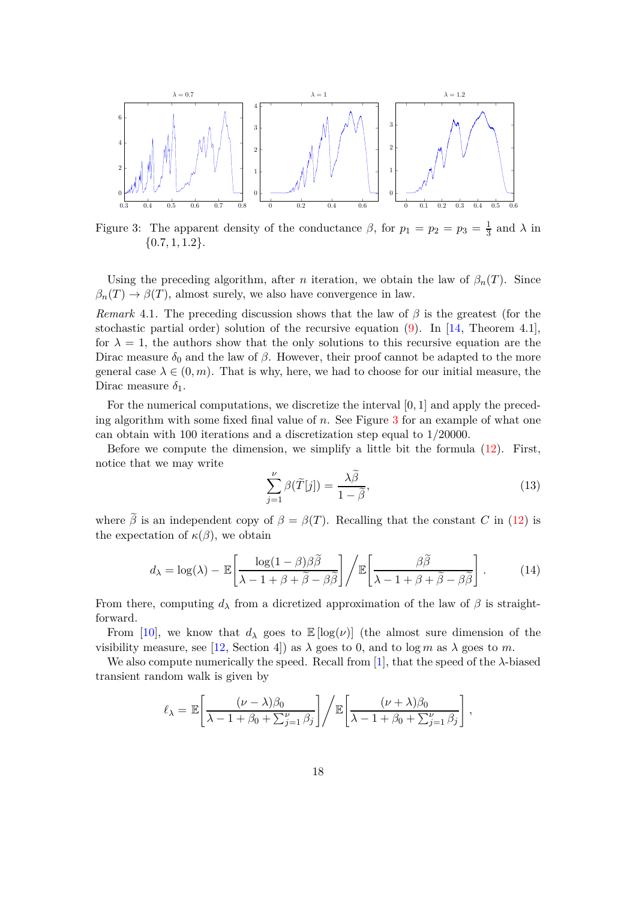λ = 0.7

0 2 4 6

0.3 0.4 0.5 0.6 0.7 0.8

λ = 1

0 1 2 3 4

0 0.2 0.4 0.6

λ = 1.2

0 1 2 3

0 0.1 0.2 0.3 0.4 0.5 0.6

Figure 3: The apparent density of the conductance $\beta$, for $p_1 = p_2 = p_3 = \frac{1}{3}$ and $\lambda$ in $\{0.7, 1, 1.2\}$.

Using the preceding algorithm, after $n$ iteration, we obtain the law of $\beta_n(T)$. Since $\beta_n(T) \to \beta(T)$, almost surely, we also have convergence in law.

*Remark* 4.1. The preceding discussion shows that the law of $\beta$ is the greatest (for the stochastic partial order) solution of the recursive equation (9). In [14, Theorem 4.1], for $\lambda = 1$, the authors show that the only solutions to this recursive equation are the Dirac measure $\delta_0$ and the law of $\beta$. However, their proof cannot be adapted to the more general case $\lambda \in (0, m)$. That is why, here, we had to choose for our initial measure, the Dirac measure $\delta_1$.

For the numerical computations, we discretize the interval $[0, 1]$ and apply the preceding algorithm with some fixed final value of $n$. See Figure 3 for an example of what one can obtain with 100 iterations and a discretization step equal to $1/20000$.

Before we compute the dimension, we simplify a little bit the formula (12). First, notice that we may write

$$\sum_{j=1}^{\nu} \beta(\widetilde{T}[j]) = \frac{\lambda \widetilde{\beta}}{1 - \widetilde{\beta}}, \tag{13}$$

where $\widetilde{\beta}$ is an independent copy of $\beta = \beta(T)$. Recalling that the constant $C$ in (12) is the expectation of $\kappa(\beta)$, we obtain

$$d_\lambda = \log(\lambda) - \mathbb{E}\left[\frac{\log(1-\beta)\beta\widetilde{\beta}}{\lambda - 1 + \beta + \widetilde{\beta} - \beta\widetilde{\beta}}\right] \Big/ \mathbb{E}\left[\frac{\beta\widetilde{\beta}}{\lambda - 1 + \beta + \widetilde{\beta} - \beta\widetilde{\beta}}\right]. \tag{14}$$

From there, computing $d_\lambda$ from a dicretized approximation of the law of $\beta$ is straightforward.

From [10], we know that $d_\lambda$ goes to $\mathbb{E}[\log(\nu)]$ (the almost sure dimension of the visibility measure, see [12, Section 4]) as $\lambda$ goes to 0, and to $\log m$ as $\lambda$ goes to $m$.

We also compute numerically the speed. Recall from [1], that the speed of the $\lambda$-biased transient random walk is given by

$$\ell_\lambda = \mathbb{E}\left[\frac{(\nu - \lambda)\beta_0}{\lambda - 1 + \beta_0 + \sum_{j=1}^{\nu} \beta_j}\right] \Big/ \mathbb{E}\left[\frac{(\nu + \lambda)\beta_0}{\lambda - 1 + \beta_0 + \sum_{j=1}^{\nu} \beta_j}\right],$$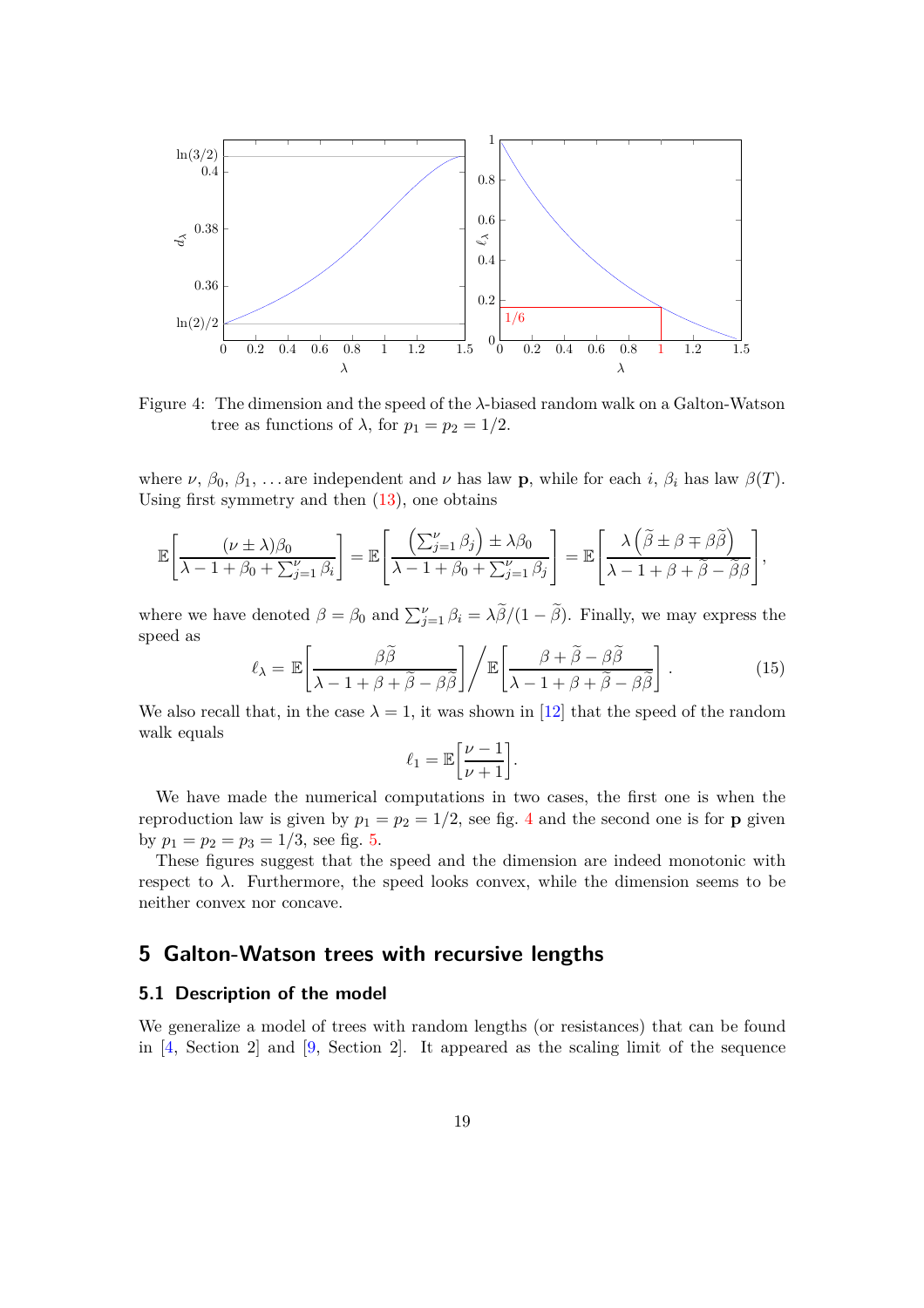ln(3/2)

0.4

0.38

$d_\lambda$

0.36

ln(2)/2

0 0.2 0.4 0.6 0.8 1 1.2 1.5

$\lambda$

1

0.8

0.6

$\ell_\lambda$

0.4

0.2

1/6

0

0 0.2 0.4 0.6 0.8 1 1.2 1.5

$\lambda$

Figure 4: The dimension and the speed of the $\lambda$-biased random walk on a Galton-Watson tree as functions of $\lambda$, for $p_1 = p_2 = 1/2$.

where $\nu$, $\beta_0$, $\beta_1$, ... are independent and $\nu$ has law $\mathbf{p}$, while for each $i$, $\beta_i$ has law $\beta(T)$. Using first symmetry and then (13), one obtains

$$\mathbb{E}\left[\frac{(\nu \pm \lambda)\beta_0}{\lambda - 1 + \beta_0 + \sum_{j=1}^{\nu} \beta_i}\right] = \mathbb{E}\left[\frac{\left(\sum_{j=1}^{\nu} \beta_j\right) \pm \lambda\beta_0}{\lambda - 1 + \beta_0 + \sum_{j=1}^{\nu} \beta_j}\right] = \mathbb{E}\left[\frac{\lambda\left(\widetilde{\beta} \pm \beta \mp \beta\widetilde{\beta}\right)}{\lambda - 1 + \beta + \widetilde{\beta} - \widetilde{\beta}\beta}\right],$$

where we have denoted $\beta = \beta_0$ and $\sum_{j=1}^{\nu} \beta_i = \lambda\widetilde{\beta}/(1 - \widetilde{\beta})$. Finally, we may express the speed as

$$\ell_\lambda = \mathbb{E}\left[\frac{\beta\widetilde{\beta}}{\lambda - 1 + \beta + \widetilde{\beta} - \beta\widetilde{\beta}}\right] \Bigg/ \mathbb{E}\left[\frac{\beta + \widetilde{\beta} - \beta\widetilde{\beta}}{\lambda - 1 + \beta + \widetilde{\beta} - \beta\widetilde{\beta}}\right]. \tag{15}$$

We also recall that, in the case $\lambda = 1$, it was shown in [12] that the speed of the random walk equals

$$\ell_1 = \mathbb{E}\left[\frac{\nu - 1}{\nu + 1}\right].$$

We have made the numerical computations in two cases, the first one is when the reproduction law is given by $p_1 = p_2 = 1/2$, see fig. 4 and the second one is for $\mathbf{p}$ given by $p_1 = p_2 = p_3 = 1/3$, see fig. 5.

These figures suggest that the speed and the dimension are indeed monotonic with respect to $\lambda$. Furthermore, the speed looks convex, while the dimension seems to be neither convex nor concave.

## 5 Galton-Watson trees with recursive lengths

### 5.1 Description of the model

We generalize a model of trees with random lengths (or resistances) that can be found in [4, Section 2] and [9, Section 2]. It appeared as the scaling limit of the sequence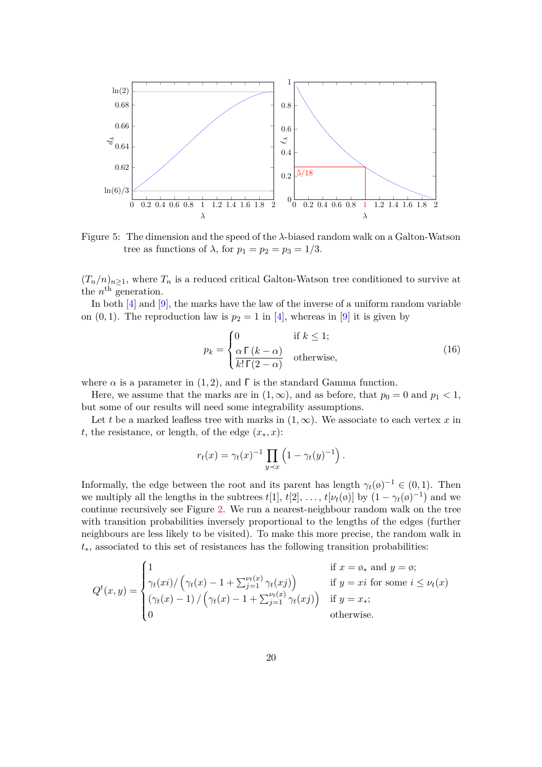ln(2)

0.68

0.66

$d_\lambda$ 0.64

0.62

ln(6)/3

0 0.2 0.4 0.6 0.8 1 1.2 1.4 1.6 1.8 2

$\lambda$

1

0.8

0.6

$\ell_\lambda$ 0.4

0.2 5/18

0

0 0.2 0.4 0.6 0.8 1 1.2 1.4 1.6 1.8 2

$\lambda$

Figure 5: The dimension and the speed of the $\lambda$-biased random walk on a Galton-Watson tree as functions of $\lambda$, for $p_1 = p_2 = p_3 = 1/3$.

$(T_n/n)_{n\geq 1}$, where $T_n$ is a reduced critical Galton-Watson tree conditioned to survive at the $n^{\text{th}}$ generation.

In both [4] and [9], the marks have the law of the inverse of a uniform random variable on $(0, 1)$. The reproduction law is $p_2 = 1$ in [4], whereas in [9] it is given by

$$
p_k = \begin{cases} 0 & \text{if } k \leq 1; \\ \dfrac{\alpha\,\Gamma\,(k-\alpha)}{k!\,\Gamma(2-\alpha)} & \text{otherwise,} \end{cases} \tag{16}
$$

where $\alpha$ is a parameter in $(1, 2)$, and $\Gamma$ is the standard Gamma function.

Here, we assume that the marks are in $(1, \infty)$, and as before, that $p_0 = 0$ and $p_1 < 1$, but some of our results will need some integrability assumptions.

Let $t$ be a marked leafless tree with marks in $(1, \infty)$. We associate to each vertex $x$ in $t$, the resistance, or length, of the edge $(x_*, x)$:

$$
r_t(x) = \gamma_t(x)^{-1} \prod_{y \prec x} \left(1 - \gamma_t(y)^{-1}\right).
$$

Informally, the edge between the root and its parent has length $\gamma_t(\varnothing)^{-1} \in (0, 1)$. Then we multiply all the lengths in the subtrees $t[1]$, $t[2]$, $\ldots$, $t[\nu_t(\varnothing)]$ by $(1 - \gamma_t(\varnothing)^{-1})$ and we continue recursively see Figure 2. We run a nearest-neighbour random walk on the tree with transition probabilities inversely proportional to the lengths of the edges (further neighbours are less likely to be visited). To make this more precise, the random walk in $t_*$, associated to this set of resistances has the following transition probabilities:

$$
Q^t(x, y) = \begin{cases} 1 & \text{if } x = \varnothing_* \text{ and } y = \varnothing; \\ \gamma_t(xi) / \left(\gamma_t(x) - 1 + \sum_{j=1}^{\nu_t(x)} \gamma_t(xj)\right) & \text{if } y = xi \text{ for some } i \leq \nu_t(x) \\ (\gamma_t(x) - 1) / \left(\gamma_t(x) - 1 + \sum_{j=1}^{\nu_t(x)} \gamma_t(xj)\right) & \text{if } y = x_*; \\ 0 & \text{otherwise.} \end{cases}
$$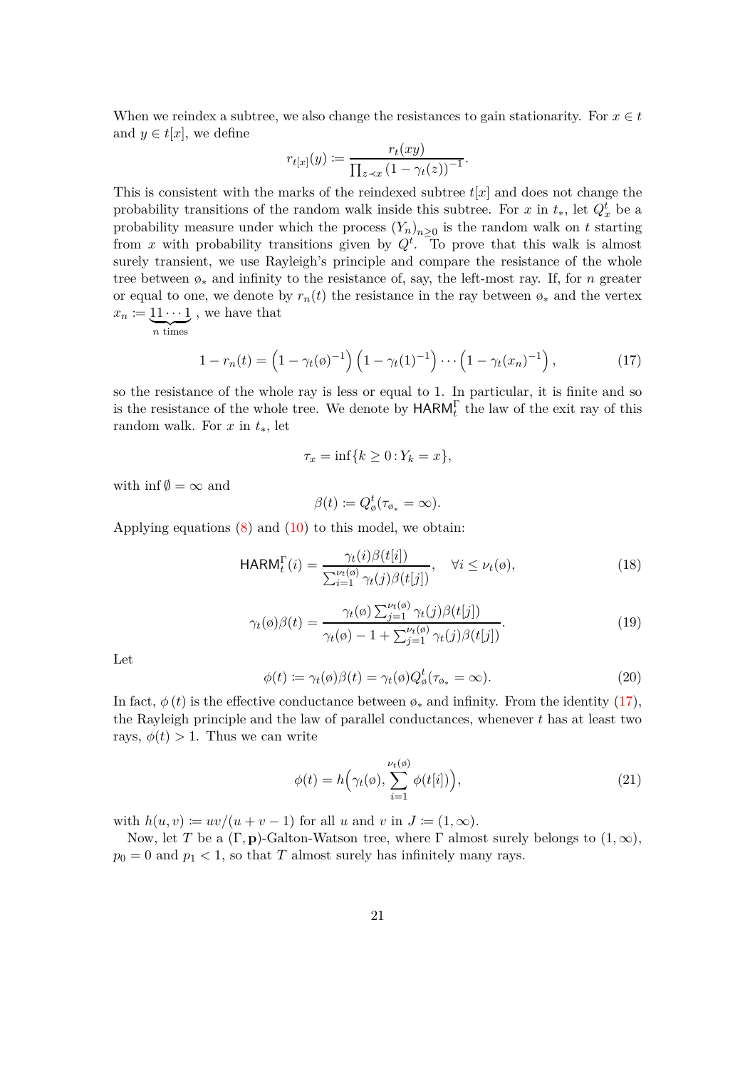When we reindex a subtree, we also change the resistances to gain stationarity. For $x \in t$ and $y \in t[x]$, we define

$$r_{t[x]}(y) := \frac{r_t(xy)}{\prod_{z \prec x} (1 - \gamma_t(z))^{-1}}.$$

This is consistent with the marks of the reindexed subtree $t[x]$ and does not change the probability transitions of the random walk inside this subtree. For $x$ in $t_*$, let $Q_x^t$ be a probability measure under which the process $(Y_n)_{n \geq 0}$ is the random walk on $t$ starting from $x$ with probability transitions given by $Q^t$. To prove that this walk is almost surely transient, we use Rayleigh's principle and compare the resistance of the whole tree between $\varnothing_*$ and infinity to the resistance of, say, the left-most ray. If, for $n$ greater or equal to one, we denote by $r_n(t)$ the resistance in the ray between $\varnothing_*$ and the vertex $x_n := \underbrace{11 \cdots 1}_{n \text{ times}}$, we have that

$$1 - r_n(t) = \left(1 - \gamma_t(\varnothing)^{-1}\right)\left(1 - \gamma_t(1)^{-1}\right) \cdots \left(1 - \gamma_t(x_n)^{-1}\right), \tag{17}$$

so the resistance of the whole ray is less or equal to 1. In particular, it is finite and so is the resistance of the whole tree. We denote by $\mathsf{HARM}_t^\Gamma$ the law of the exit ray of this random walk. For $x$ in $t_*$, let

$$\tau_x = \inf\{k \geq 0 : Y_k = x\},$$

with $\inf \emptyset = \infty$ and

$$\beta(t) := Q_\varnothing^t(\tau_{\varnothing_*} = \infty).$$

Applying equations (8) and (10) to this model, we obtain:

$$\mathsf{HARM}_t^\Gamma(i) = \frac{\gamma_t(i)\beta(t[i])}{\sum_{i=1}^{\nu_t(\varnothing)} \gamma_t(j)\beta(t[j])}, \quad \forall i \leq \nu_t(\varnothing), \tag{18}$$

$$\gamma_t(\varnothing)\beta(t) = \frac{\gamma_t(\varnothing)\sum_{j=1}^{\nu_t(\varnothing)} \gamma_t(j)\beta(t[j])}{\gamma_t(\varnothing) - 1 + \sum_{j=1}^{\nu_t(\varnothing)} \gamma_t(j)\beta(t[j])}. \tag{19}$$

Let

$$\phi(t) := \gamma_t(\varnothing)\beta(t) = \gamma_t(\varnothing) Q_\varnothing^t(\tau_{\varnothing_*} = \infty). \tag{20}$$

In fact, $\phi(t)$ is the effective conductance between $\varnothing_*$ and infinity. From the identity (17), the Rayleigh principle and the law of parallel conductances, whenever $t$ has at least two rays, $\phi(t) > 1$. Thus we can write

$$\phi(t) = h\Big(\gamma_t(\varnothing), \sum_{i=1}^{\nu_t(\varnothing)} \phi(t[i])\Big), \tag{21}$$

with $h(u, v) := uv/(u + v - 1)$ for all $u$ and $v$ in $J := (1, \infty)$.

Now, let $T$ be a $(\Gamma, \mathbf{p})$-Galton-Watson tree, where $\Gamma$ almost surely belongs to $(1, \infty)$, $p_0 = 0$ and $p_1 < 1$, so that $T$ almost surely has infinitely many rays.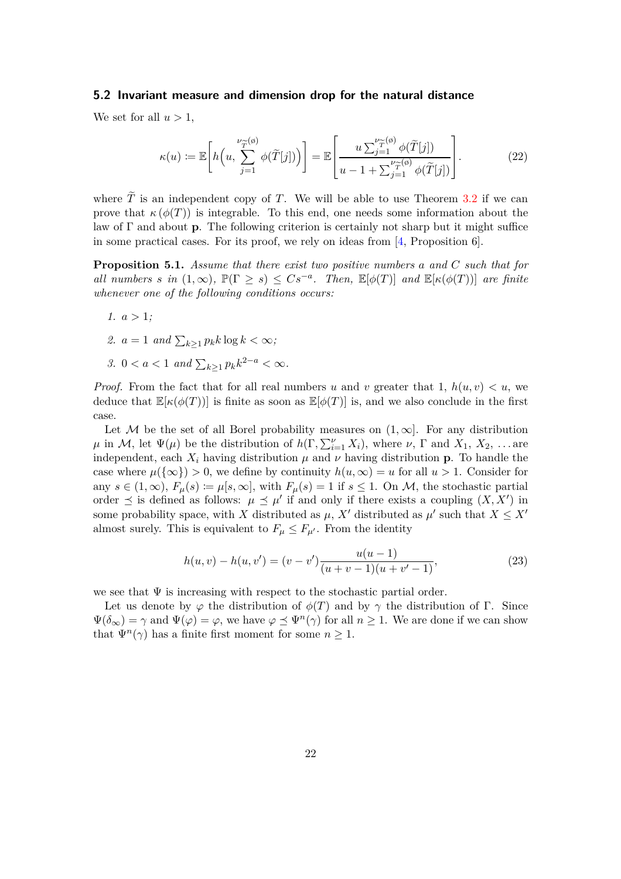### 5.2 Invariant measure and dimension drop for the natural distance

We set for all $u > 1$,

$$\kappa(u) := \mathbb{E}\left[h\Big(u, \sum_{j=1}^{\nu_{\widetilde{T}}(\varnothing)} \phi(\widetilde{T}[j])\Big)\right] = \mathbb{E}\left[\frac{u\sum_{j=1}^{\nu_{\widetilde{T}}(\varnothing)} \phi(\widetilde{T}[j])}{u-1+\sum_{j=1}^{\nu_{\widetilde{T}}(\varnothing)} \phi(\widetilde{T}[j])}\right]. \tag{22}$$

where $\widetilde{T}$ is an independent copy of $T$. We will be able to use Theorem 3.2 if we can prove that $\kappa(\phi(T))$ is integrable. To this end, one needs some information about the law of $\Gamma$ and about $\mathbf{p}$. The following criterion is certainly not sharp but it might suffice in some practical cases. For its proof, we rely on ideas from [4, Proposition 6].

**Proposition 5.1.** *Assume that there exist two positive numbers $a$ and $C$ such that for all numbers $s$ in $(1, \infty)$, $\mathbb{P}(\Gamma \geq s) \leq Cs^{-a}$. Then, $\mathbb{E}[\phi(T)]$ and $\mathbb{E}[\kappa(\phi(T))]$ are finite whenever one of the following conditions occurs:*

1. *$a > 1$;*
2. *$a = 1$ and $\sum_{k\geq 1} p_k k \log k < \infty$;*
3. *$0 < a < 1$ and $\sum_{k\geq 1} p_k k^{2-a} < \infty$.*

*Proof.* From the fact that for all real numbers $u$ and $v$ greater that 1, $h(u, v) < u$, we deduce that $\mathbb{E}[\kappa(\phi(T))]$ is finite as soon as $\mathbb{E}[\phi(T)]$ is, and we also conclude in the first case.

Let $\mathcal{M}$ be the set of all Borel probability measures on $(1, \infty]$. For any distribution $\mu$ in $\mathcal{M}$, let $\Psi(\mu)$ be the distribution of $h(\Gamma, \sum_{i=1}^{\nu} X_i)$, where $\nu$, $\Gamma$ and $X_1$, $X_2$, ... are independent, each $X_i$ having distribution $\mu$ and $\nu$ having distribution $\mathbf{p}$. To handle the case where $\mu(\{\infty\}) > 0$, we define by continuity $h(u, \infty) = u$ for all $u > 1$. Consider for any $s \in (1, \infty)$, $F_\mu(s) := \mu[s, \infty]$, with $F_\mu(s) = 1$ if $s \leq 1$. On $\mathcal{M}$, the stochastic partial order $\preceq$ is defined as follows: $\mu \preceq \mu'$ if and only if there exists a coupling $(X, X')$ in some probability space, with $X$ distributed as $\mu$, $X'$ distributed as $\mu'$ such that $X \leq X'$ almost surely. This is equivalent to $F_\mu \leq F_{\mu'}$. From the identity

$$h(u, v) - h(u, v') = (v - v')\frac{u(u-1)}{(u+v-1)(u+v'-1)}, \tag{23}$$

we see that $\Psi$ is increasing with respect to the stochastic partial order.

Let us denote by $\varphi$ the distribution of $\phi(T)$ and by $\gamma$ the distribution of $\Gamma$. Since $\Psi(\delta_\infty) = \gamma$ and $\Psi(\varphi) = \varphi$, we have $\varphi \preceq \Psi^n(\gamma)$ for all $n \geq 1$. We are done if we can show that $\Psi^n(\gamma)$ has a finite first moment for some $n \geq 1$.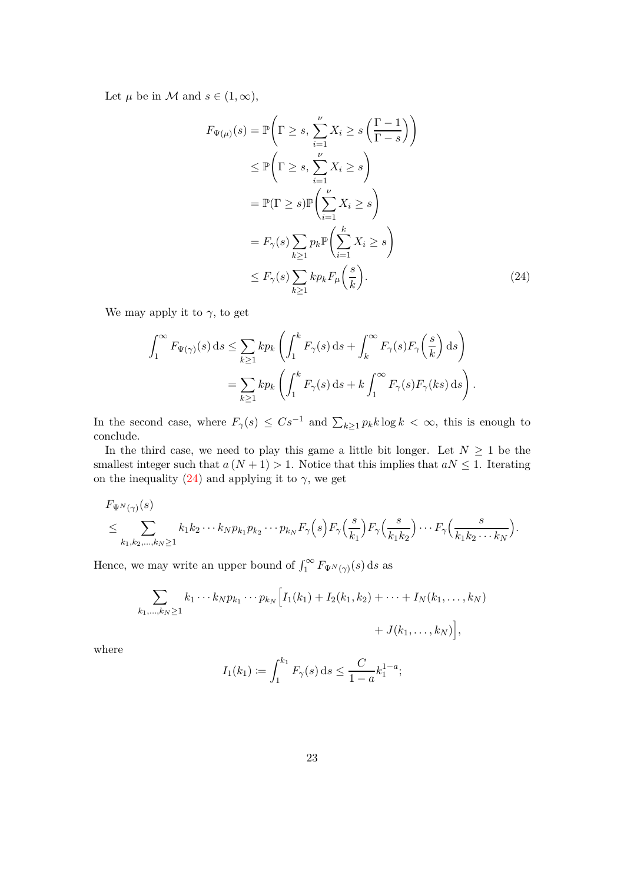Let $\mu$ be in $\mathcal{M}$ and $s \in (1, \infty)$,

$$
\begin{aligned}
F_{\Psi(\mu)}(s) &= \mathbb{P}\Bigg(\Gamma \geq s,\, \sum_{i=1}^{\nu} X_i \geq s\left(\frac{\Gamma - 1}{\Gamma - s}\right)\Bigg) \\
&\leq \mathbb{P}\Bigg(\Gamma \geq s,\, \sum_{i=1}^{\nu} X_i \geq s\Bigg) \\
&= \mathbb{P}(\Gamma \geq s)\mathbb{P}\Bigg(\sum_{i=1}^{\nu} X_i \geq s\Bigg) \\
&= F_\gamma(s) \sum_{k \geq 1} p_k \mathbb{P}\Bigg(\sum_{i=1}^{k} X_i \geq s\Bigg) \\
&\leq F_\gamma(s) \sum_{k \geq 1} k p_k F_\mu\Big(\frac{s}{k}\Big). \qquad (24)
\end{aligned}
$$

We may apply it to $\gamma$, to get

$$
\begin{aligned}
\int_1^\infty F_{\Psi(\gamma)}(s)\,\mathrm{d}s &\leq \sum_{k \geq 1} k p_k \left(\int_1^k F_\gamma(s)\,\mathrm{d}s + \int_k^\infty F_\gamma(s) F_\gamma\Big(\frac{s}{k}\Big)\,\mathrm{d}s\right) \\
&= \sum_{k \geq 1} k p_k \left(\int_1^k F_\gamma(s)\,\mathrm{d}s + k\int_1^\infty F_\gamma(s) F_\gamma(ks)\,\mathrm{d}s\right).
\end{aligned}
$$

In the second case, where $F_\gamma(s) \leq C s^{-1}$ and $\sum_{k \geq 1} p_k k \log k < \infty$, this is enough to conclude.

In the third case, we need to play this game a little bit longer. Let $N \geq 1$ be the smallest integer such that $a\,(N+1) > 1$. Notice that this implies that $aN \leq 1$. Iterating on the inequality (24) and applying it to $\gamma$, we get

$$
\begin{aligned}
&F_{\Psi^N(\gamma)}(s) \\
&\leq \sum_{k_1, k_2, \ldots, k_N \geq 1} k_1 k_2 \cdots k_N p_{k_1} p_{k_2} \cdots p_{k_N} F_\gamma\Big(s\Big) F_\gamma\Big(\frac{s}{k_1}\Big) F_\gamma\Big(\frac{s}{k_1 k_2}\Big) \cdots F_\gamma\Big(\frac{s}{k_1 k_2 \cdots k_N}\Big).
\end{aligned}
$$

Hence, we may write an upper bound of $\int_1^\infty F_{\Psi^N(\gamma)}(s)\,\mathrm{d}s$ as

$$
\begin{aligned}
\sum_{k_1, \ldots, k_N \geq 1} k_1 \cdots k_N p_{k_1} \cdots p_{k_N} \Big[ I_1(k_1) + I_2(k_1, k_2) + \cdots + I_N(k_1, \ldots, k_N) \\
+ J(k_1, \ldots, k_N) \Big],
\end{aligned}
$$

where

$$
I_1(k_1) := \int_1^{k_1} F_\gamma(s)\,\mathrm{d}s \leq \frac{C}{1-a} k_1^{1-a};
$$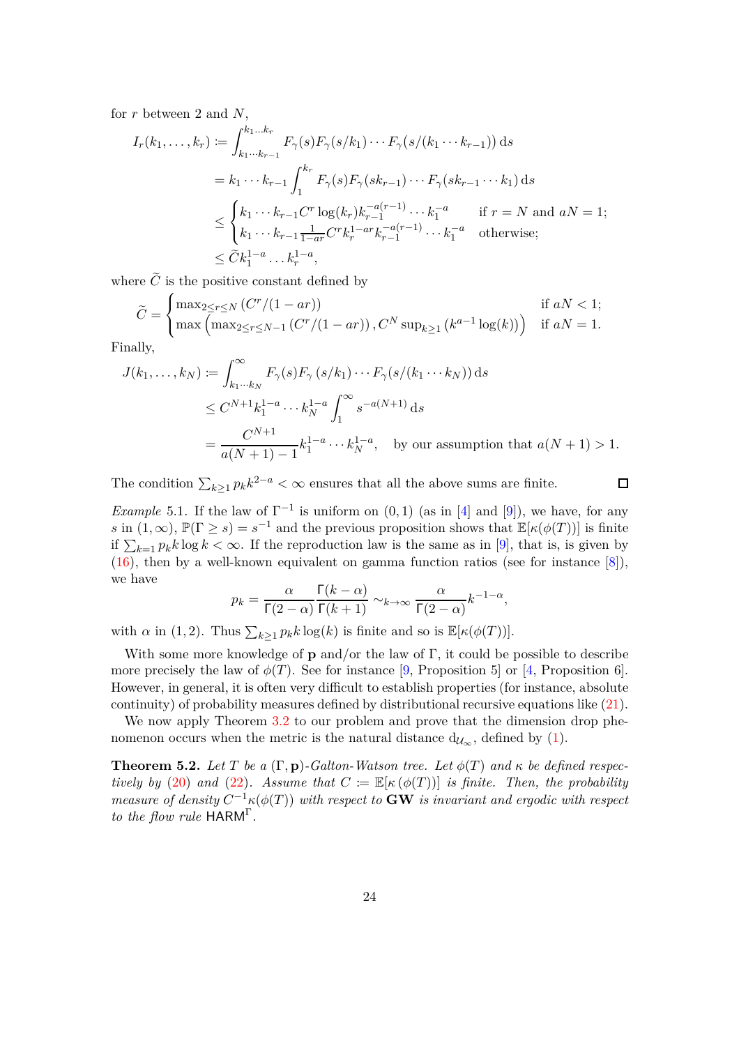for $r$ between 2 and $N$,

$$
\begin{aligned}
I_r(k_1,\ldots,k_r) &\coloneqq \int_{k_1\cdots k_{r-1}}^{k_1\ldots k_r} F_\gamma(s)F_\gamma(s/k_1)\cdots F_\gamma(s/(k_1\cdots k_{r-1}))\,\mathrm{d}s \\
&= k_1\cdots k_{r-1}\int_1^{k_r} F_\gamma(s)F_\gamma(sk_{r-1})\cdots F_\gamma(sk_{r-1}\cdots k_1)\,\mathrm{d}s \\
&\leq \begin{cases} k_1\cdots k_{r-1}C^r\log(k_r)k_{r-1}^{-a(r-1)}\cdots k_1^{-a} & \text{if } r=N \text{ and } aN=1; \\ k_1\cdots k_{r-1}\frac{1}{1-ar}C^r k_r^{1-ar}k_{r-1}^{-a(r-1)}\cdots k_1^{-a} & \text{otherwise;}\end{cases} \\
&\leq \widetilde{C}k_1^{1-a}\ldots k_r^{1-a},
\end{aligned}
$$

where $\widetilde{C}$ is the positive constant defined by

$$
\widetilde{C} = \begin{cases} \max_{2\leq r\leq N}\left(C^r/(1-ar)\right) & \text{if } aN<1; \\ \max\left(\max_{2\leq r\leq N-1}\left(C^r/(1-ar)\right), C^N\sup_{k\geq 1}\left(k^{a-1}\log(k)\right)\right) & \text{if } aN=1.\end{cases}
$$

Finally,

$$
\begin{aligned}
J(k_1,\ldots,k_N) &\coloneqq \int_{k_1\cdots k_N}^{\infty} F_\gamma(s)F_\gamma\left(s/k_1\right)\cdots F_\gamma(s/(k_1\cdots k_N))\,\mathrm{d}s \\
&\leq C^{N+1}k_1^{1-a}\cdots k_N^{1-a}\int_1^\infty s^{-a(N+1)}\,\mathrm{d}s \\
&= \frac{C^{N+1}}{a(N+1)-1}k_1^{1-a}\cdots k_N^{1-a}, \quad \text{by our assumption that } a(N+1)>1.
\end{aligned}
$$

The condition $\sum_{k\geq 1}p_k k^{2-a}<\infty$ ensures that all the above sums are finite. ☐

*Example* 5.1. If the law of $\Gamma^{-1}$ is uniform on $(0,1)$ (as in [4] and [9]), we have, for any $s$ in $(1,\infty)$, $\mathbb{P}(\Gamma\geq s)=s^{-1}$ and the previous proposition shows that $\mathbb{E}[\kappa(\phi(T))]$ is finite if $\sum_{k=1}p_k k\log k<\infty$. If the reproduction law is the same as in [9], that is, is given by (16), then by a well-known equivalent on gamma function ratios (see for instance [8]), we have

$$
p_k = \frac{\alpha}{\Gamma(2-\alpha)}\frac{\Gamma(k-\alpha)}{\Gamma(k+1)} \sim_{k\to\infty} \frac{\alpha}{\Gamma(2-\alpha)}k^{-1-\alpha},
$$

with $\alpha$ in $(1,2)$. Thus $\sum_{k\geq 1}p_k k\log(k)$ is finite and so is $\mathbb{E}[\kappa(\phi(T))]$.

With some more knowledge of $\mathbf{p}$ and/or the law of $\Gamma$, it could be possible to describe more precisely the law of $\phi(T)$. See for instance [9, Proposition 5] or [4, Proposition 6]. However, in general, it is often very difficult to establish properties (for instance, absolute continuity) of probability measures defined by distributional recursive equations like (21).

We now apply Theorem 3.2 to our problem and prove that the dimension drop phenomenon occurs when the metric is the natural distance $\mathrm{d}_{\mathcal{U}_\infty}$, defined by (1).

**Theorem 5.2.** *Let $T$ be a $(\Gamma,\mathbf{p})$-Galton-Watson tree. Let $\phi(T)$ and $\kappa$ be defined respectively by (20) and (22). Assume that $C\coloneqq\mathbb{E}[\kappa\left(\phi(T)\right)]$ is finite. Then, the probability measure of density $C^{-1}\kappa(\phi(T))$ with respect to $\mathbf{GW}$ is invariant and ergodic with respect to the flow rule $\mathsf{HARM}^\Gamma$.*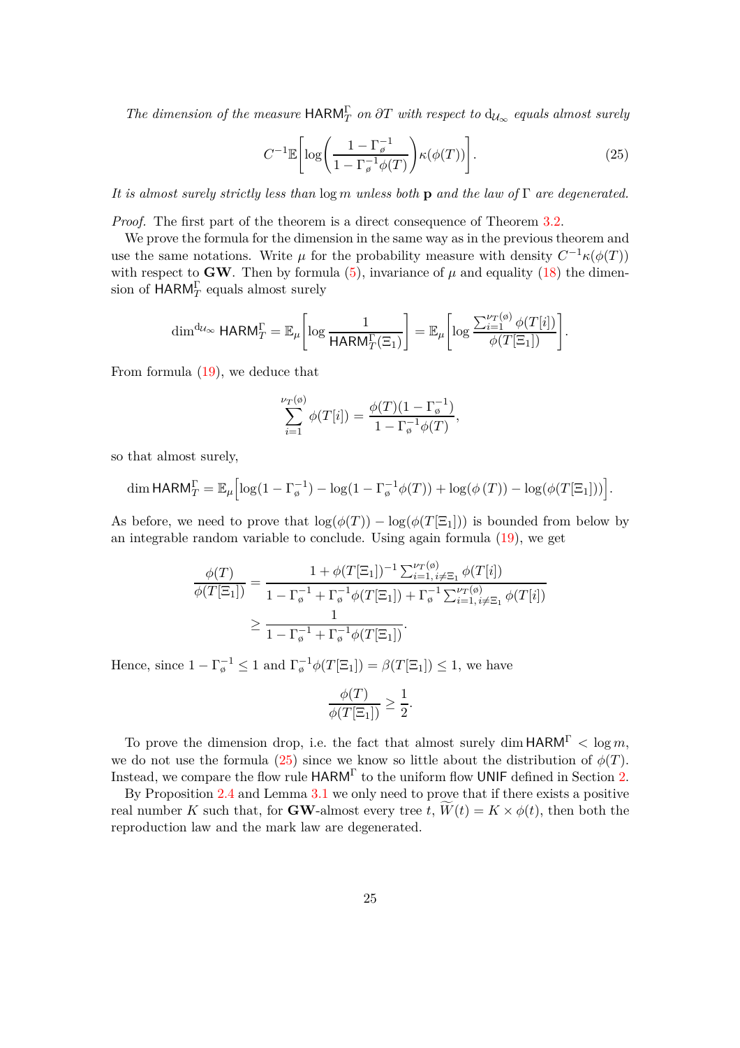*The dimension of the measure $\mathsf{HARM}_T^\Gamma$ on $\partial T$ with respect to $\mathrm{d}_{\mathcal{U}_\infty}$ equals almost surely*

$$C^{-1}\mathbb{E}\left[\log\left(\frac{1-\Gamma_\varnothing^{-1}}{1-\Gamma_\varnothing^{-1}\phi(T)}\right)\kappa(\phi(T))\right]. \tag{25}$$

*It is almost surely strictly less than $\log m$ unless both $\mathbf{p}$ and the law of $\Gamma$ are degenerated.*

*Proof.* The first part of the theorem is a direct consequence of Theorem 3.2.

We prove the formula for the dimension in the same way as in the previous theorem and use the same notations. Write $\mu$ for the probability measure with density $C^{-1}\kappa(\phi(T))$ with respect to $\mathbf{GW}$. Then by formula (5), invariance of $\mu$ and equality (18) the dimension of $\mathsf{HARM}_T^\Gamma$ equals almost surely

$$\dim^{\mathrm{d}_{\mathcal{U}_\infty}} \mathsf{HARM}_T^\Gamma = \mathbb{E}_\mu\left[\log\frac{1}{\mathsf{HARM}_T^\Gamma(\Xi_1)}\right] = \mathbb{E}_\mu\left[\log\frac{\sum_{i=1}^{\nu_T(\varnothing)}\phi(T[i])}{\phi(T[\Xi_1])}\right].$$

From formula (19), we deduce that

$$\sum_{i=1}^{\nu_T(\varnothing)}\phi(T[i]) = \frac{\phi(T)(1-\Gamma_\varnothing^{-1})}{1-\Gamma_\varnothing^{-1}\phi(T)},$$

so that almost surely,

$$\dim \mathsf{HARM}_T^\Gamma = \mathbb{E}_\mu\Big[\log(1-\Gamma_\varnothing^{-1}) - \log(1-\Gamma_\varnothing^{-1}\phi(T)) + \log(\phi(T)) - \log(\phi(T[\Xi_1]))\Big].$$

As before, we need to prove that $\log(\phi(T)) - \log(\phi(T[\Xi_1]))$ is bounded from below by an integrable random variable to conclude. Using again formula (19), we get

$$\begin{aligned}
\frac{\phi(T)}{\phi(T[\Xi_1])} &= \frac{1+\phi(T[\Xi_1])^{-1}\sum_{i=1,\, i\neq\Xi_1}^{\nu_T(\varnothing)}\phi(T[i])}{1-\Gamma_\varnothing^{-1}+\Gamma_\varnothing^{-1}\phi(T[\Xi_1])+\Gamma_\varnothing^{-1}\sum_{i=1,\, i\neq\Xi_1}^{\nu_T(\varnothing)}\phi(T[i])} \\
&\geq \frac{1}{1-\Gamma_\varnothing^{-1}+\Gamma_\varnothing^{-1}\phi(T[\Xi_1])}.
\end{aligned}$$

Hence, since $1-\Gamma_\varnothing^{-1}\leq 1$ and $\Gamma_\varnothing^{-1}\phi(T[\Xi_1]) = \beta(T[\Xi_1]) \leq 1$, we have

$$\frac{\phi(T)}{\phi(T[\Xi_1])} \geq \frac{1}{2}.$$

To prove the dimension drop, i.e. the fact that almost surely $\dim \mathsf{HARM}^\Gamma < \log m$, we do not use the formula (25) since we know so little about the distribution of $\phi(T)$. Instead, we compare the flow rule $\mathsf{HARM}^\Gamma$ to the uniform flow $\mathsf{UNIF}$ defined in Section 2.

By Proposition 2.4 and Lemma 3.1 we only need to prove that if there exists a positive real number $K$ such that, for $\mathbf{GW}$-almost every tree $t$, $\widetilde{W}(t) = K\times\phi(t)$, then both the reproduction law and the mark law are degenerated.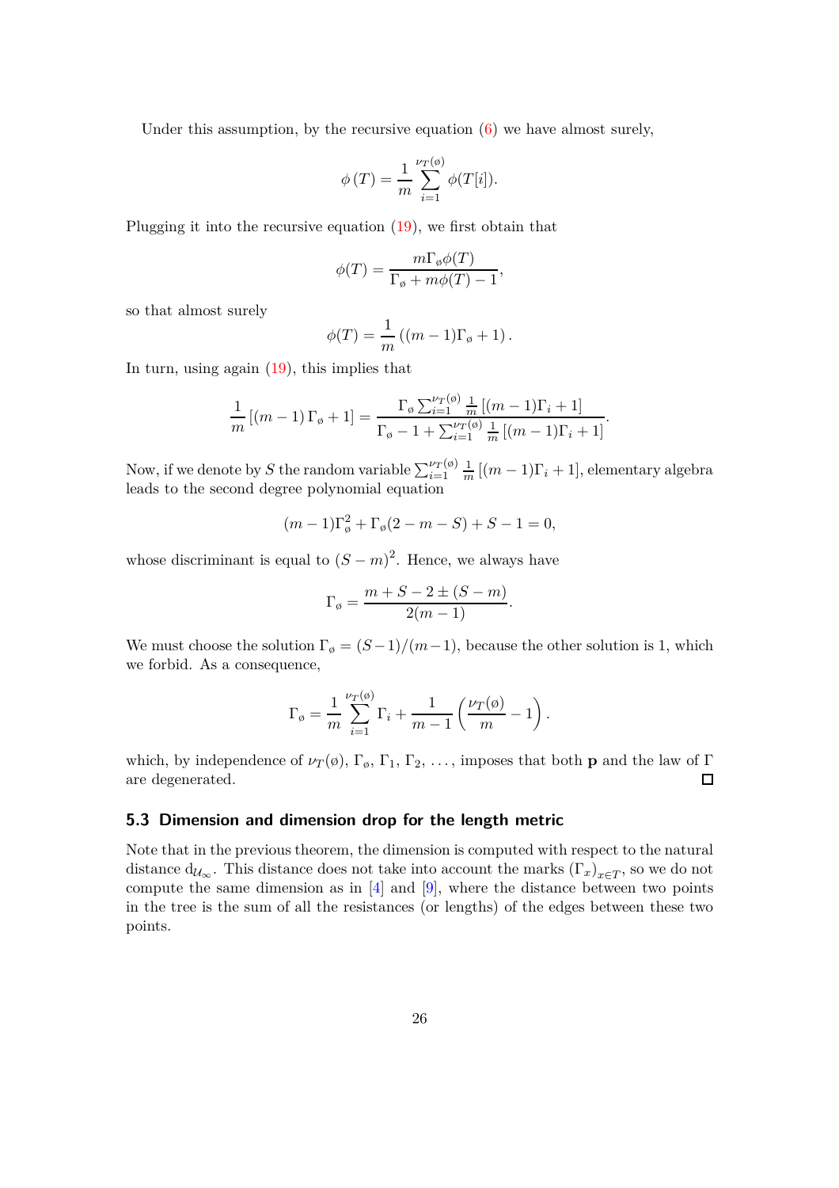Under this assumption, by the recursive equation (6) we have almost surely,

$$\phi(T) = \frac{1}{m} \sum_{i=1}^{\nu_T(\varnothing)} \phi(T[i]).$$

Plugging it into the recursive equation (19), we first obtain that

$$\phi(T) = \frac{m\Gamma_\varnothing \phi(T)}{\Gamma_\varnothing + m\phi(T) - 1},$$

so that almost surely

$$\phi(T) = \frac{1}{m}\left((m-1)\Gamma_\varnothing + 1\right).$$

In turn, using again (19), this implies that

$$\frac{1}{m}\left[(m-1)\,\Gamma_\varnothing + 1\right] = \frac{\Gamma_\varnothing \sum_{i=1}^{\nu_T(\varnothing)} \frac{1}{m}\left[(m-1)\Gamma_i + 1\right]}{\Gamma_\varnothing - 1 + \sum_{i=1}^{\nu_T(\varnothing)} \frac{1}{m}\left[(m-1)\Gamma_i + 1\right]}.$$

Now, if we denote by $S$ the random variable $\sum_{i=1}^{\nu_T(\varnothing)} \frac{1}{m}\left[(m-1)\Gamma_i + 1\right]$, elementary algebra leads to the second degree polynomial equation

$$(m-1)\Gamma_\varnothing^2 + \Gamma_\varnothing(2 - m - S) + S - 1 = 0,$$

whose discriminant is equal to $(S-m)^2$. Hence, we always have

$$\Gamma_\varnothing = \frac{m + S - 2 \pm (S - m)}{2(m-1)}.$$

We must choose the solution $\Gamma_\varnothing = (S-1)/(m-1)$, because the other solution is 1, which we forbid. As a consequence,

$$\Gamma_\varnothing = \frac{1}{m}\sum_{i=1}^{\nu_T(\varnothing)} \Gamma_i + \frac{1}{m-1}\left(\frac{\nu_T(\varnothing)}{m} - 1\right).$$

which, by independence of $\nu_T(\varnothing)$, $\Gamma_\varnothing$, $\Gamma_1$, $\Gamma_2$, ..., imposes that both $\mathbf{p}$ and the law of $\Gamma$ are degenerated. □

### 5.3 Dimension and dimension drop for the length metric

Note that in the previous theorem, the dimension is computed with respect to the natural distance $d_{\mathcal{U}_\infty}$. This distance does not take into account the marks $(\Gamma_x)_{x\in T}$, so we do not compute the same dimension as in [4] and [9], where the distance between two points in the tree is the sum of all the resistances (or lengths) of the edges between these two points.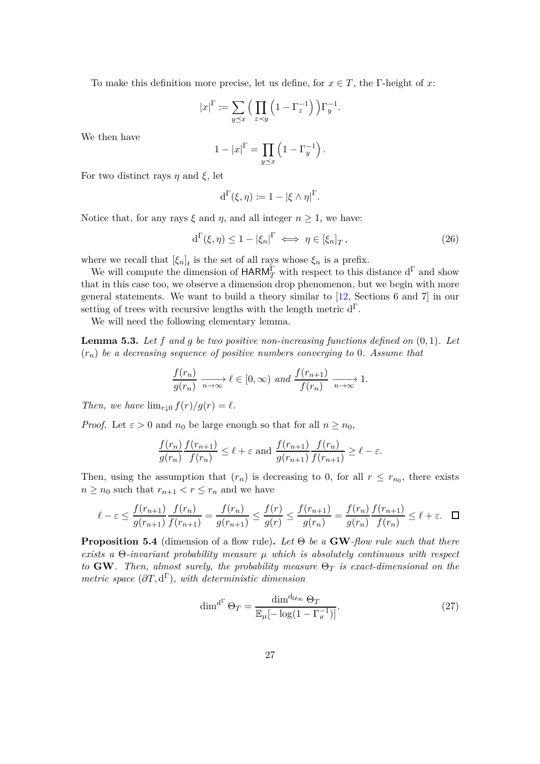To make this definition more precise, let us define, for $x \in T$, the $\Gamma$-height of $x$:

$$|x|^{\Gamma} := \sum_{y \preceq x} \Big( \prod_{z \prec y} \Big(1 - \Gamma_z^{-1}\Big) \Big) \Gamma_y^{-1}.$$

We then have

$$1 - |x|^{\Gamma} = \prod_{y \preceq x} \Big(1 - \Gamma_y^{-1}\Big).$$

For two distinct rays $\eta$ and $\xi$, let

$$\mathrm{d}^{\Gamma}(\xi, \eta) := 1 - |\xi \wedge \eta|^{\Gamma}.$$

Notice that, for any rays $\xi$ and $\eta$, and all integer $n \geq 1$, we have:

$$\mathrm{d}^{\Gamma}(\xi, \eta) \leq 1 - |\xi_n|^{\Gamma} \iff \eta \in [\xi_n]_T, \tag{26}$$

where we recall that $[\xi_n]_t$ is the set of all rays whose $\xi_n$ is a prefix.

We will compute the dimension of $\mathsf{HARM}_T^{\Gamma}$ with respect to this distance $\mathrm{d}^{\Gamma}$ and show that in this case too, we observe a dimension drop phenomenon, but we begin with more general statements. We want to build a theory similar to [12, Sections 6 and 7] in our setting of trees with recursive lengths with the length metric $\mathrm{d}^{\Gamma}$.

We will need the following elementary lemma.

**Lemma 5.3.** *Let $f$ and $g$ be two positive non-increasing functions defined on $(0, 1)$. Let $(r_n)$ be a decreasing sequence of positive numbers converging to $0$. Assume that*

$$\frac{f(r_n)}{g(r_n)} \xrightarrow[n\to\infty]{} \ell \in [0, \infty) \text{ and } \frac{f(r_{n+1})}{f(r_n)} \xrightarrow[n\to\infty]{} 1.$$

*Then, we have $\lim_{r\downarrow 0} f(r)/g(r) = \ell$.*

*Proof.* Let $\varepsilon > 0$ and $n_0$ be large enough so that for all $n \geq n_0$,

$$\frac{f(r_n)}{g(r_n)} \frac{f(r_{n+1})}{f(r_n)} \leq \ell + \varepsilon \text{ and } \frac{f(r_{n+1})}{g(r_{n+1})} \frac{f(r_n)}{f(r_{n+1})} \geq \ell - \varepsilon.$$

Then, using the assumption that $(r_n)$ is decreasing to $0$, for all $r \leq r_{n_0}$, there exists $n \geq n_0$ such that $r_{n+1} < r \leq r_n$ and we have

$$\ell - \varepsilon \leq \frac{f(r_{n+1})}{g(r_{n+1})} \frac{f(r_n)}{f(r_{n+1})} = \frac{f(r_n)}{g(r_{n+1})} \leq \frac{f(r)}{g(r)} \leq \frac{f(r_{n+1})}{g(r_n)} = \frac{f(r_n)}{g(r_n)} \frac{f(r_{n+1})}{f(r_n)} \leq \ell + \varepsilon. \quad \square$$

**Proposition 5.4** (dimension of a flow rule)**.** *Let $\Theta$ be a $\mathbf{GW}$-flow rule such that there exists a $\Theta$-invariant probability measure $\mu$ which is absolutely continuous with respect to $\mathbf{GW}$. Then, almost surely, the probability measure $\Theta_T$ is exact-dimensional on the metric space $(\partial T, \mathrm{d}^{\Gamma})$, with deterministic dimension*

$$\dim^{\mathrm{d}^{\Gamma}} \Theta_T = \frac{\dim^{\mathrm{d}_{\mathcal{U}_\infty}} \Theta_T}{\mathbb{E}_{\mu}[-\log(1 - \Gamma_{\varnothing}^{-1})]}. \tag{27}$$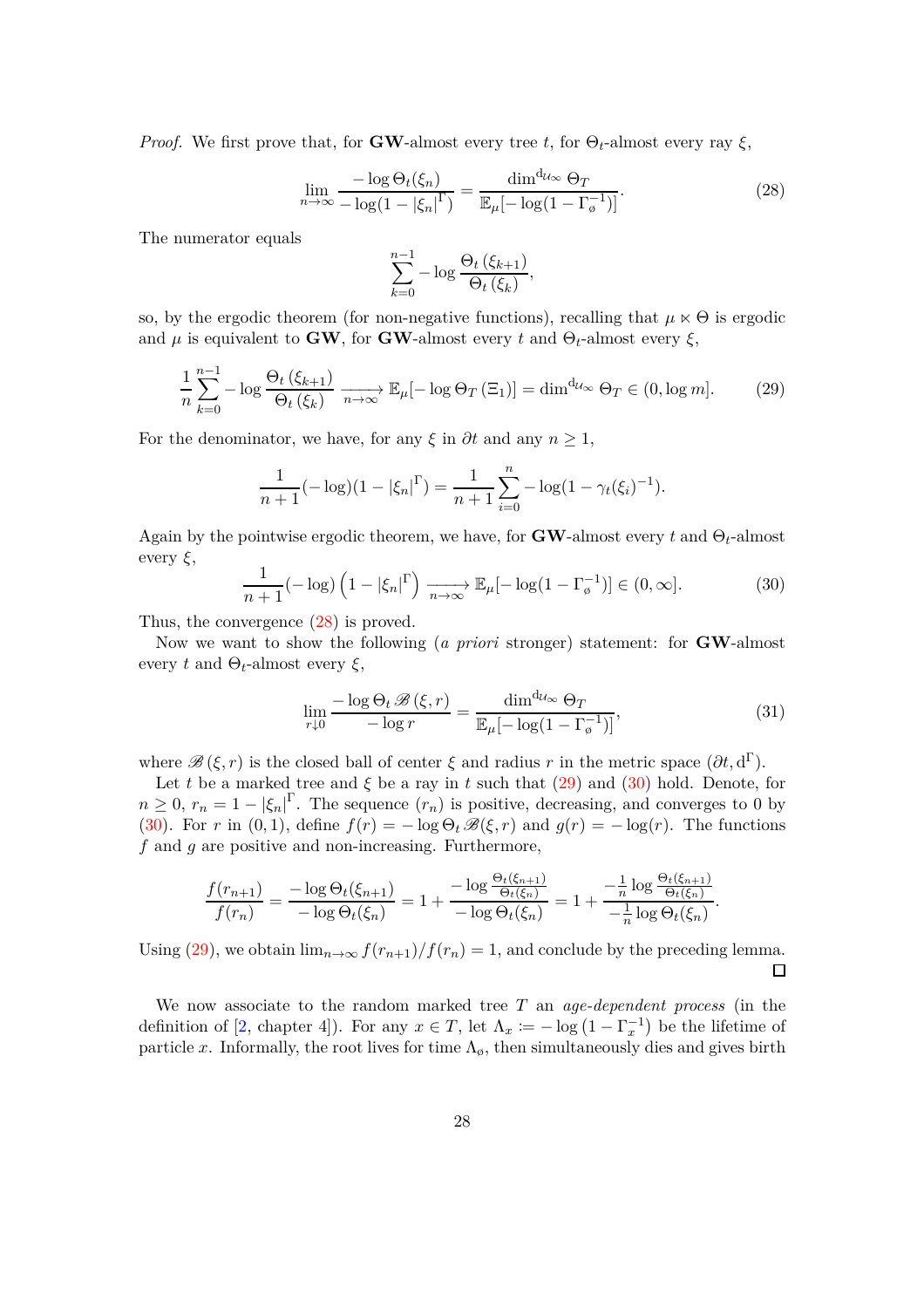*Proof.* We first prove that, for **GW**-almost every tree $t$, for $\Theta_t$-almost every ray $\xi$,

$$\lim_{n\to\infty} \frac{-\log \Theta_t(\xi_n)}{-\log(1-|\xi_n|^\Gamma)} = \frac{\dim^{\mathrm{d}_{\mathcal{U}_\infty}} \Theta_T}{\mathbb{E}_\mu[-\log(1-\Gamma_\varnothing^{-1})]}. \tag{28}$$

The numerator equals

$$\sum_{k=0}^{n-1} -\log \frac{\Theta_t(\xi_{k+1})}{\Theta_t(\xi_k)},$$

so, by the ergodic theorem (for non-negative functions), recalling that $\mu \ltimes \Theta$ is ergodic and $\mu$ is equivalent to **GW**, for **GW**-almost every $t$ and $\Theta_t$-almost every $\xi$,

$$\frac{1}{n}\sum_{k=0}^{n-1} -\log \frac{\Theta_t(\xi_{k+1})}{\Theta_t(\xi_k)} \xrightarrow[n\to\infty]{} \mathbb{E}_\mu[-\log \Theta_T(\Xi_1)] = \dim^{\mathrm{d}_{\mathcal{U}_\infty}} \Theta_T \in (0, \log m]. \tag{29}$$

For the denominator, we have, for any $\xi$ in $\partial t$ and any $n \geq 1$,

$$\frac{1}{n+1}(-\log)(1-|\xi_n|^\Gamma) = \frac{1}{n+1}\sum_{i=0}^{n} -\log(1-\gamma_t(\xi_i)^{-1}).$$

Again by the pointwise ergodic theorem, we have, for **GW**-almost every $t$ and $\Theta_t$-almost every $\xi$,

$$\frac{1}{n+1}(-\log)\left(1-|\xi_n|^\Gamma\right) \xrightarrow[n\to\infty]{} \mathbb{E}_\mu[-\log(1-\Gamma_\varnothing^{-1})] \in (0,\infty]. \tag{30}$$

Thus, the convergence (28) is proved.

Now we want to show the following (*a priori* stronger) statement: for **GW**-almost every $t$ and $\Theta_t$-almost every $\xi$,

$$\lim_{r\downarrow 0} \frac{-\log \Theta_t \mathscr{B}(\xi,r)}{-\log r} = \frac{\dim^{\mathrm{d}_{\mathcal{U}_\infty}} \Theta_T}{\mathbb{E}_\mu[-\log(1-\Gamma_\varnothing^{-1})]}, \tag{31}$$

where $\mathscr{B}(\xi,r)$ is the closed ball of center $\xi$ and radius $r$ in the metric space $(\partial t, \mathrm{d}^\Gamma)$.

Let $t$ be a marked tree and $\xi$ be a ray in $t$ such that (29) and (30) hold. Denote, for $n \geq 0$, $r_n = 1-|\xi_n|^\Gamma$. The sequence $(r_n)$ is positive, decreasing, and converges to 0 by (30). For $r$ in $(0,1)$, define $f(r) = -\log \Theta_t \mathscr{B}(\xi,r)$ and $g(r) = -\log(r)$. The functions $f$ and $g$ are positive and non-increasing. Furthermore,

$$\frac{f(r_{n+1})}{f(r_n)} = \frac{-\log \Theta_t(\xi_{n+1})}{-\log \Theta_t(\xi_n)} = 1 + \frac{-\log \frac{\Theta_t(\xi_{n+1})}{\Theta_t(\xi_n)}}{-\log \Theta_t(\xi_n)} = 1 + \frac{-\frac{1}{n}\log \frac{\Theta_t(\xi_{n+1})}{\Theta_t(\xi_n)}}{-\frac{1}{n}\log \Theta_t(\xi_n)}.$$

Using (29), we obtain $\lim_{n\to\infty} f(r_{n+1})/f(r_n) = 1$, and conclude by the preceding lemma. ∎

We now associate to the random marked tree $T$ an *age-dependent process* (in the definition of [2, chapter 4]). For any $x \in T$, let $\Lambda_x := -\log\left(1-\Gamma_x^{-1}\right)$ be the lifetime of particle $x$. Informally, the root lives for time $\Lambda_\varnothing$, then simultaneously dies and gives birth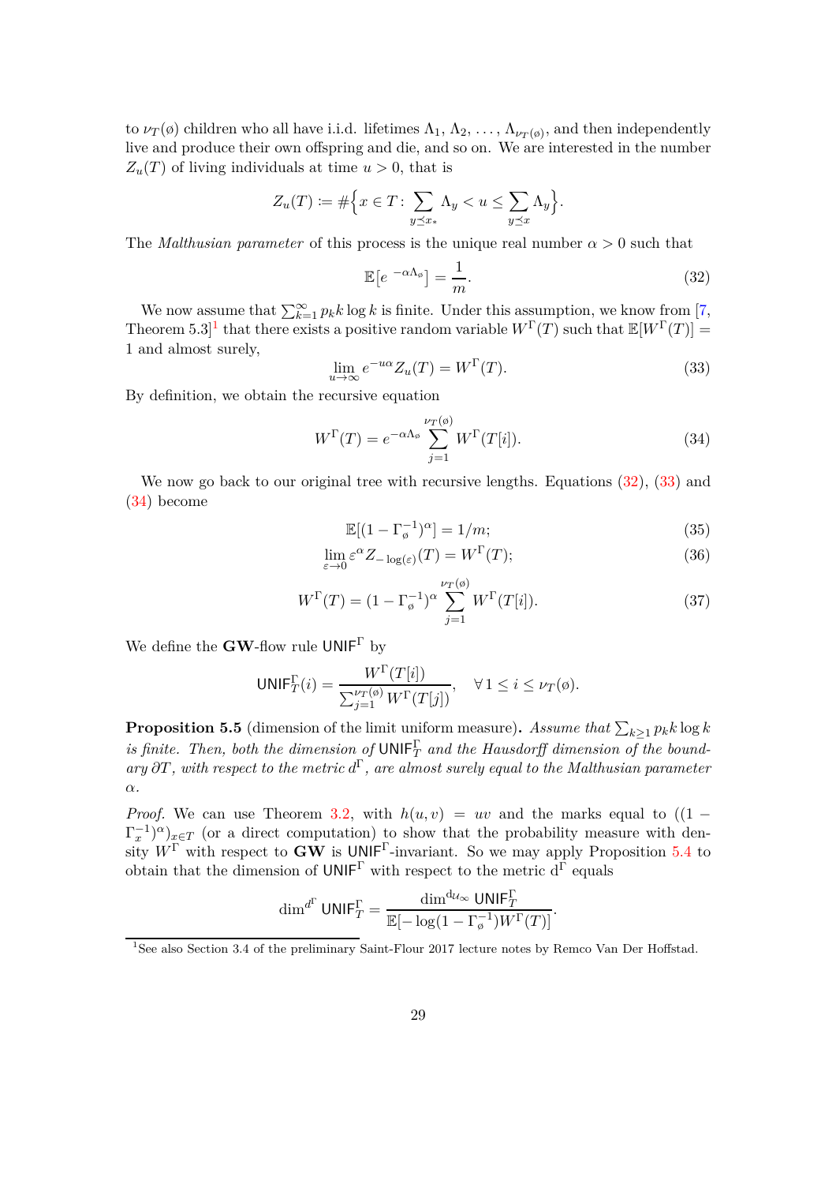to $\nu_T(\varnothing)$ children who all have i.i.d. lifetimes $\Lambda_1, \Lambda_2, \ldots, \Lambda_{\nu_T(\varnothing)}$, and then independently live and produce their own offspring and die, and so on. We are interested in the number $Z_u(T)$ of living individuals at time $u > 0$, that is

$$Z_u(T) := \#\Big\{x \in T \colon \sum_{y \preceq x_*} \Lambda_y < u \leq \sum_{y \preceq x} \Lambda_y \Big\}.$$

The *Malthusian parameter* of this process is the unique real number $\alpha > 0$ such that

$$\mathbb{E}\big[e^{\,-\alpha \Lambda_\varnothing}\big] = \frac{1}{m}. \tag{32}$$

We now assume that $\sum_{k=1}^{\infty} p_k k \log k$ is finite. Under this assumption, we know from [7, Theorem 5.3][1] that there exists a positive random variable $W^\Gamma(T)$ such that $\mathbb{E}[W^\Gamma(T)] = 1$ and almost surely,

$$\lim_{u \to \infty} e^{-u\alpha} Z_u(T) = W^\Gamma(T). \tag{33}$$

By definition, we obtain the recursive equation

$$W^\Gamma(T) = e^{-\alpha \Lambda_\varnothing} \sum_{j=1}^{\nu_T(\varnothing)} W^\Gamma(T[i]). \tag{34}$$

We now go back to our original tree with recursive lengths. Equations (32), (33) and (34) become

$$\mathbb{E}[(1 - \Gamma_\varnothing^{-1})^\alpha] = 1/m; \tag{35}$$

$$\lim_{\varepsilon \to 0} \varepsilon^\alpha Z_{-\log(\varepsilon)}(T) = W^\Gamma(T); \tag{36}$$

$$W^\Gamma(T) = (1 - \Gamma_\varnothing^{-1})^\alpha \sum_{j=1}^{\nu_T(\varnothing)} W^\Gamma(T[i]). \tag{37}$$

We define the **GW**-flow rule $\mathsf{UNIF}^\Gamma$ by

$$\mathsf{UNIF}^\Gamma_T(i) = \frac{W^\Gamma(T[i])}{\sum_{j=1}^{\nu_T(\varnothing)} W^\Gamma(T[j])}, \quad \forall\, 1 \leq i \leq \nu_T(\varnothing).$$

**Proposition 5.5** (dimension of the limit uniform measure)**.** *Assume that $\sum_{k \geq 1} p_k k \log k$ is finite. Then, both the dimension of $\mathsf{UNIF}^\Gamma_T$ and the Hausdorff dimension of the boundary $\partial T$, with respect to the metric $\mathrm{d}^\Gamma$, are almost surely equal to the Malthusian parameter $\alpha$.*

*Proof.* We can use Theorem 3.2, with $h(u, v) = uv$ and the marks equal to $((1 - \Gamma_x^{-1})^\alpha)_{x \in T}$ (or a direct computation) to show that the probability measure with density $W^\Gamma$ with respect to **GW** is $\mathsf{UNIF}^\Gamma$-invariant. So we may apply Proposition 5.4 to obtain that the dimension of $\mathsf{UNIF}^\Gamma$ with respect to the metric $\mathrm{d}^\Gamma$ equals

$$\dim^{\mathrm{d}^\Gamma} \mathsf{UNIF}^\Gamma_T = \frac{\dim^{\mathrm{d}_{\mathcal{U}_\infty}} \mathsf{UNIF}^\Gamma_T}{\mathbb{E}[-\log(1 - \Gamma_\varnothing^{-1}) W^\Gamma(T)]}.$$

[1] See also Section 3.4 of the preliminary Saint-Flour 2017 lecture notes by Remco Van Der Hoffstad.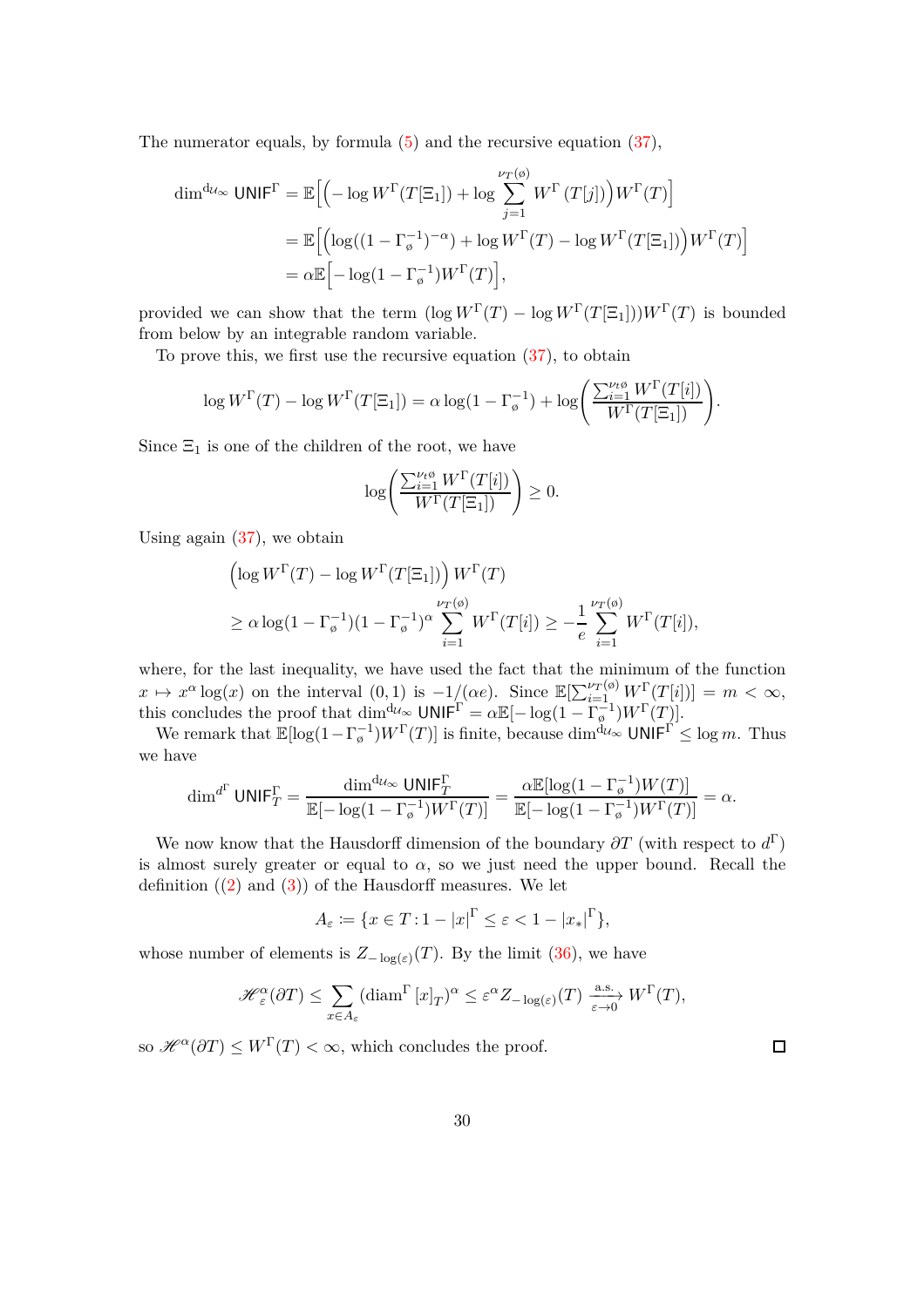The numerator equals, by formula (5) and the recursive equation (37),

$$
\begin{aligned}
\dim^{\mathrm{d}\mathcal{U}_\infty} \mathsf{UNIF}^\Gamma &= \mathbb{E}\Big[\Big(-\log W^\Gamma(T[\Xi_1]) + \log \sum_{j=1}^{\nu_T(\varnothing)} W^\Gamma\,(T[j])\Big) W^\Gamma(T)\Big] \\
&= \mathbb{E}\Big[\Big(\log((1-\Gamma_\varnothing^{-1})^{-\alpha}) + \log W^\Gamma(T) - \log W^\Gamma(T[\Xi_1])\Big) W^\Gamma(T)\Big] \\
&= \alpha \mathbb{E}\Big[-\log(1-\Gamma_\varnothing^{-1}) W^\Gamma(T)\Big],
\end{aligned}
$$

provided we can show that the term $(\log W^\Gamma(T) - \log W^\Gamma(T[\Xi_1]))W^\Gamma(T)$ is bounded from below by an integrable random variable.

To prove this, we first use the recursive equation (37), to obtain

$$
\log W^\Gamma(T) - \log W^\Gamma(T[\Xi_1]) = \alpha \log(1-\Gamma_\varnothing^{-1}) + \log\left(\frac{\sum_{i=1}^{\nu_{t\varnothing}} W^\Gamma(T[i])}{W^\Gamma(T[\Xi_1])}\right).
$$

Since $\Xi_1$ is one of the children of the root, we have

$$
\log\left(\frac{\sum_{i=1}^{\nu_{t\varnothing}} W^\Gamma(T[i])}{W^\Gamma(T[\Xi_1])}\right) \geq 0.
$$

Using again (37), we obtain

$$
\begin{aligned}
&\Big(\log W^\Gamma(T) - \log W^\Gamma(T[\Xi_1])\Big)\, W^\Gamma(T) \\
&\geq \alpha \log(1-\Gamma_\varnothing^{-1})(1-\Gamma_\varnothing^{-1})^\alpha \sum_{i=1}^{\nu_T(\varnothing)} W^\Gamma(T[i]) \geq -\frac{1}{e}\sum_{i=1}^{\nu_T(\varnothing)} W^\Gamma(T[i]),
\end{aligned}
$$

where, for the last inequality, we have used the fact that the minimum of the function $x \mapsto x^\alpha \log(x)$ on the interval $(0,1)$ is $-1/(\alpha e)$. Since $\mathbb{E}[\sum_{i=1}^{\nu_T(\varnothing)} W^\Gamma(T[i])] = m < \infty$, this concludes the proof that $\dim^{\mathrm{d}\mathcal{U}_\infty} \mathsf{UNIF}^\Gamma = \alpha\mathbb{E}[-\log(1-\Gamma_\varnothing^{-1})W^\Gamma(T)]$.

We remark that $\mathbb{E}[\log(1-\Gamma_\varnothing^{-1})W^\Gamma(T)]$ is finite, because $\dim^{\mathrm{d}\mathcal{U}_\infty} \mathsf{UNIF}^\Gamma \leq \log m$. Thus we have

$$
\dim^{d^\Gamma} \mathsf{UNIF}_T^\Gamma = \frac{\dim^{\mathrm{d}\mathcal{U}_\infty} \mathsf{UNIF}_T^\Gamma}{\mathbb{E}[-\log(1-\Gamma_\varnothing^{-1})W^\Gamma(T)]} = \frac{\alpha\mathbb{E}[\log(1-\Gamma_\varnothing^{-1})W(T)]}{\mathbb{E}[-\log(1-\Gamma_\varnothing^{-1})W^\Gamma(T)]} = \alpha.
$$

We now know that the Hausdorff dimension of the boundary $\partial T$ (with respect to $d^\Gamma$) is almost surely greater or equal to $\alpha$, so we just need the upper bound. Recall the definition ((2) and (3)) of the Hausdorff measures. We let

$$
A_\varepsilon \coloneqq \{x \in T : 1 - |x|^\Gamma \leq \varepsilon < 1 - |x_*|^\Gamma\},
$$

whose number of elements is $Z_{-\log(\varepsilon)}(T)$. By the limit (36), we have

$$
\mathscr{H}^\alpha_\varepsilon(\partial T) \leq \sum_{x \in A_\varepsilon} (\operatorname{diam}^\Gamma [x]_T)^\alpha \leq \varepsilon^\alpha Z_{-\log(\varepsilon)}(T) \xrightarrow[\varepsilon\to 0]{\text{a.s.}} W^\Gamma(T),
$$

so $\mathscr{H}^\alpha(\partial T) \leq W^\Gamma(T) < \infty$, which concludes the proof. $\square$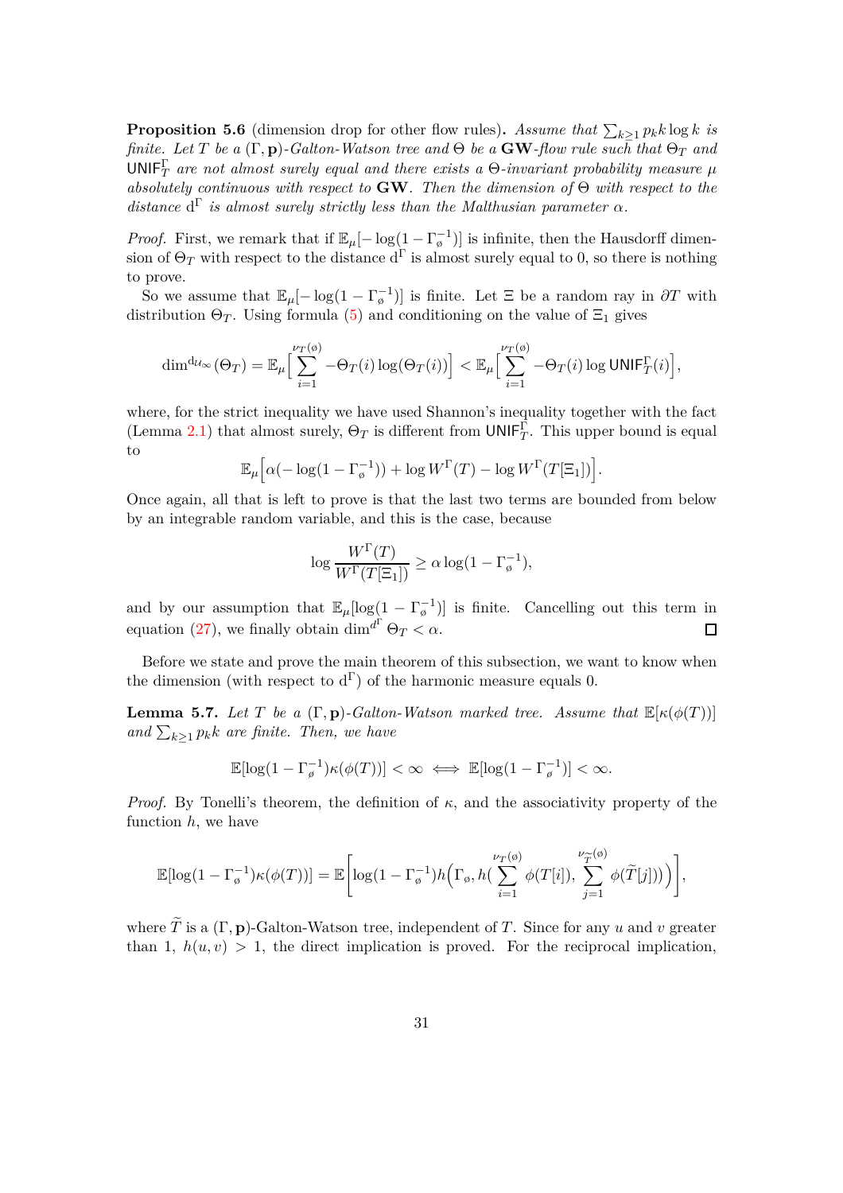**Proposition 5.6** (dimension drop for other flow rules)**.** *Assume that $\sum_{k\geq 1} p_k k \log k$ is finite. Let $T$ be a $(\Gamma, \mathbf{p})$-Galton-Watson tree and $\Theta$ be a* **GW***-flow rule such that $\Theta_T$ and $\mathsf{UNIF}_T^\Gamma$ are not almost surely equal and there exists a $\Theta$-invariant probability measure $\mu$ absolutely continuous with respect to* **GW***. Then the dimension of $\Theta$ with respect to the distance $\mathrm{d}^\Gamma$ is almost surely strictly less than the Malthusian parameter $\alpha$.*

*Proof.* First, we remark that if $\mathbb{E}_\mu[-\log(1-\Gamma_\varnothing^{-1})]$ is infinite, then the Hausdorff dimension of $\Theta_T$ with respect to the distance $\mathrm{d}^\Gamma$ is almost surely equal to 0, so there is nothing to prove.

So we assume that $\mathbb{E}_\mu[-\log(1-\Gamma_\varnothing^{-1})]$ is finite. Let $\Xi$ be a random ray in $\partial T$ with distribution $\Theta_T$. Using formula (5) and conditioning on the value of $\Xi_1$ gives

$$\dim^{\mathrm{d}_{\mathcal{U}^\infty}}(\Theta_T) = \mathbb{E}_\mu\Big[\sum_{i=1}^{\nu_T(\varnothing)} -\Theta_T(i)\log(\Theta_T(i))\Big] < \mathbb{E}_\mu\Big[\sum_{i=1}^{\nu_T(\varnothing)} -\Theta_T(i)\log \mathsf{UNIF}_T^\Gamma(i)\Big],$$

where, for the strict inequality we have used Shannon's inequality together with the fact (Lemma 2.1) that almost surely, $\Theta_T$ is different from $\mathsf{UNIF}_T^\Gamma$. This upper bound is equal to

$$\mathbb{E}_\mu\Big[\alpha(-\log(1-\Gamma_\varnothing^{-1})) + \log W^\Gamma(T) - \log W^\Gamma(T[\Xi_1])\Big].$$

Once again, all that is left to prove is that the last two terms are bounded from below by an integrable random variable, and this is the case, because

$$\log\frac{W^\Gamma(T)}{W^\Gamma(T[\Xi_1])} \geq \alpha\log(1-\Gamma_\varnothing^{-1}),$$

and by our assumption that $\mathbb{E}_\mu[\log(1-\Gamma_\varnothing^{-1})]$ is finite. Cancelling out this term in equation (27), we finally obtain $\dim^{d^\Gamma}\Theta_T < \alpha$. ☐

Before we state and prove the main theorem of this subsection, we want to know when the dimension (with respect to $\mathrm{d}^\Gamma$) of the harmonic measure equals 0.

**Lemma 5.7.** *Let $T$ be a $(\Gamma, \mathbf{p})$-Galton-Watson marked tree. Assume that $\mathbb{E}[\kappa(\phi(T))]$ and $\sum_{k\geq 1} p_k k$ are finite. Then, we have*

$$\mathbb{E}[\log(1-\Gamma_\varnothing^{-1})\kappa(\phi(T))] < \infty \iff \mathbb{E}[\log(1-\Gamma_\varnothing^{-1})] < \infty.$$

*Proof.* By Tonelli's theorem, the definition of $\kappa$, and the associativity property of the function $h$, we have

$$\mathbb{E}[\log(1-\Gamma_\varnothing^{-1})\kappa(\phi(T))] = \mathbb{E}\left[\log(1-\Gamma_\varnothing^{-1})h\Big(\Gamma_\varnothing, h(\sum_{i=1}^{\nu_T(\varnothing)}\phi(T[i]), \sum_{j=1}^{\nu_{\widetilde{T}}(\varnothing)}\phi(\widetilde{T}[j]))\Big)\right],$$

where $\widetilde{T}$ is a $(\Gamma, \mathbf{p})$-Galton-Watson tree, independent of $T$. Since for any $u$ and $v$ greater than 1, $h(u,v) > 1$, the direct implication is proved. For the reciprocal implication,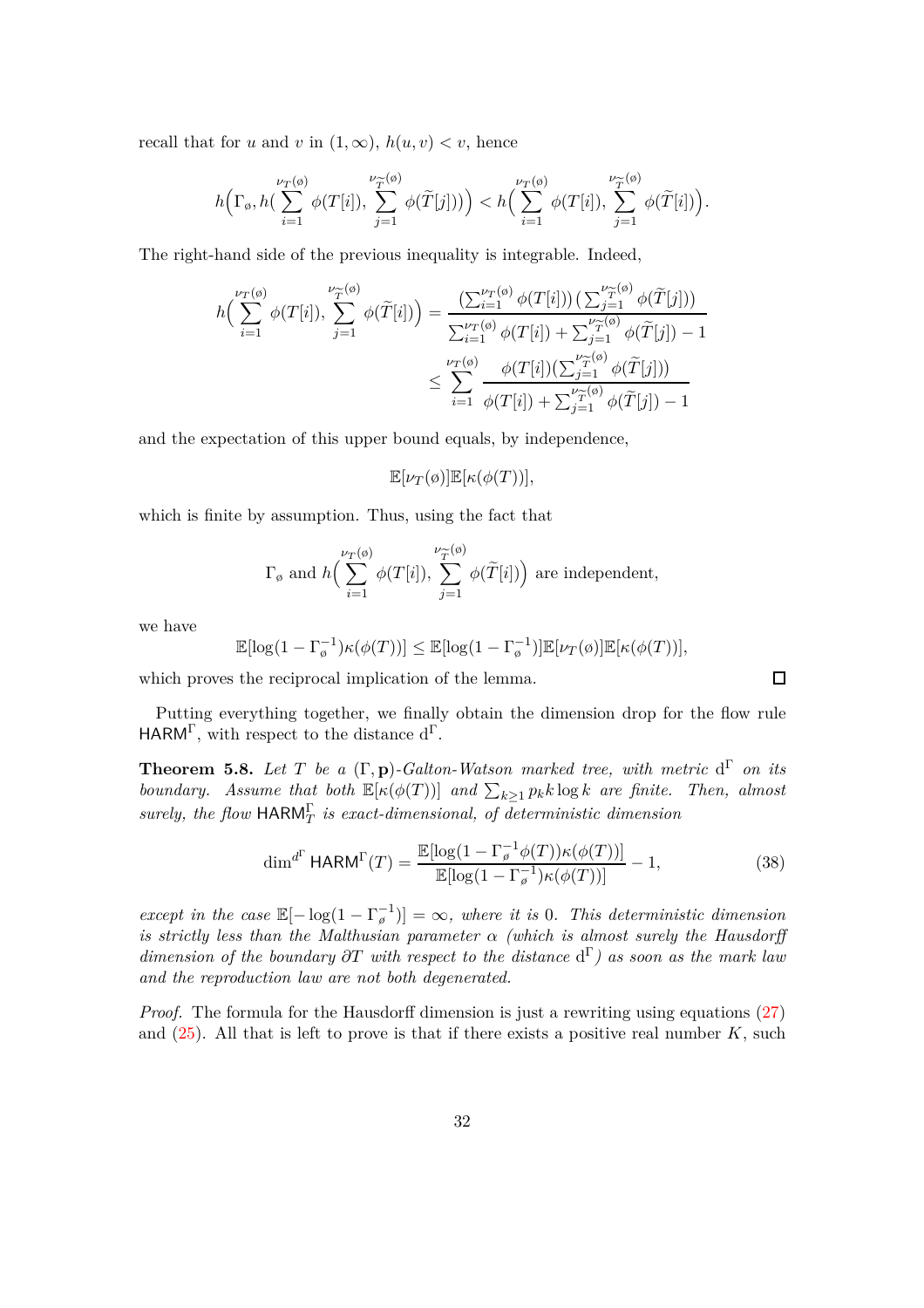recall that for $u$ and $v$ in $(1,\infty)$, $h(u,v) < v$, hence

$$h\Big(\Gamma_\varnothing, h\big(\sum_{i=1}^{\nu_T(\varnothing)} \phi(T[i]), \sum_{j=1}^{\nu_{\widetilde{T}}(\varnothing)} \phi(\widetilde{T}[j])\big)\Big) < h\Big(\sum_{i=1}^{\nu_T(\varnothing)} \phi(T[i]), \sum_{j=1}^{\nu_{\widetilde{T}}(\varnothing)} \phi(\widetilde{T}[i])\Big).$$

The right-hand side of the previous inequality is integrable. Indeed,

$$\begin{aligned} h\Big(\sum_{i=1}^{\nu_T(\varnothing)} \phi(T[i]), \sum_{j=1}^{\nu_{\widetilde{T}}(\varnothing)} \phi(\widetilde{T}[i])\Big) &= \frac{\big(\sum_{i=1}^{\nu_T(\varnothing)} \phi(T[i])\big)\big(\sum_{j=1}^{\nu_{\widetilde{T}}(\varnothing)} \phi(\widetilde{T}[j])\big)}{\sum_{i=1}^{\nu_T(\varnothing)} \phi(T[i]) + \sum_{j=1}^{\nu_{\widetilde{T}}(\varnothing)} \phi(\widetilde{T}[j]) - 1} \\ &\leq \sum_{i=1}^{\nu_T(\varnothing)} \frac{\phi(T[i])(\sum_{j=1}^{\nu_{\widetilde{T}}(\varnothing)} \phi(\widetilde{T}[j]))}{\phi(T[i]) + \sum_{j=1}^{\nu_{\widetilde{T}}(\varnothing)} \phi(\widetilde{T}[j]) - 1} \end{aligned}$$

and the expectation of this upper bound equals, by independence,

$$\mathbb{E}[\nu_T(\varnothing)]\mathbb{E}[\kappa(\phi(T))],$$

which is finite by assumption. Thus, using the fact that

$$\Gamma_\varnothing \text{ and } h\Big(\sum_{i=1}^{\nu_T(\varnothing)} \phi(T[i]), \sum_{j=1}^{\nu_{\widetilde{T}}(\varnothing)} \phi(\widetilde{T}[i])\Big) \text{ are independent,}$$

we have

$$\mathbb{E}[\log(1-\Gamma_\varnothing^{-1})\kappa(\phi(T))] \leq \mathbb{E}[\log(1-\Gamma_\varnothing^{-1})]\mathbb{E}[\nu_T(\varnothing)]\mathbb{E}[\kappa(\phi(T))],$$

which proves the reciprocal implication of the lemma. ∎

Putting everything together, we finally obtain the dimension drop for the flow rule $\mathsf{HARM}^\Gamma$, with respect to the distance $\mathrm{d}^\Gamma$.

**Theorem 5.8.** *Let $T$ be a $(\Gamma, \mathbf{p})$-Galton-Watson marked tree, with metric $\mathrm{d}^\Gamma$ on its boundary. Assume that both $\mathbb{E}[\kappa(\phi(T))]$ and $\sum_{k\geq 1} p_k k \log k$ are finite. Then, almost surely, the flow $\mathsf{HARM}_T^\Gamma$ is exact-dimensional, of deterministic dimension*

$$\dim^{d^\Gamma} \mathsf{HARM}^\Gamma(T) = \frac{\mathbb{E}[\log(1-\Gamma_\varnothing^{-1}\phi(T))\kappa(\phi(T))]}{\mathbb{E}[\log(1-\Gamma_\varnothing^{-1})\kappa(\phi(T))]} - 1, \tag{38}$$

*except in the case $\mathbb{E}[-\log(1-\Gamma_\varnothing^{-1})] = \infty$, where it is 0. This deterministic dimension is strictly less than the Malthusian parameter $\alpha$ (which is almost surely the Hausdorff dimension of the boundary $\partial T$ with respect to the distance $\mathrm{d}^\Gamma$) as soon as the mark law and the reproduction law are not both degenerated.*

*Proof.* The formula for the Hausdorff dimension is just a rewriting using equations (27) and (25). All that is left to prove is that if there exists a positive real number $K$, such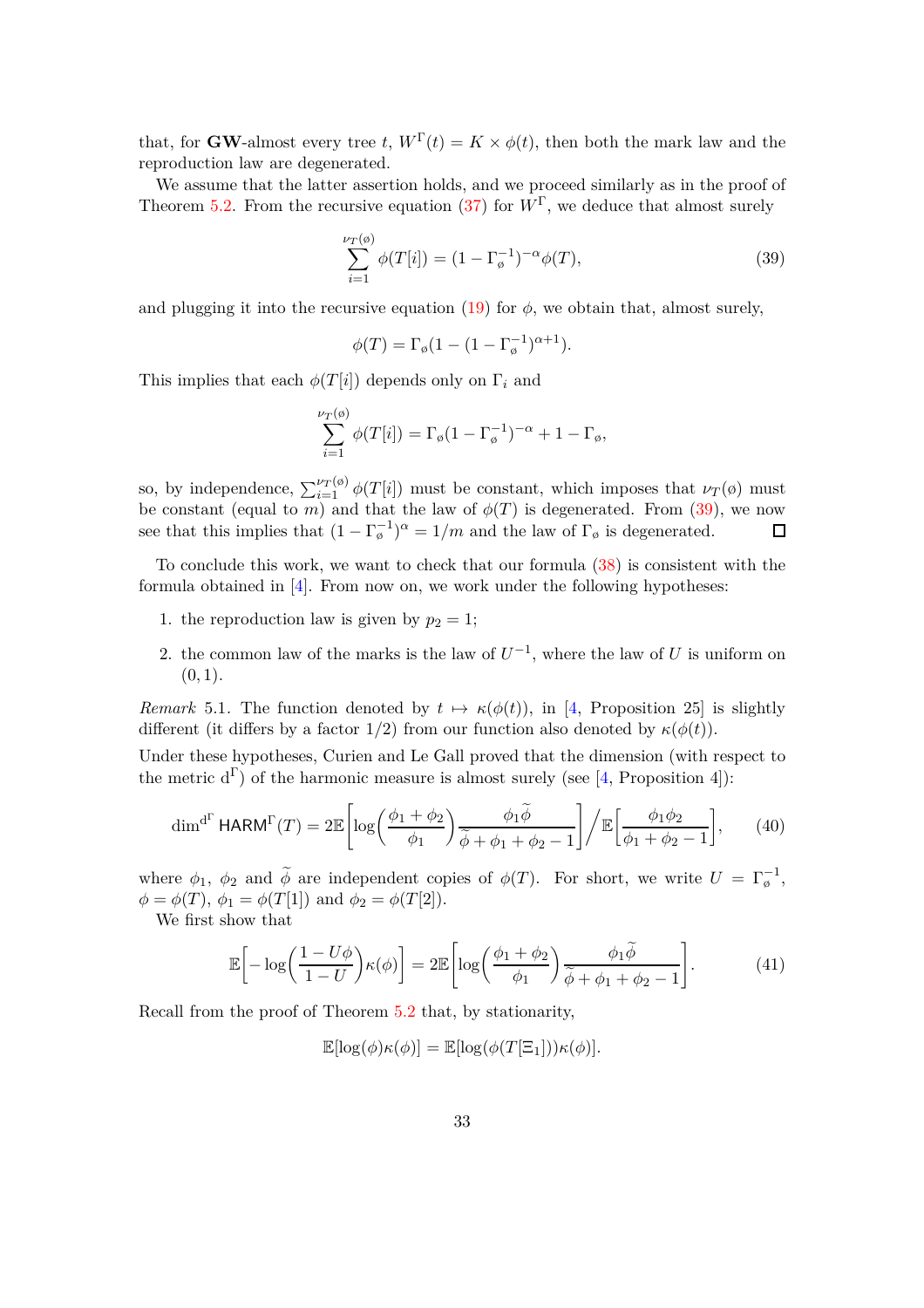that, for **GW**-almost every tree $t$, $W^\Gamma(t) = K \times \phi(t)$, then both the mark law and the reproduction law are degenerated.

We assume that the latter assertion holds, and we proceed similarly as in the proof of Theorem 5.2. From the recursive equation (37) for $W^\Gamma$, we deduce that almost surely

$$\sum_{i=1}^{\nu_T(\varnothing)} \phi(T[i]) = (1 - \Gamma_\varnothing^{-1})^{-\alpha} \phi(T), \tag{39}$$

and plugging it into the recursive equation (19) for $\phi$, we obtain that, almost surely,

$$\phi(T) = \Gamma_\varnothing (1 - (1 - \Gamma_\varnothing^{-1})^{\alpha+1}).$$

This implies that each $\phi(T[i])$ depends only on $\Gamma_i$ and

$$\sum_{i=1}^{\nu_T(\varnothing)} \phi(T[i]) = \Gamma_\varnothing (1 - \Gamma_\varnothing^{-1})^{-\alpha} + 1 - \Gamma_\varnothing,$$

so, by independence, $\sum_{i=1}^{\nu_T(\varnothing)} \phi(T[i])$ must be constant, which imposes that $\nu_T(\varnothing)$ must be constant (equal to $m$) and that the law of $\phi(T)$ is degenerated. From (39), we now see that this implies that $(1 - \Gamma_\varnothing^{-1})^\alpha = 1/m$ and the law of $\Gamma_\varnothing$ is degenerated. □

To conclude this work, we want to check that our formula (38) is consistent with the formula obtained in [4]. From now on, we work under the following hypotheses:

1. the reproduction law is given by $p_2 = 1$;
2. the common law of the marks is the law of $U^{-1}$, where the law of $U$ is uniform on $(0, 1)$.

*Remark* 5.1. The function denoted by $t \mapsto \kappa(\phi(t))$, in [4, Proposition 25] is slightly different (it differs by a factor 1/2) from our function also denoted by $\kappa(\phi(t))$.

Under these hypotheses, Curien and Le Gall proved that the dimension (with respect to the metric $\mathrm{d}^\Gamma$) of the harmonic measure is almost surely (see [4, Proposition 4]):

$$\dim^{\mathrm{d}^\Gamma} \mathsf{HARM}^\Gamma(T) = 2\mathbb{E}\left[\log\left(\frac{\phi_1 + \phi_2}{\phi_1}\right) \frac{\phi_1 \widetilde{\phi}}{\widetilde{\phi} + \phi_1 + \phi_2 - 1}\right] \Big/ \mathbb{E}\left[\frac{\phi_1 \phi_2}{\phi_1 + \phi_2 - 1}\right], \tag{40}$$

where $\phi_1$, $\phi_2$ and $\widetilde{\phi}$ are independent copies of $\phi(T)$. For short, we write $U = \Gamma_\varnothing^{-1}$, $\phi = \phi(T)$, $\phi_1 = \phi(T[1])$ and $\phi_2 = \phi(T[2])$.

We first show that

$$\mathbb{E}\left[-\log\left(\frac{1 - U\phi}{1 - U}\right)\kappa(\phi)\right] = 2\mathbb{E}\left[\log\left(\frac{\phi_1 + \phi_2}{\phi_1}\right) \frac{\phi_1 \widetilde{\phi}}{\widetilde{\phi} + \phi_1 + \phi_2 - 1}\right]. \tag{41}$$

Recall from the proof of Theorem 5.2 that, by stationarity,

$$\mathbb{E}[\log(\phi)\kappa(\phi)] = \mathbb{E}[\log(\phi(T[\Xi_1]))\kappa(\phi)].$$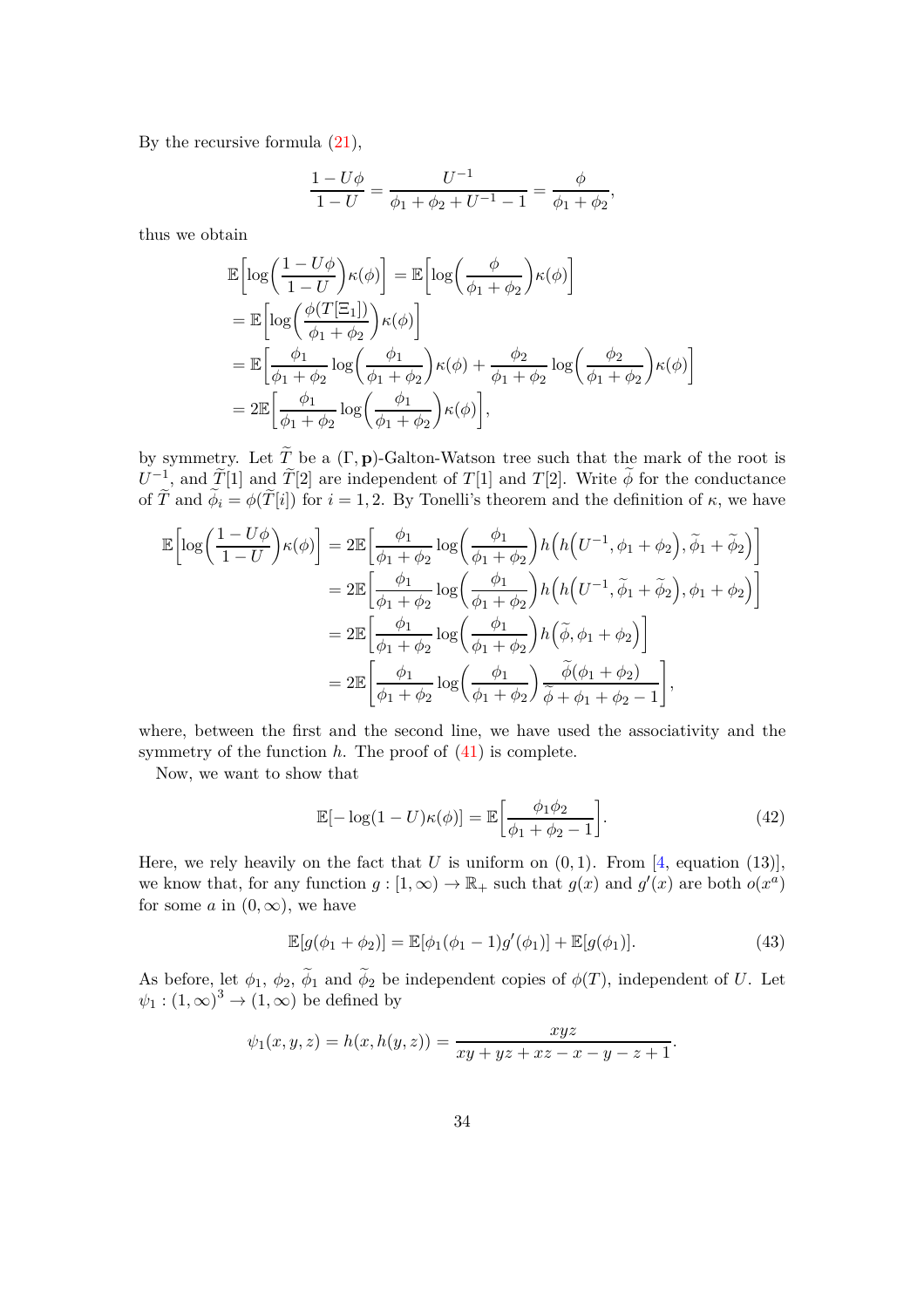By the recursive formula (21),

$$\frac{1-U\phi}{1-U} = \frac{U^{-1}}{\phi_1+\phi_2+U^{-1}-1} = \frac{\phi}{\phi_1+\phi_2},$$

thus we obtain

$$\begin{aligned}
&\mathbb{E}\bigg[\log\bigg(\frac{1-U\phi}{1-U}\bigg)\kappa(\phi)\bigg] = \mathbb{E}\bigg[\log\bigg(\frac{\phi}{\phi_1+\phi_2}\bigg)\kappa(\phi)\bigg] \\
&= \mathbb{E}\bigg[\log\bigg(\frac{\phi(T[\Xi_1])}{\phi_1+\phi_2}\bigg)\kappa(\phi)\bigg] \\
&= \mathbb{E}\bigg[\frac{\phi_1}{\phi_1+\phi_2}\log\bigg(\frac{\phi_1}{\phi_1+\phi_2}\bigg)\kappa(\phi) + \frac{\phi_2}{\phi_1+\phi_2}\log\bigg(\frac{\phi_2}{\phi_1+\phi_2}\bigg)\kappa(\phi)\bigg] \\
&= 2\mathbb{E}\bigg[\frac{\phi_1}{\phi_1+\phi_2}\log\bigg(\frac{\phi_1}{\phi_1+\phi_2}\bigg)\kappa(\phi)\bigg],
\end{aligned}$$

by symmetry. Let $\widetilde{T}$ be a $(\Gamma, \mathbf{p})$-Galton-Watson tree such that the mark of the root is $U^{-1}$, and $\widetilde{T}[1]$ and $\widetilde{T}[2]$ are independent of $T[1]$ and $T[2]$. Write $\widetilde{\phi}$ for the conductance of $\widetilde{T}$ and $\widetilde{\phi}_i = \phi(\widetilde{T}[i])$ for $i = 1, 2$. By Tonelli's theorem and the definition of $\kappa$, we have

$$\begin{aligned}
\mathbb{E}\bigg[\log\bigg(\frac{1-U\phi}{1-U}\bigg)\kappa(\phi)\bigg] &= 2\mathbb{E}\bigg[\frac{\phi_1}{\phi_1+\phi_2}\log\bigg(\frac{\phi_1}{\phi_1+\phi_2}\bigg)h\Big(h\Big(U^{-1}, \phi_1+\phi_2\Big), \widetilde{\phi}_1+\widetilde{\phi}_2\Big)\bigg] \\
&= 2\mathbb{E}\bigg[\frac{\phi_1}{\phi_1+\phi_2}\log\bigg(\frac{\phi_1}{\phi_1+\phi_2}\bigg)h\Big(h\Big(U^{-1}, \widetilde{\phi}_1+\widetilde{\phi}_2\Big), \phi_1+\phi_2\Big)\bigg] \\
&= 2\mathbb{E}\bigg[\frac{\phi_1}{\phi_1+\phi_2}\log\bigg(\frac{\phi_1}{\phi_1+\phi_2}\bigg)h\Big(\widetilde{\phi}, \phi_1+\phi_2\Big)\bigg] \\
&= 2\mathbb{E}\bigg[\frac{\phi_1}{\phi_1+\phi_2}\log\bigg(\frac{\phi_1}{\phi_1+\phi_2}\bigg)\frac{\widetilde{\phi}(\phi_1+\phi_2)}{\widetilde{\phi}+\phi_1+\phi_2-1}\bigg],
\end{aligned}$$

where, between the first and the second line, we have used the associativity and the symmetry of the function $h$. The proof of (41) is complete.

Now, we want to show that

$$\mathbb{E}[-\log(1-U)\kappa(\phi)] = \mathbb{E}\bigg[\frac{\phi_1\phi_2}{\phi_1+\phi_2-1}\bigg]. \tag{42}$$

Here, we rely heavily on the fact that $U$ is uniform on $(0,1)$. From [4, equation (13)], we know that, for any function $g : [1,\infty) \to \mathbb{R}_+$ such that $g(x)$ and $g'(x)$ are both $o(x^a)$ for some $a$ in $(0,\infty)$, we have

$$\mathbb{E}[g(\phi_1+\phi_2)] = \mathbb{E}[\phi_1(\phi_1-1)g'(\phi_1)] + \mathbb{E}[g(\phi_1)]. \tag{43}$$

As before, let $\phi_1$, $\phi_2$, $\widetilde{\phi}_1$ and $\widetilde{\phi}_2$ be independent copies of $\phi(T)$, independent of $U$. Let $\psi_1 : (1,\infty)^3 \to (1,\infty)$ be defined by

$$\psi_1(x,y,z) = h(x, h(y,z)) = \frac{xyz}{xy+yz+xz-x-y-z+1}.$$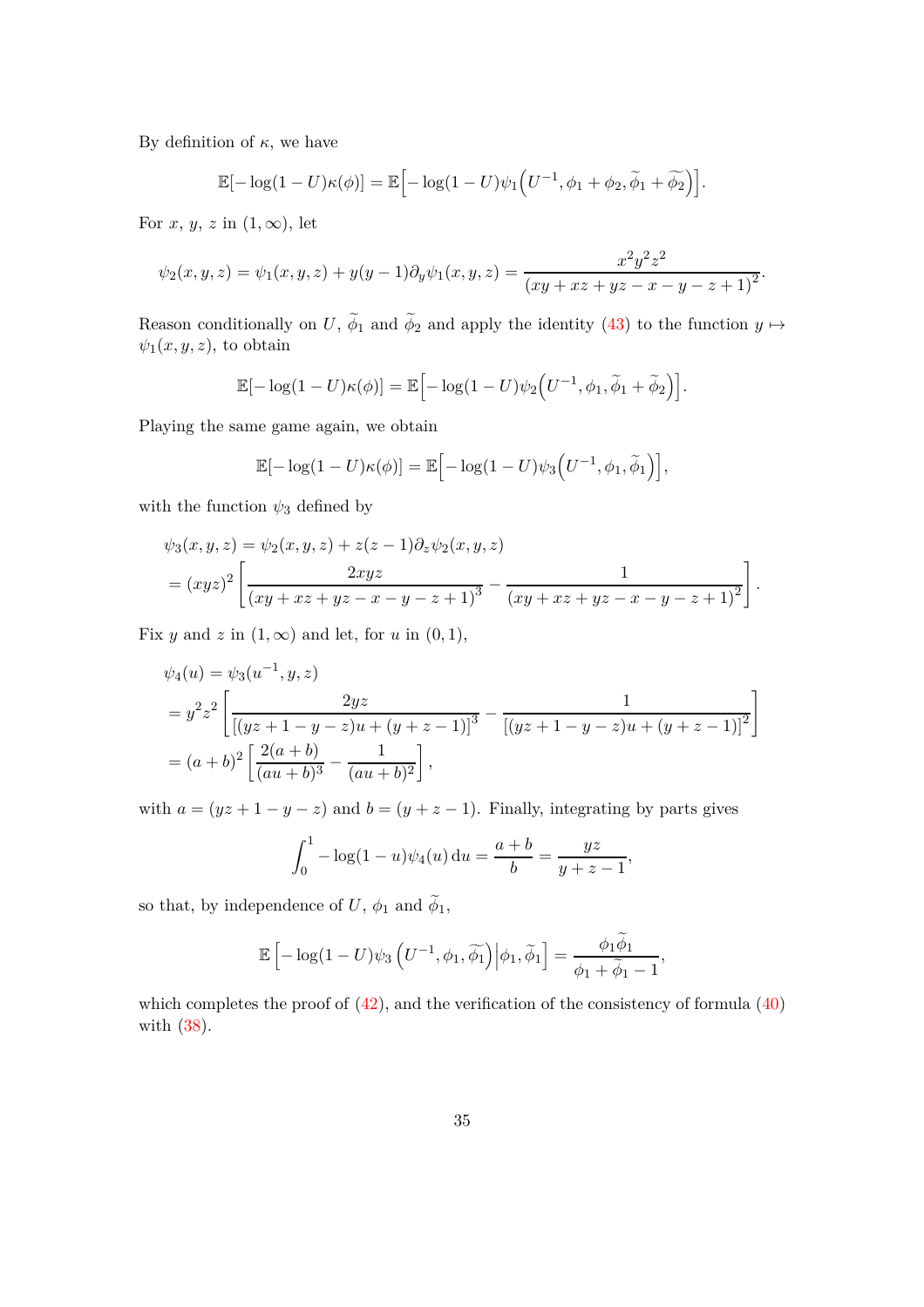By definition of $\kappa$, we have

$$\mathbb{E}[-\log(1-U)\kappa(\phi)] = \mathbb{E}\Big[-\log(1-U)\psi_1\Big(U^{-1}, \phi_1 + \phi_2, \widetilde{\phi}_1 + \widetilde{\phi_2}\Big)\Big].$$

For $x$, $y$, $z$ in $(1, \infty)$, let

$$\psi_2(x,y,z) = \psi_1(x,y,z) + y(y-1)\partial_y \psi_1(x,y,z) = \frac{x^2y^2z^2}{(xy + xz + yz - x - y - z + 1)^2}.$$

Reason conditionally on $U$, $\widetilde{\phi}_1$ and $\widetilde{\phi}_2$ and apply the identity (43) to the function $y \mapsto \psi_1(x,y,z)$, to obtain

$$\mathbb{E}[-\log(1-U)\kappa(\phi)] = \mathbb{E}\Big[-\log(1-U)\psi_2\Big(U^{-1}, \phi_1, \widetilde{\phi}_1 + \widetilde{\phi}_2\Big)\Big].$$

Playing the same game again, we obtain

$$\mathbb{E}[-\log(1-U)\kappa(\phi)] = \mathbb{E}\Big[-\log(1-U)\psi_3\Big(U^{-1}, \phi_1, \widetilde{\phi}_1\Big)\Big],$$

with the function $\psi_3$ defined by

$$\begin{aligned}
&\psi_3(x,y,z) = \psi_2(x,y,z) + z(z-1)\partial_z \psi_2(x,y,z) \\
&= (xyz)^2 \left[ \frac{2xyz}{(xy + xz + yz - x - y - z + 1)^3} - \frac{1}{(xy + xz + yz - x - y - z + 1)^2} \right].
\end{aligned}$$

Fix $y$ and $z$ in $(1, \infty)$ and let, for $u$ in $(0,1)$,

$$\begin{aligned}
&\psi_4(u) = \psi_3(u^{-1}, y, z) \\
&= y^2z^2 \left[ \frac{2yz}{[(yz + 1 - y - z)u + (y + z - 1)]^3} - \frac{1}{[(yz + 1 - y - z)u + (y + z - 1)]^2} \right] \\
&= (a+b)^2 \left[ \frac{2(a+b)}{(au+b)^3} - \frac{1}{(au+b)^2} \right],
\end{aligned}$$

with $a = (yz + 1 - y - z)$ and $b = (y + z - 1)$. Finally, integrating by parts gives

$$\int_0^1 -\log(1-u)\psi_4(u)\,\mathrm{d}u = \frac{a+b}{b} = \frac{yz}{y+z-1},$$

so that, by independence of $U$, $\phi_1$ and $\widetilde{\phi}_1$,

$$\mathbb{E}\left[-\log(1-U)\psi_3\left(U^{-1}, \phi_1, \widetilde{\phi_1}\right)\Big|\phi_1, \widetilde{\phi}_1\right] = \frac{\phi_1\widetilde{\phi}_1}{\phi_1 + \widetilde{\phi}_1 - 1},$$

which completes the proof of (42), and the verification of the consistency of formula (40) with (38).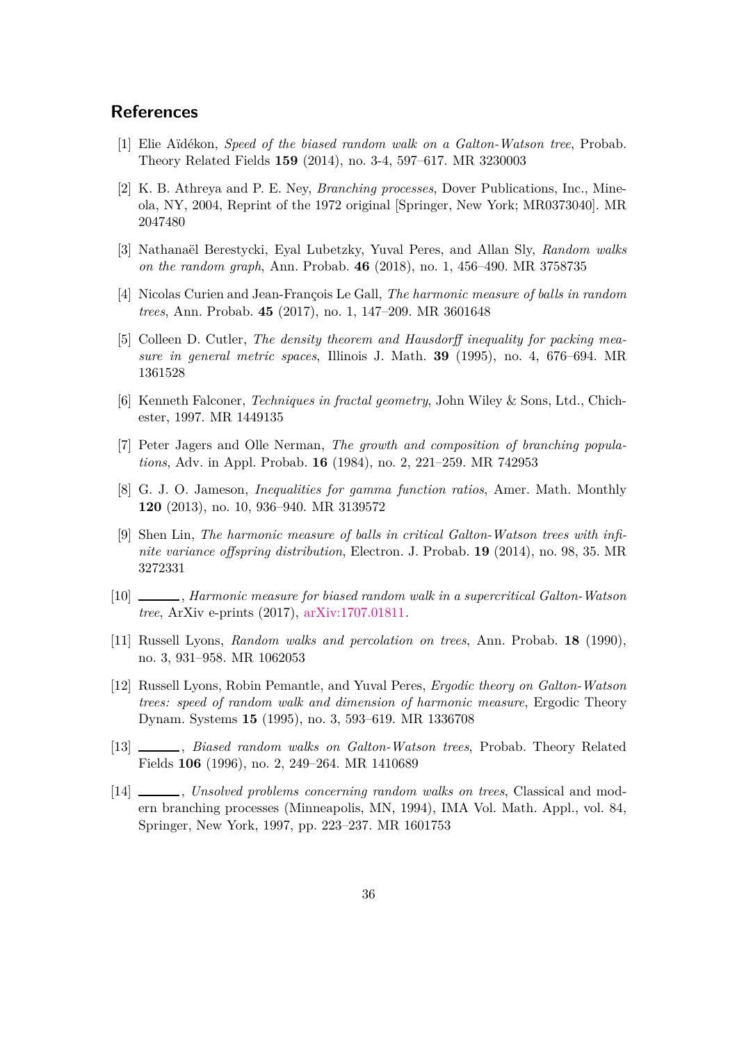## References

[1] Elie Aïdékon, *Speed of the biased random walk on a Galton-Watson tree*, Probab. Theory Related Fields **159** (2014), no. 3-4, 597–617. MR 3230003

[2] K. B. Athreya and P. E. Ney, *Branching processes*, Dover Publications, Inc., Mineola, NY, 2004, Reprint of the 1972 original [Springer, New York; MR0373040]. MR 2047480

[3] Nathanaël Berestycki, Eyal Lubetzky, Yuval Peres, and Allan Sly, *Random walks on the random graph*, Ann. Probab. **46** (2018), no. 1, 456–490. MR 3758735

[4] Nicolas Curien and Jean-François Le Gall, *The harmonic measure of balls in random trees*, Ann. Probab. **45** (2017), no. 1, 147–209. MR 3601648

[5] Colleen D. Cutler, *The density theorem and Hausdorff inequality for packing measure in general metric spaces*, Illinois J. Math. **39** (1995), no. 4, 676–694. MR 1361528

[6] Kenneth Falconer, *Techniques in fractal geometry*, John Wiley & Sons, Ltd., Chichester, 1997. MR 1449135

[7] Peter Jagers and Olle Nerman, *The growth and composition of branching populations*, Adv. in Appl. Probab. **16** (1984), no. 2, 221–259. MR 742953

[8] G. J. O. Jameson, *Inequalities for gamma function ratios*, Amer. Math. Monthly **120** (2013), no. 10, 936–940. MR 3139572

[9] Shen Lin, *The harmonic measure of balls in critical Galton-Watson trees with infinite variance offspring distribution*, Electron. J. Probab. **19** (2014), no. 98, 35. MR 3272331

[10] ______, *Harmonic measure for biased random walk in a supercritical Galton-Watson tree*, ArXiv e-prints (2017), arXiv:1707.01811.

[11] Russell Lyons, *Random walks and percolation on trees*, Ann. Probab. **18** (1990), no. 3, 931–958. MR 1062053

[12] Russell Lyons, Robin Pemantle, and Yuval Peres, *Ergodic theory on Galton-Watson trees: speed of random walk and dimension of harmonic measure*, Ergodic Theory Dynam. Systems **15** (1995), no. 3, 593–619. MR 1336708

[13] ______, *Biased random walks on Galton-Watson trees*, Probab. Theory Related Fields **106** (1996), no. 2, 249–264. MR 1410689

[14] ______, *Unsolved problems concerning random walks on trees*, Classical and modern branching processes (Minneapolis, MN, 1994), IMA Vol. Math. Appl., vol. 84, Springer, New York, 1997, pp. 223–237. MR 1601753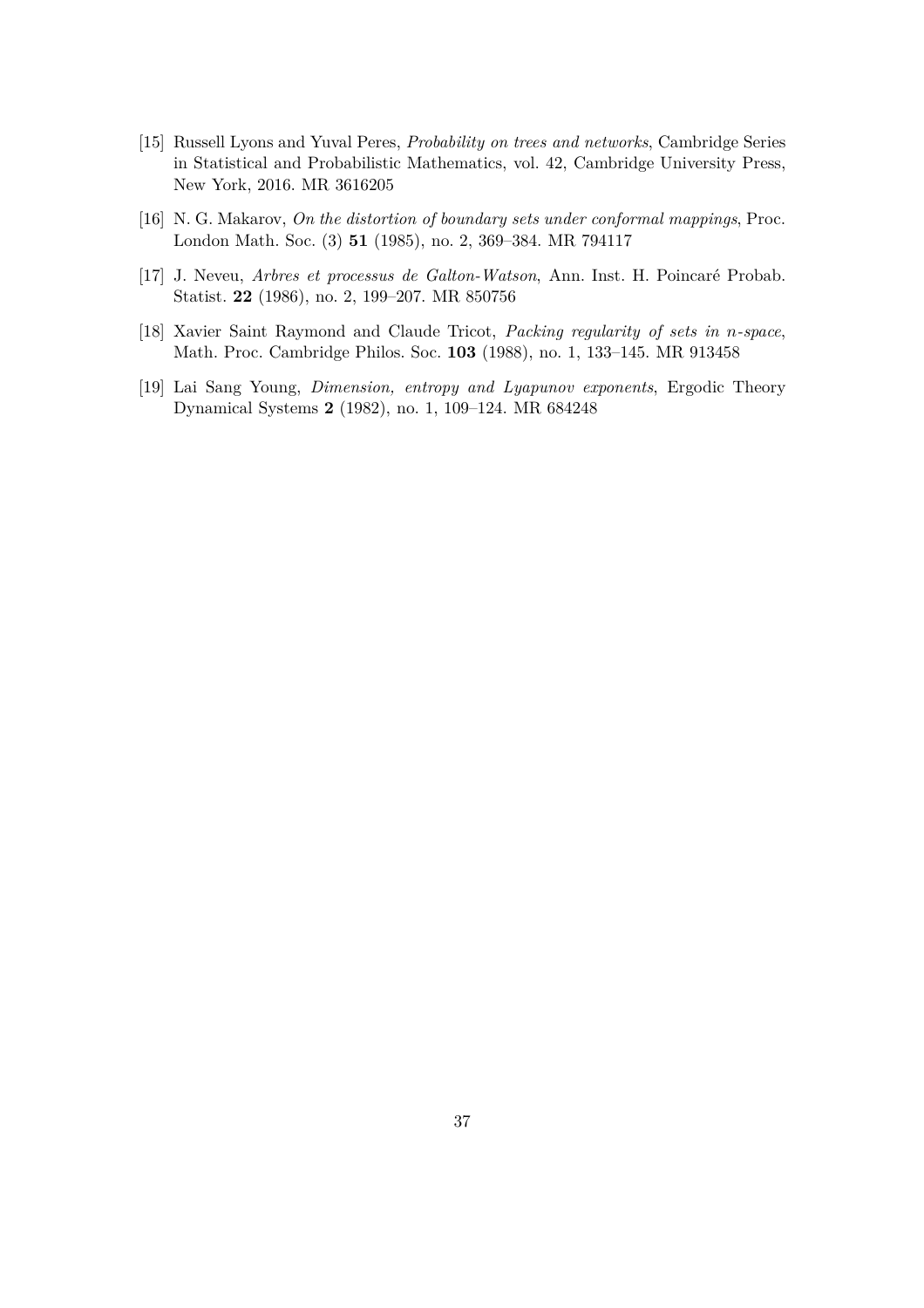[15] Russell Lyons and Yuval Peres, *Probability on trees and networks*, Cambridge Series in Statistical and Probabilistic Mathematics, vol. 42, Cambridge University Press, New York, 2016. MR 3616205

[16] N. G. Makarov, *On the distortion of boundary sets under conformal mappings*, Proc. London Math. Soc. (3) **51** (1985), no. 2, 369–384. MR 794117

[17] J. Neveu, *Arbres et processus de Galton-Watson*, Ann. Inst. H. Poincaré Probab. Statist. **22** (1986), no. 2, 199–207. MR 850756

[18] Xavier Saint Raymond and Claude Tricot, *Packing regularity of sets in n-space*, Math. Proc. Cambridge Philos. Soc. **103** (1988), no. 1, 133–145. MR 913458

[19] Lai Sang Young, *Dimension, entropy and Lyapunov exponents*, Ergodic Theory Dynamical Systems **2** (1982), no. 1, 109–124. MR 684248